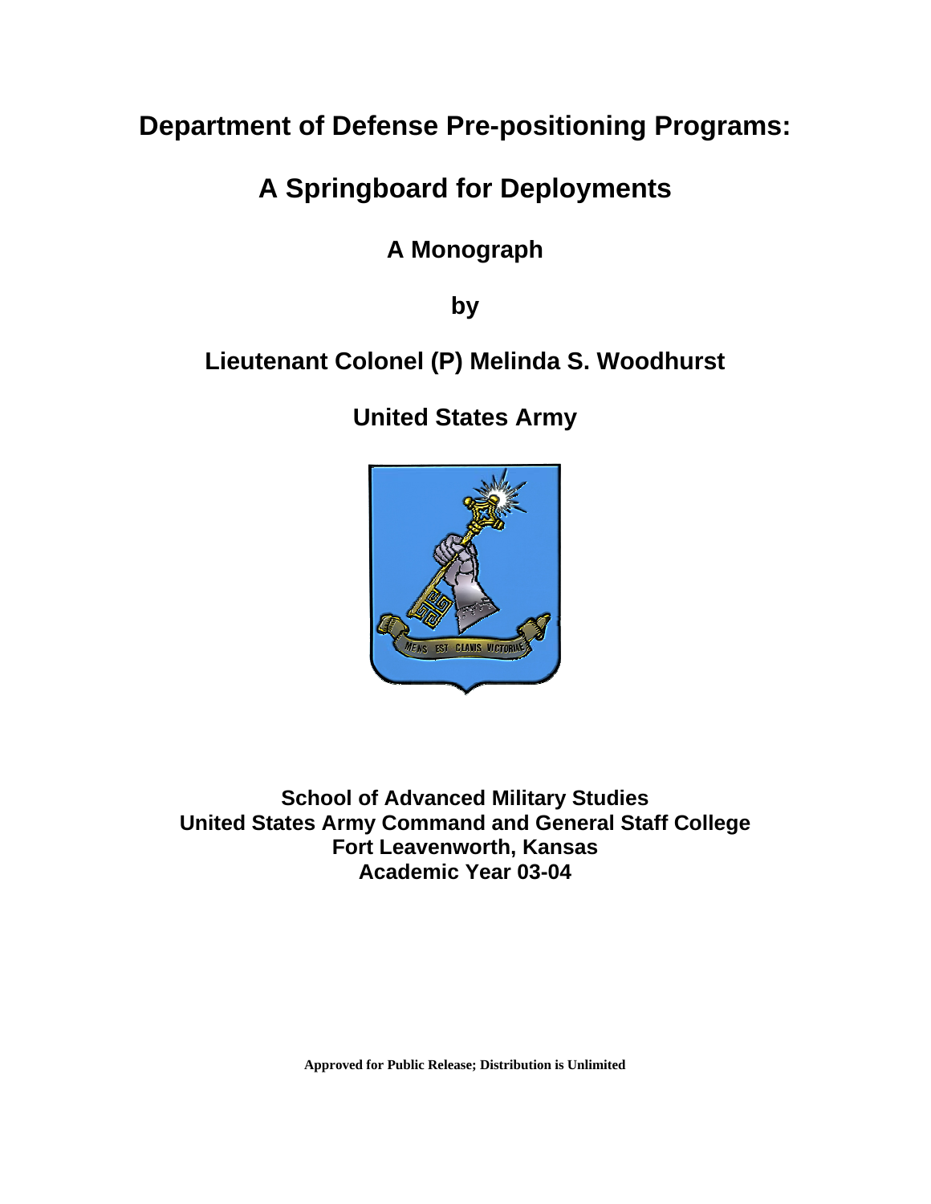# Department of Defense Pre-positioning Programs:

# A Springboard for Deployments

## A Monograph

**by**

**Lieutenant Colonel (P) Melinda S. Woodhurst**

**United States Army**

**School of Advanced Military Studies**
**United States Army Command and General Staff College**
**Fort Leavenworth, Kansas**
**Academic Year 03-04**

**Approved for Public Release; Distribution is Unlimited**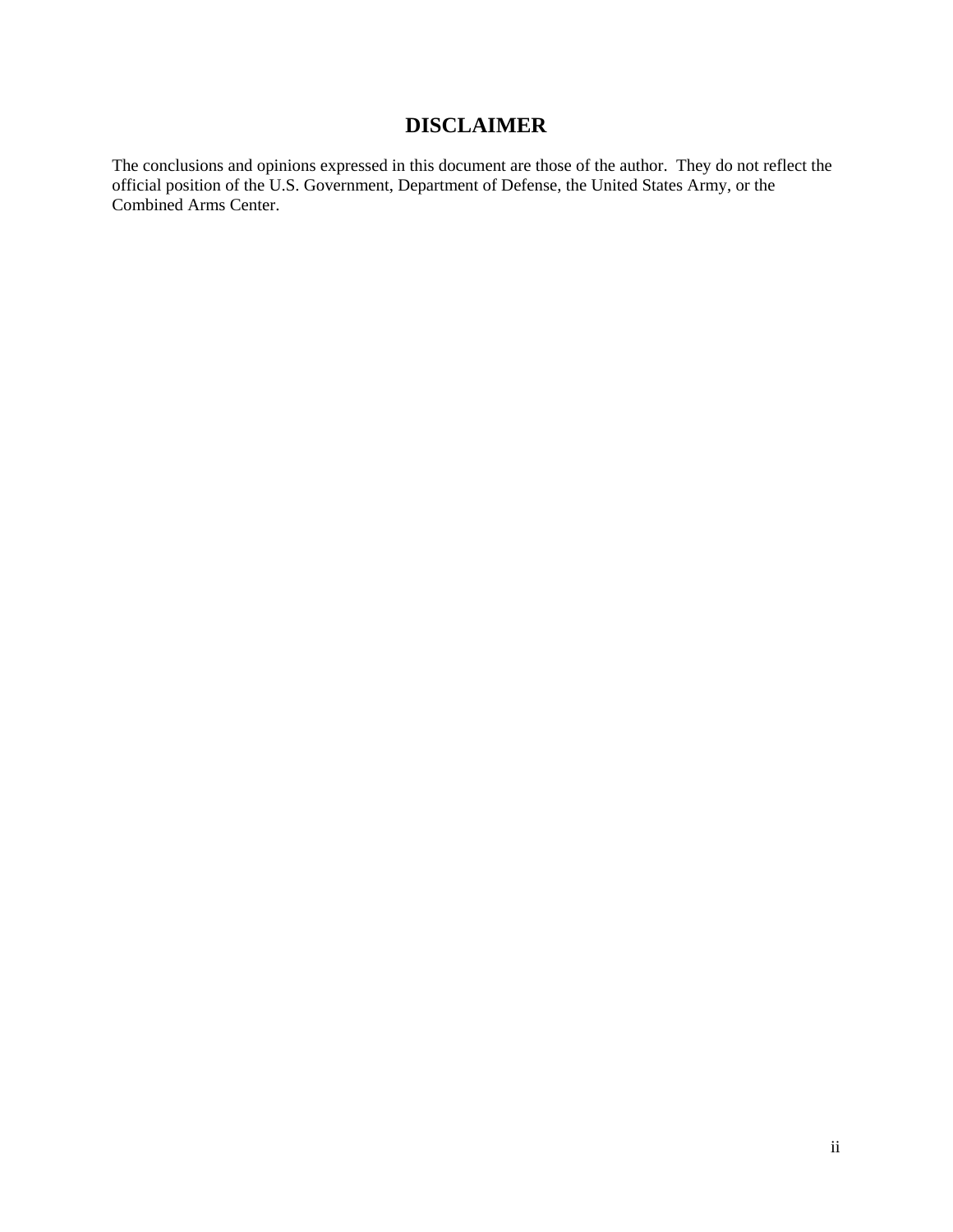# DISCLAIMER

The conclusions and opinions expressed in this document are those of the author. They do not reflect the official position of the U.S. Government, Department of Defense, the United States Army, or the Combined Arms Center.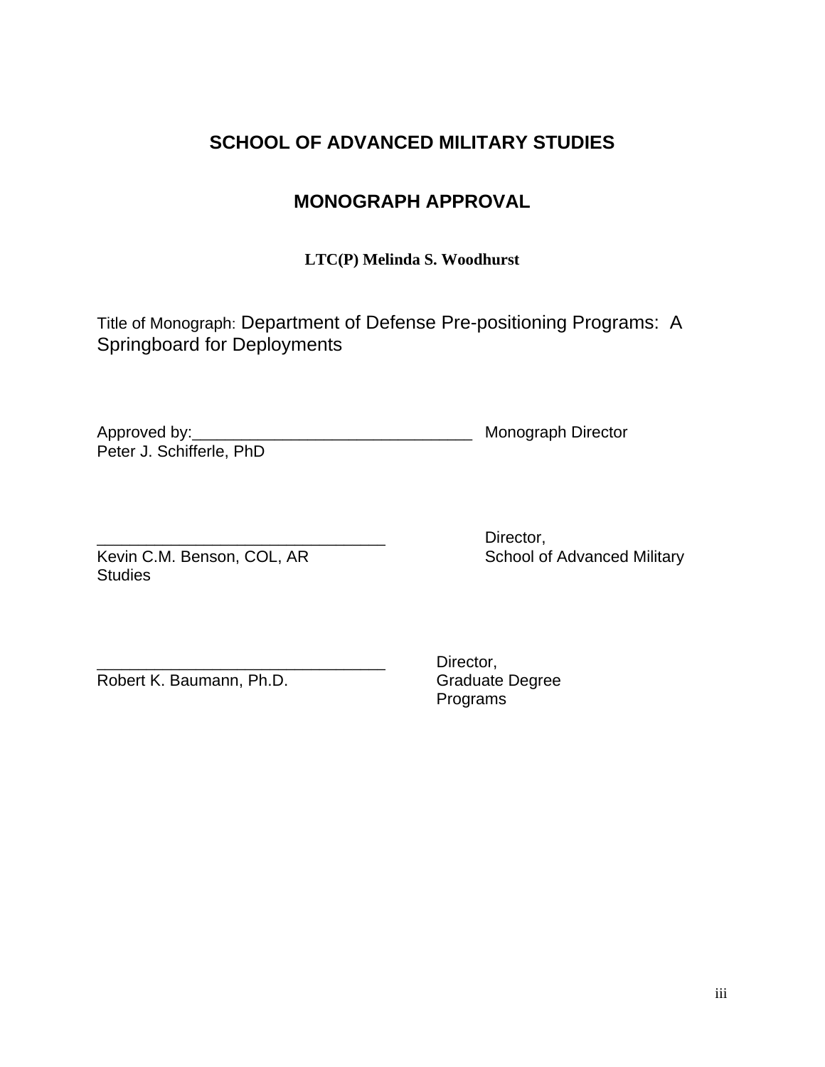## SCHOOL OF ADVANCED MILITARY STUDIES

## MONOGRAPH APPROVAL

**LTC(P) Melinda S. Woodhurst**

Title of Monograph: Department of Defense Pre-positioning Programs: A Springboard for Deployments

Approved by:________________________________ Monograph Director
Peter J. Schifferle, PhD

_________________________________ Director,
Kevin C.M. Benson, COL, AR School of Advanced Military Studies

_________________________________ Director,
Robert K. Baumann, Ph.D. Graduate Degree Programs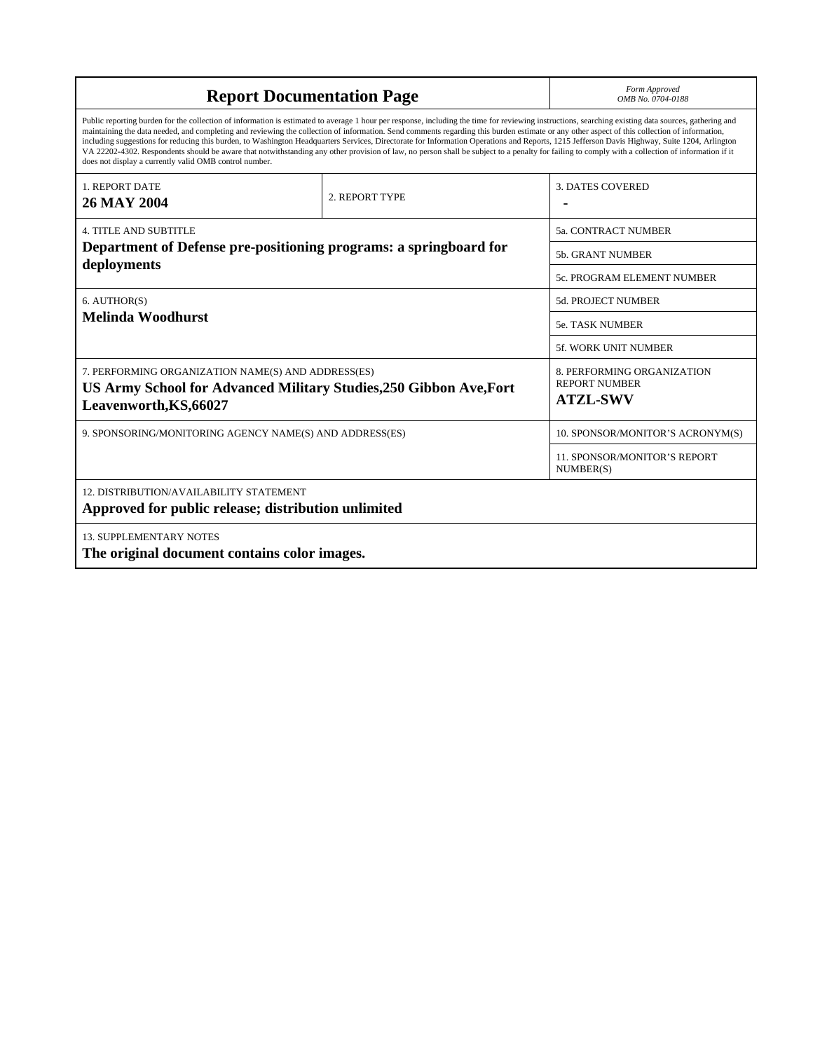# Report Documentation Page

*Form Approved*
*OMB No. 0704-0188*

Public reporting burden for the collection of information is estimated to average 1 hour per response, including the time for reviewing instructions, searching existing data sources, gathering and maintaining the data needed, and completing and reviewing the collection of information. Send comments regarding this burden estimate or any other aspect of this collection of information, including suggestions for reducing this burden, to Washington Headquarters Services, Directorate for Information Operations and Reports, 1215 Jefferson Davis Highway, Suite 1204, Arlington VA 22202-4302. Respondents should be aware that notwithstanding any other provision of law, no person shall be subject to a penalty for failing to comply with a collection of information if it does not display a currently valid OMB control number.

| | | |
|---|---|---|
| 1. REPORT DATE<br>**26 MAY 2004** | 2. REPORT TYPE | 3. DATES COVERED<br>**-** |
| 4. TITLE AND SUBTITLE<br>**Department of Defense pre-positioning programs: a springboard for deployments** | | 5a. CONTRACT NUMBER |
| | | 5b. GRANT NUMBER |
| | | 5c. PROGRAM ELEMENT NUMBER |
| 6. AUTHOR(S)<br>**Melinda Woodhurst** | | 5d. PROJECT NUMBER |
| | | 5e. TASK NUMBER |
| | | 5f. WORK UNIT NUMBER |
| 7. PERFORMING ORGANIZATION NAME(S) AND ADDRESS(ES)<br>**US Army School for Advanced Military Studies,250 Gibbon Ave,Fort Leavenworth,KS,66027** | | 8. PERFORMING ORGANIZATION REPORT NUMBER<br>**ATZL-SWV** |
| 9. SPONSORING/MONITORING AGENCY NAME(S) AND ADDRESS(ES) | | 10. SPONSOR/MONITOR'S ACRONYM(S) |
| | | 11. SPONSOR/MONITOR'S REPORT NUMBER(S) |
| 12. DISTRIBUTION/AVAILABILITY STATEMENT<br>**Approved for public release; distribution unlimited** | | |
| 13. SUPPLEMENTARY NOTES<br>**The original document contains color images.** | | |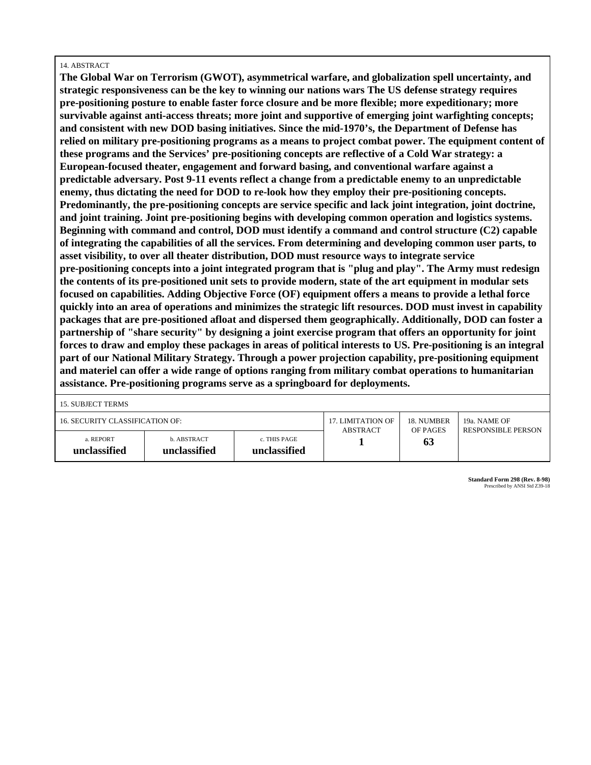14. ABSTRACT

**The Global War on Terrorism (GWOT), asymmetrical warfare, and globalization spell uncertainty, and strategic responsiveness can be the key to winning our nations wars The US defense strategy requires pre-positioning posture to enable faster force closure and be more flexible; more expeditionary; more survivable against anti-access threats; more joint and supportive of emerging joint warfighting concepts; and consistent with new DOD basing initiatives. Since the mid-1970's, the Department of Defense has relied on military pre-positioning programs as a means to project combat power. The equipment content of these programs and the Services' pre-positioning concepts are reflective of a Cold War strategy: a European-focused theater, engagement and forward basing, and conventional warfare against a predictable adversary. Post 9-11 events reflect a change from a predictable enemy to an unpredictable enemy, thus dictating the need for DOD to re-look how they employ their pre-positioning concepts. Predominantly, the pre-positioning concepts are service specific and lack joint integration, joint doctrine, and joint training. Joint pre-positioning begins with developing common operation and logistics systems. Beginning with command and control, DOD must identify a command and control structure (C2) capable of integrating the capabilities of all the services. From determining and developing common user parts, to asset visibility, to over all theater distribution, DOD must resource ways to integrate service pre-positioning concepts into a joint integrated program that is "plug and play". The Army must redesign the contents of its pre-positioned unit sets to provide modern, state of the art equipment in modular sets focused on capabilities. Adding Objective Force (OF) equipment offers a means to provide a lethal force quickly into an area of operations and minimizes the strategic lift resources. DOD must invest in capability packages that are pre-positioned afloat and dispersed them geographically. Additionally, DOD can foster a partnership of "share security" by designing a joint exercise program that offers an opportunity for joint forces to draw and employ these packages in areas of political interests to US. Pre-positioning is an integral part of our National Military Strategy. Through a power projection capability, pre-positioning equipment and materiel can offer a wide range of options ranging from military combat operations to humanitarian assistance. Pre-positioning programs serve as a springboard for deployments.**

15. SUBJECT TERMS

| 16. SECURITY CLASSIFICATION OF: | | | 17. LIMITATION OF ABSTRACT | 18. NUMBER OF PAGES | 19a. NAME OF RESPONSIBLE PERSON |
|---|---|---|---|---|---|
| a. REPORT **unclassified** | b. ABSTRACT **unclassified** | c. THIS PAGE **unclassified** | **1** | **63** | |

**Standard Form 298 (Rev. 8-98)**
Prescribed by ANSI Std Z39-18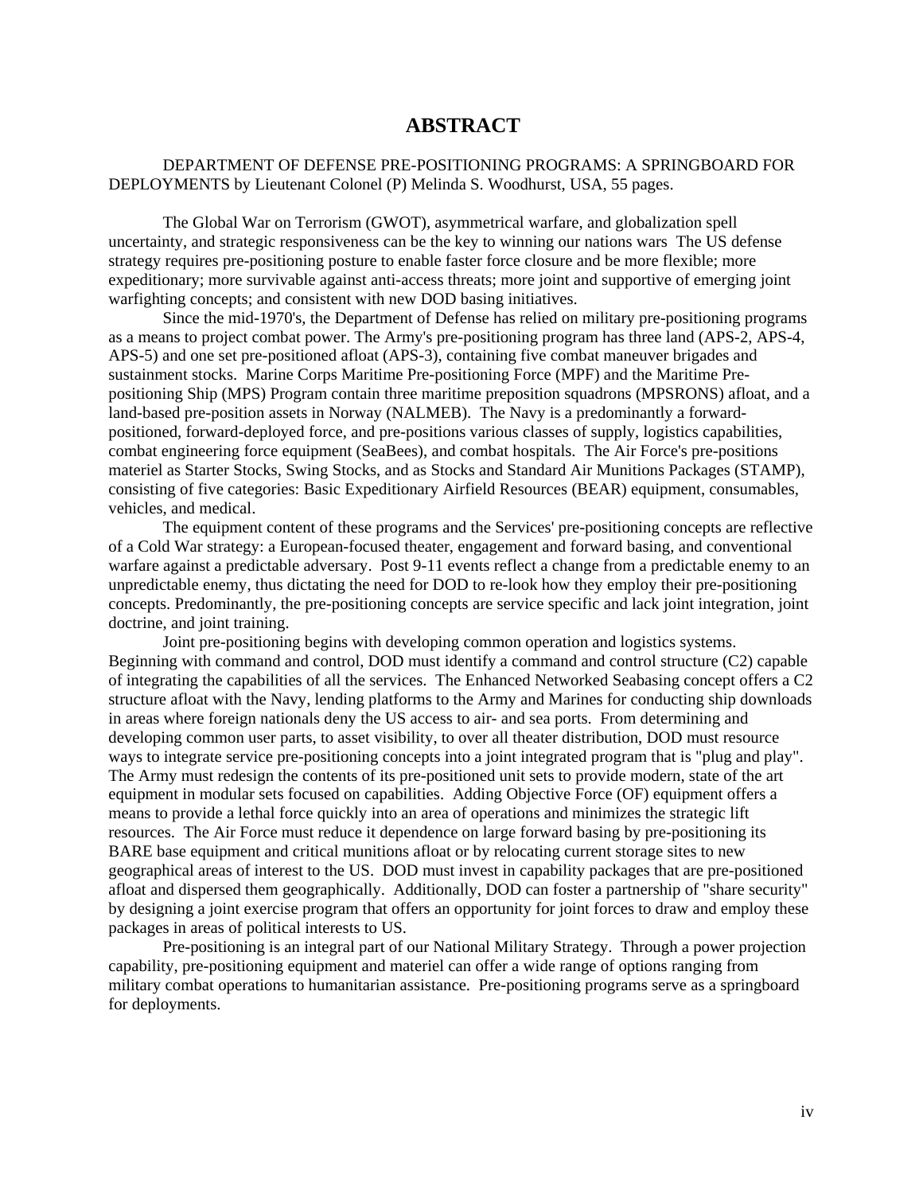# ABSTRACT

DEPARTMENT OF DEFENSE PRE-POSITIONING PROGRAMS: A SPRINGBOARD FOR DEPLOYMENTS by Lieutenant Colonel (P) Melinda S. Woodhurst, USA, 55 pages.

The Global War on Terrorism (GWOT), asymmetrical warfare, and globalization spell uncertainty, and strategic responsiveness can be the key to winning our nations wars The US defense strategy requires pre-positioning posture to enable faster force closure and be more flexible; more expeditionary; more survivable against anti-access threats; more joint and supportive of emerging joint warfighting concepts; and consistent with new DOD basing initiatives.

Since the mid-1970's, the Department of Defense has relied on military pre-positioning programs as a means to project combat power. The Army's pre-positioning program has three land (APS-2, APS-4, APS-5) and one set pre-positioned afloat (APS-3), containing five combat maneuver brigades and sustainment stocks. Marine Corps Maritime Pre-positioning Force (MPF) and the Maritime Pre-positioning Ship (MPS) Program contain three maritime preposition squadrons (MPSRONS) afloat, and a land-based pre-position assets in Norway (NALMEB). The Navy is a predominantly a forward-positioned, forward-deployed force, and pre-positions various classes of supply, logistics capabilities, combat engineering force equipment (SeaBees), and combat hospitals. The Air Force's pre-positions materiel as Starter Stocks, Swing Stocks, and as Stocks and Standard Air Munitions Packages (STAMP), consisting of five categories: Basic Expeditionary Airfield Resources (BEAR) equipment, consumables, vehicles, and medical.

The equipment content of these programs and the Services' pre-positioning concepts are reflective of a Cold War strategy: a European-focused theater, engagement and forward basing, and conventional warfare against a predictable adversary. Post 9-11 events reflect a change from a predictable enemy to an unpredictable enemy, thus dictating the need for DOD to re-look how they employ their pre-positioning concepts. Predominantly, the pre-positioning concepts are service specific and lack joint integration, joint doctrine, and joint training.

Joint pre-positioning begins with developing common operation and logistics systems. Beginning with command and control, DOD must identify a command and control structure (C2) capable of integrating the capabilities of all the services. The Enhanced Networked Seabasing concept offers a C2 structure afloat with the Navy, lending platforms to the Army and Marines for conducting ship downloads in areas where foreign nationals deny the US access to air- and sea ports. From determining and developing common user parts, to asset visibility, to over all theater distribution, DOD must resource ways to integrate service pre-positioning concepts into a joint integrated program that is "plug and play". The Army must redesign the contents of its pre-positioned unit sets to provide modern, state of the art equipment in modular sets focused on capabilities. Adding Objective Force (OF) equipment offers a means to provide a lethal force quickly into an area of operations and minimizes the strategic lift resources. The Air Force must reduce it dependence on large forward basing by pre-positioning its BARE base equipment and critical munitions afloat or by relocating current storage sites to new geographical areas of interest to the US. DOD must invest in capability packages that are pre-positioned afloat and dispersed them geographically. Additionally, DOD can foster a partnership of "share security" by designing a joint exercise program that offers an opportunity for joint forces to draw and employ these packages in areas of political interests to US.

Pre-positioning is an integral part of our National Military Strategy. Through a power projection capability, pre-positioning equipment and materiel can offer a wide range of options ranging from military combat operations to humanitarian assistance. Pre-positioning programs serve as a springboard for deployments.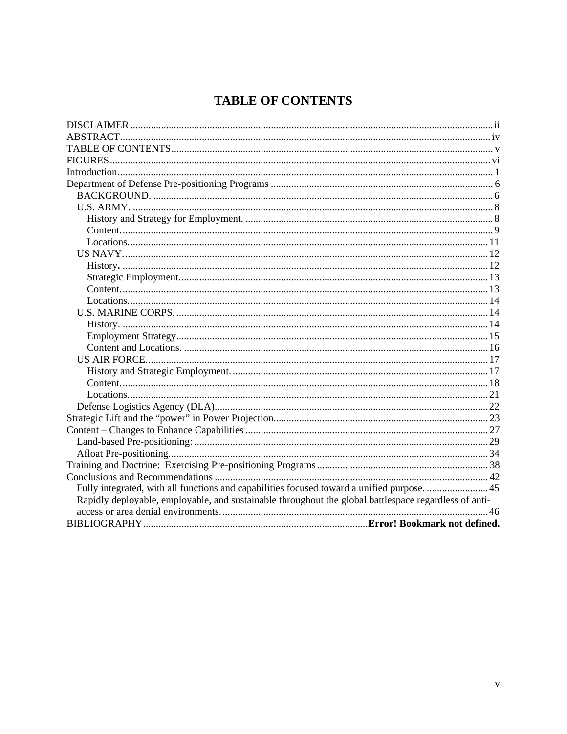# TABLE OF CONTENTS

DISCLAIMER ..... ii
ABSTRACT ..... iv
TABLE OF CONTENTS ..... v
FIGURES ..... vi
Introduction ..... 1
Department of Defense Pre-positioning Programs ..... 6
- BACKGROUND. ..... 6
- U.S. ARMY. ..... 8
  - History and Strategy for Employment. ..... 8
  - Content. ..... 9
  - Locations. ..... 11
- US NAVY. ..... 12
  - History. ..... 12
  - Strategic Employment. ..... 13
  - Content. ..... 13
  - Locations. ..... 14
- U.S. MARINE CORPS. ..... 14
  - History. ..... 14
  - Employment Strategy ..... 15
  - Content and Locations. ..... 16
- US AIR FORCE. ..... 17
  - History and Strategic Employment. ..... 17
  - Content. ..... 18
  - Locations. ..... 21
- Defense Logistics Agency (DLA). ..... 22

Strategic Lift and the “power” in Power Projection ..... 23
Content – Changes to Enhance Capabilities ..... 27
- Land-based Pre-positioning: ..... 29
- Afloat Pre-positioning. ..... 34

Training and Doctrine: Exercising Pre-positioning Programs ..... 38
Conclusions and Recommendations ..... 42
- Fully integrated, with all functions and capabilities focused toward a unified purpose. ..... 45
- Rapidly deployable, employable, and sustainable throughout the global battlespace regardless of anti-access or area denial environments. ..... 46

BIBLIOGRAPHY ..... **Error! Bookmark not defined.**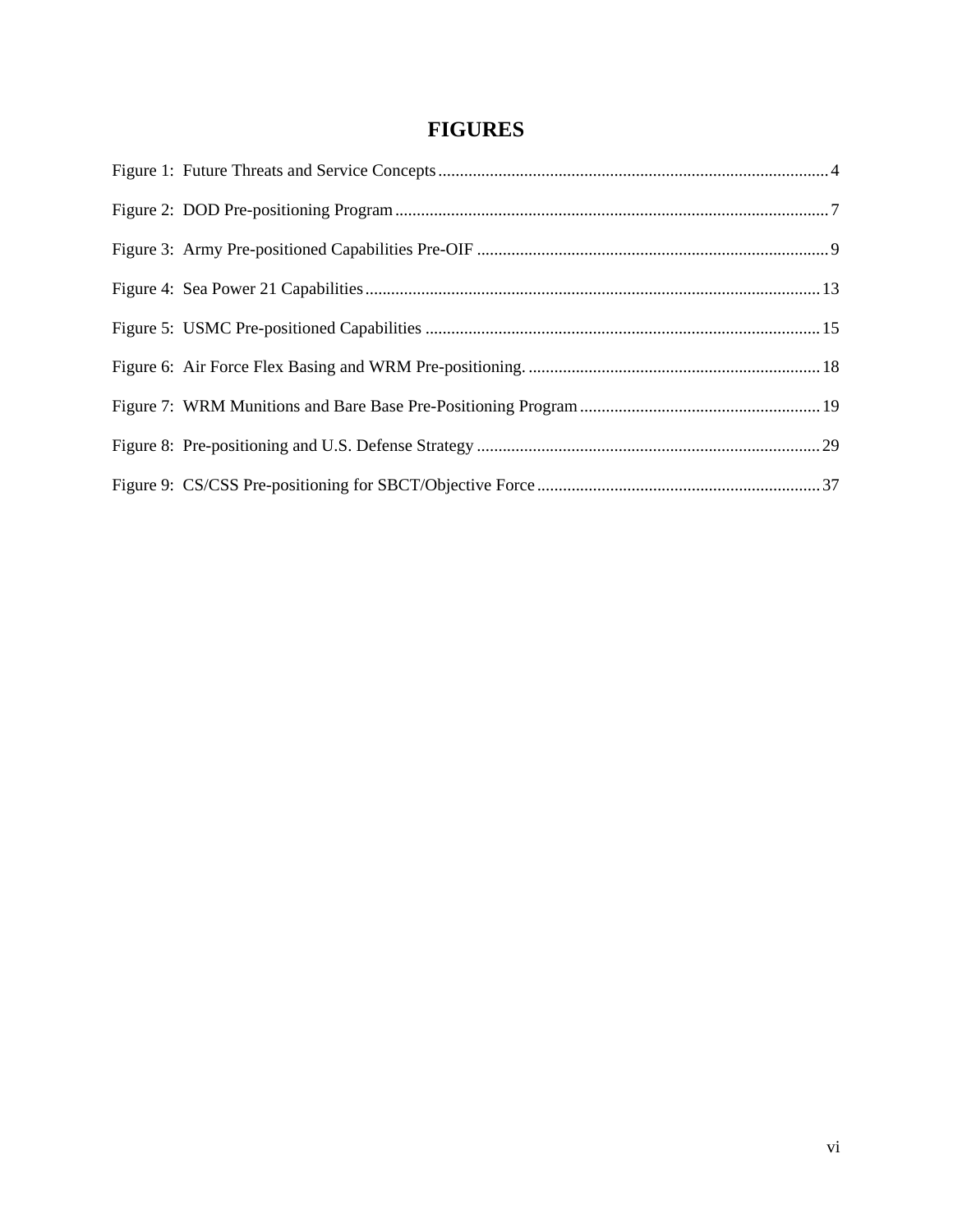# FIGURES

Figure 1: Future Threats and Service Concepts .......... 4

Figure 2: DOD Pre-positioning Program .......... 7

Figure 3: Army Pre-positioned Capabilities Pre-OIF .......... 9

Figure 4: Sea Power 21 Capabilities .......... 13

Figure 5: USMC Pre-positioned Capabilities .......... 15

Figure 6: Air Force Flex Basing and WRM Pre-positioning. .......... 18

Figure 7: WRM Munitions and Bare Base Pre-Positioning Program .......... 19

Figure 8: Pre-positioning and U.S. Defense Strategy .......... 29

Figure 9: CS/CSS Pre-positioning for SBCT/Objective Force .......... 37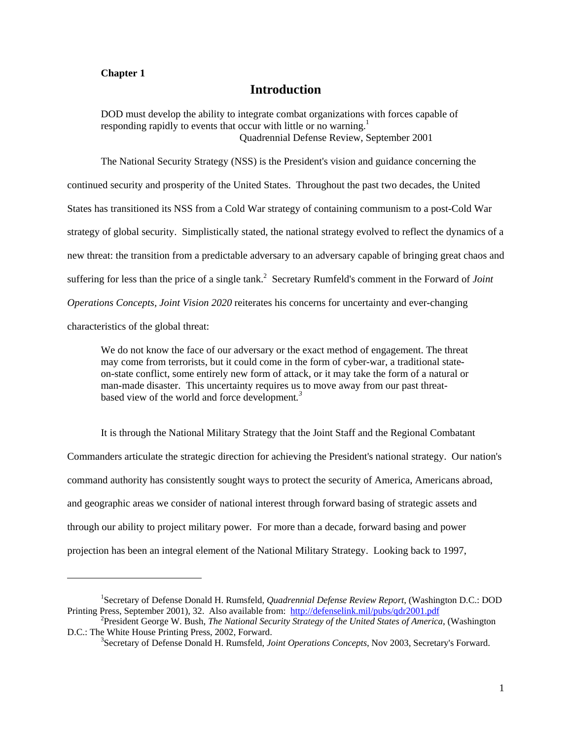**Chapter 1**

# Introduction

> DOD must develop the ability to integrate combat organizations with forces capable of responding rapidly to events that occur with little or no warning.[1]
>
> Quadrennial Defense Review, September 2001

The National Security Strategy (NSS) is the President's vision and guidance concerning the continued security and prosperity of the United States. Throughout the past two decades, the United States has transitioned its NSS from a Cold War strategy of containing communism to a post-Cold War strategy of global security. Simplistically stated, the national strategy evolved to reflect the dynamics of a new threat: the transition from a predictable adversary to an adversary capable of bringing great chaos and suffering for less than the price of a single tank.[2] Secretary Rumfeld's comment in the Forward of *Joint Operations Concepts, Joint Vision 2020* reiterates his concerns for uncertainty and ever-changing characteristics of the global threat:

> We do not know the face of our adversary or the exact method of engagement. The threat may come from terrorists, but it could come in the form of cyber-war, a traditional state-on-state conflict, some entirely new form of attack, or it may take the form of a natural or man-made disaster. This uncertainty requires us to move away from our past threat-based view of the world and force development.[3]

It is through the National Military Strategy that the Joint Staff and the Regional Combatant Commanders articulate the strategic direction for achieving the President's national strategy. Our nation's command authority has consistently sought ways to protect the security of America, Americans abroad, and geographic areas we consider of national interest through forward basing of strategic assets and through our ability to project military power. For more than a decade, forward basing and power projection has been an integral element of the National Military Strategy. Looking back to 1997,

---

[1] Secretary of Defense Donald H. Rumsfeld, *Quadrennial Defense Review Report*, (Washington D.C.: DOD Printing Press, September 2001), 32. Also available from: http://defenselink.mil/pubs/qdr2001.pdf

[2] President George W. Bush, *The National Security Strategy of the United States of America*, (Washington D.C.: The White House Printing Press, 2002, Forward.

[3] Secretary of Defense Donald H. Rumsfeld, *Joint Operations Concepts*, Nov 2003, Secretary's Forward.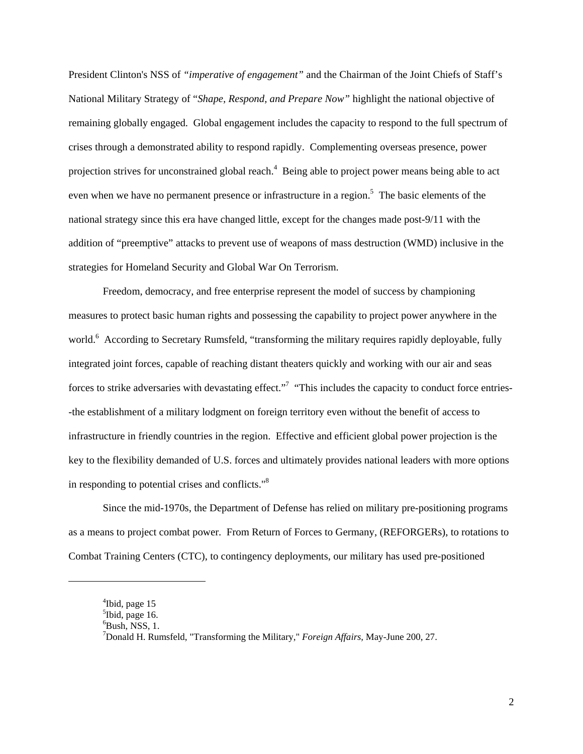President Clinton's NSS of *"imperative of engagement"* and the Chairman of the Joint Chiefs of Staff's National Military Strategy of "*Shape, Respond, and Prepare Now"* highlight the national objective of remaining globally engaged. Global engagement includes the capacity to respond to the full spectrum of crises through a demonstrated ability to respond rapidly. Complementing overseas presence, power projection strives for unconstrained global reach.[4] Being able to project power means being able to act even when we have no permanent presence or infrastructure in a region.[5] The basic elements of the national strategy since this era have changed little, except for the changes made post-9/11 with the addition of "preemptive" attacks to prevent use of weapons of mass destruction (WMD) inclusive in the strategies for Homeland Security and Global War On Terrorism.

Freedom, democracy, and free enterprise represent the model of success by championing measures to protect basic human rights and possessing the capability to project power anywhere in the world.[6] According to Secretary Rumsfeld, "transforming the military requires rapidly deployable, fully integrated joint forces, capable of reaching distant theaters quickly and working with our air and seas forces to strike adversaries with devastating effect."[7] "This includes the capacity to conduct force entries--the establishment of a military lodgment on foreign territory even without the benefit of access to infrastructure in friendly countries in the region. Effective and efficient global power projection is the key to the flexibility demanded of U.S. forces and ultimately provides national leaders with more options in responding to potential crises and conflicts."[8]

Since the mid-1970s, the Department of Defense has relied on military pre-positioning programs as a means to project combat power. From Return of Forces to Germany, (REFORGERs), to rotations to Combat Training Centers (CTC), to contingency deployments, our military has used pre-positioned

---

[4]Ibid, page 15
[5]Ibid, page 16.
[6]Bush, NSS, 1.
[7]Donald H. Rumsfeld, "Transforming the Military," *Foreign Affairs*, May-June 200, 27.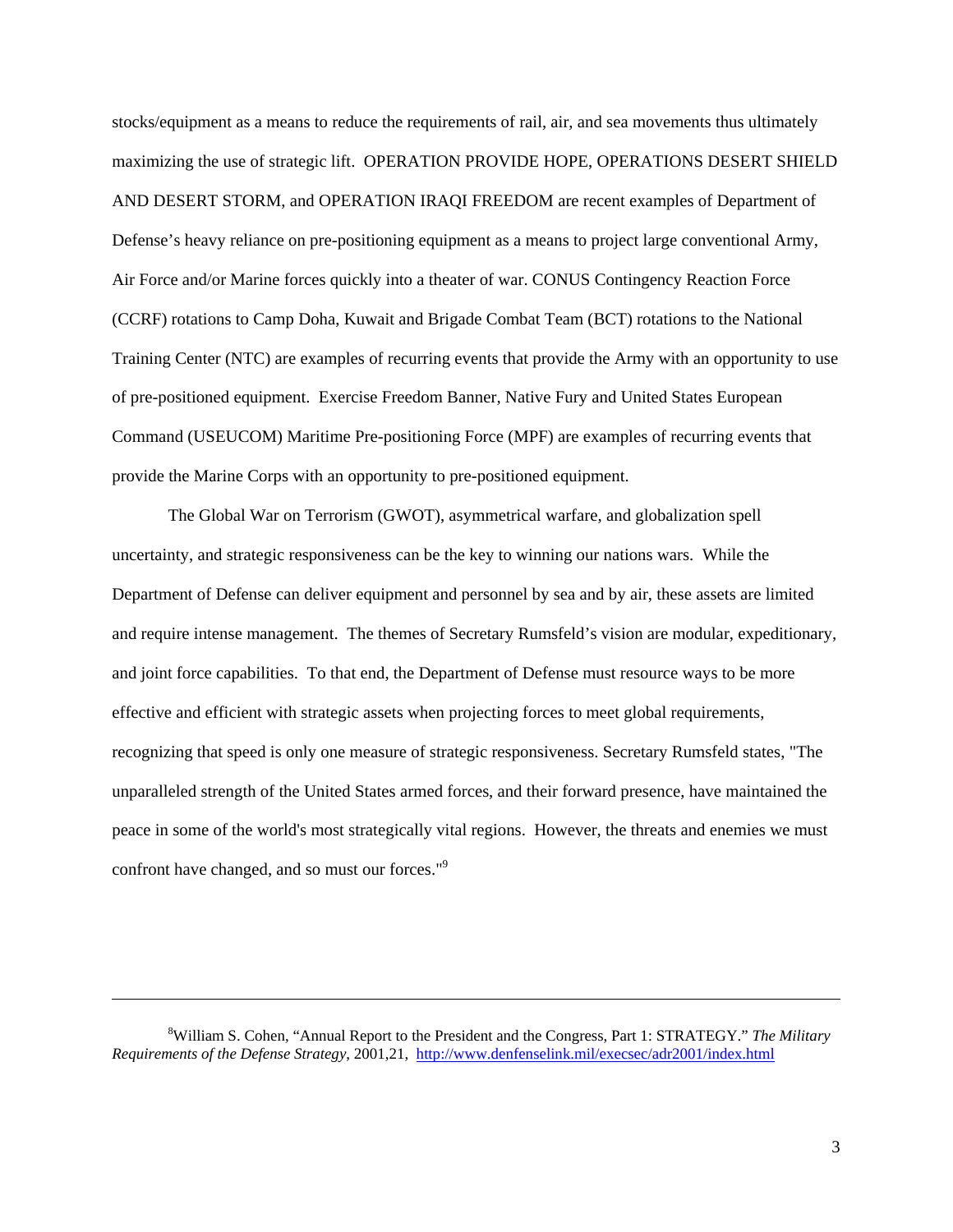stocks/equipment as a means to reduce the requirements of rail, air, and sea movements thus ultimately maximizing the use of strategic lift. OPERATION PROVIDE HOPE, OPERATIONS DESERT SHIELD AND DESERT STORM, and OPERATION IRAQI FREEDOM are recent examples of Department of Defense's heavy reliance on pre-positioning equipment as a means to project large conventional Army, Air Force and/or Marine forces quickly into a theater of war. CONUS Contingency Reaction Force (CCRF) rotations to Camp Doha, Kuwait and Brigade Combat Team (BCT) rotations to the National Training Center (NTC) are examples of recurring events that provide the Army with an opportunity to use of pre-positioned equipment. Exercise Freedom Banner, Native Fury and United States European Command (USEUCOM) Maritime Pre-positioning Force (MPF) are examples of recurring events that provide the Marine Corps with an opportunity to pre-positioned equipment.

The Global War on Terrorism (GWOT), asymmetrical warfare, and globalization spell uncertainty, and strategic responsiveness can be the key to winning our nations wars. While the Department of Defense can deliver equipment and personnel by sea and by air, these assets are limited and require intense management. The themes of Secretary Rumsfeld's vision are modular, expeditionary, and joint force capabilities. To that end, the Department of Defense must resource ways to be more effective and efficient with strategic assets when projecting forces to meet global requirements, recognizing that speed is only one measure of strategic responsiveness. Secretary Rumsfeld states, "The unparalleled strength of the United States armed forces, and their forward presence, have maintained the peace in some of the world's most strategically vital regions. However, the threats and enemies we must confront have changed, and so must our forces."[9]

---

[8]William S. Cohen, "Annual Report to the President and the Congress, Part 1: STRATEGY." *The Military Requirements of the Defense Strategy*, 2001,21, http://www.denfenselink.mil/execsec/adr2001/index.html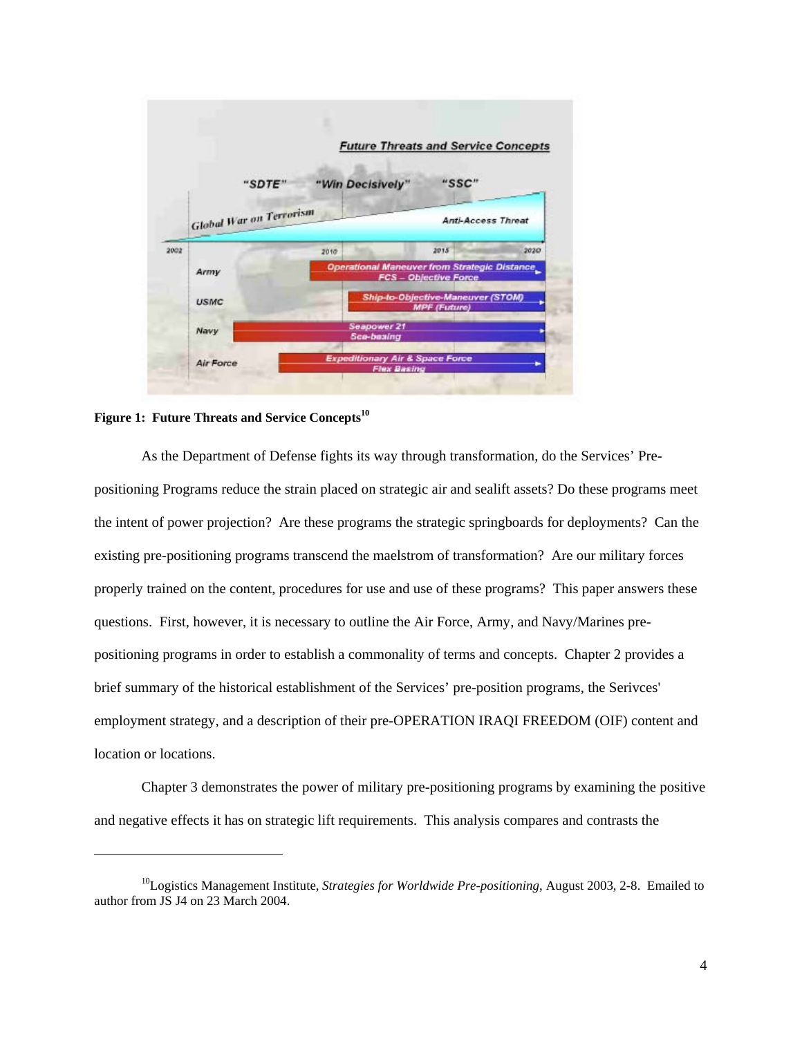**Figure 1: Future Threats and Service Concepts[10]**

As the Department of Defense fights its way through transformation, do the Services' Pre-positioning Programs reduce the strain placed on strategic air and sealift assets? Do these programs meet the intent of power projection? Are these programs the strategic springboards for deployments? Can the existing pre-positioning programs transcend the maelstrom of transformation? Are our military forces properly trained on the content, procedures for use and use of these programs? This paper answers these questions. First, however, it is necessary to outline the Air Force, Army, and Navy/Marines pre-positioning programs in order to establish a commonality of terms and concepts. Chapter 2 provides a brief summary of the historical establishment of the Services' pre-position programs, the Serivces' employment strategy, and a description of their pre-OPERATION IRAQI FREEDOM (OIF) content and location or locations.

Chapter 3 demonstrates the power of military pre-positioning programs by examining the positive and negative effects it has on strategic lift requirements. This analysis compares and contrasts the

---

[10] Logistics Management Institute, *Strategies for Worldwide Pre-positioning*, August 2003, 2-8. Emailed to author from JS J4 on 23 March 2004.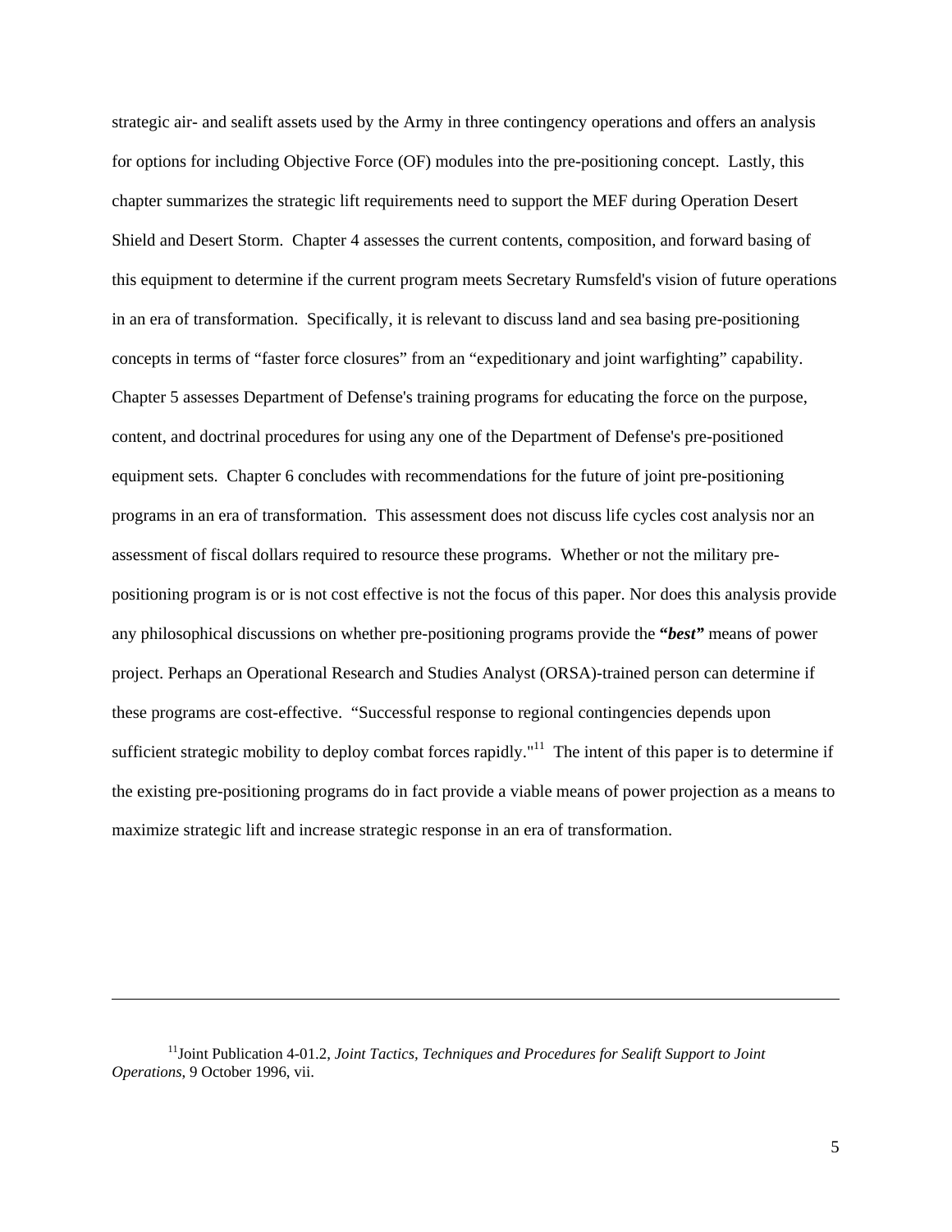strategic air- and sealift assets used by the Army in three contingency operations and offers an analysis for options for including Objective Force (OF) modules into the pre-positioning concept. Lastly, this chapter summarizes the strategic lift requirements need to support the MEF during Operation Desert Shield and Desert Storm. Chapter 4 assesses the current contents, composition, and forward basing of this equipment to determine if the current program meets Secretary Rumsfeld's vision of future operations in an era of transformation. Specifically, it is relevant to discuss land and sea basing pre-positioning concepts in terms of "faster force closures" from an "expeditionary and joint warfighting" capability. Chapter 5 assesses Department of Defense's training programs for educating the force on the purpose, content, and doctrinal procedures for using any one of the Department of Defense's pre-positioned equipment sets. Chapter 6 concludes with recommendations for the future of joint pre-positioning programs in an era of transformation. This assessment does not discuss life cycles cost analysis nor an assessment of fiscal dollars required to resource these programs. Whether or not the military pre-positioning program is or is not cost effective is not the focus of this paper. Nor does this analysis provide any philosophical discussions on whether pre-positioning programs provide the ***"best"*** means of power project. Perhaps an Operational Research and Studies Analyst (ORSA)-trained person can determine if these programs are cost-effective. "Successful response to regional contingencies depends upon sufficient strategic mobility to deploy combat forces rapidly."[11] The intent of this paper is to determine if the existing pre-positioning programs do in fact provide a viable means of power projection as a means to maximize strategic lift and increase strategic response in an era of transformation.

---

[11] Joint Publication 4-01.2, *Joint Tactics, Techniques and Procedures for Sealift Support to Joint Operations*, 9 October 1996, vii.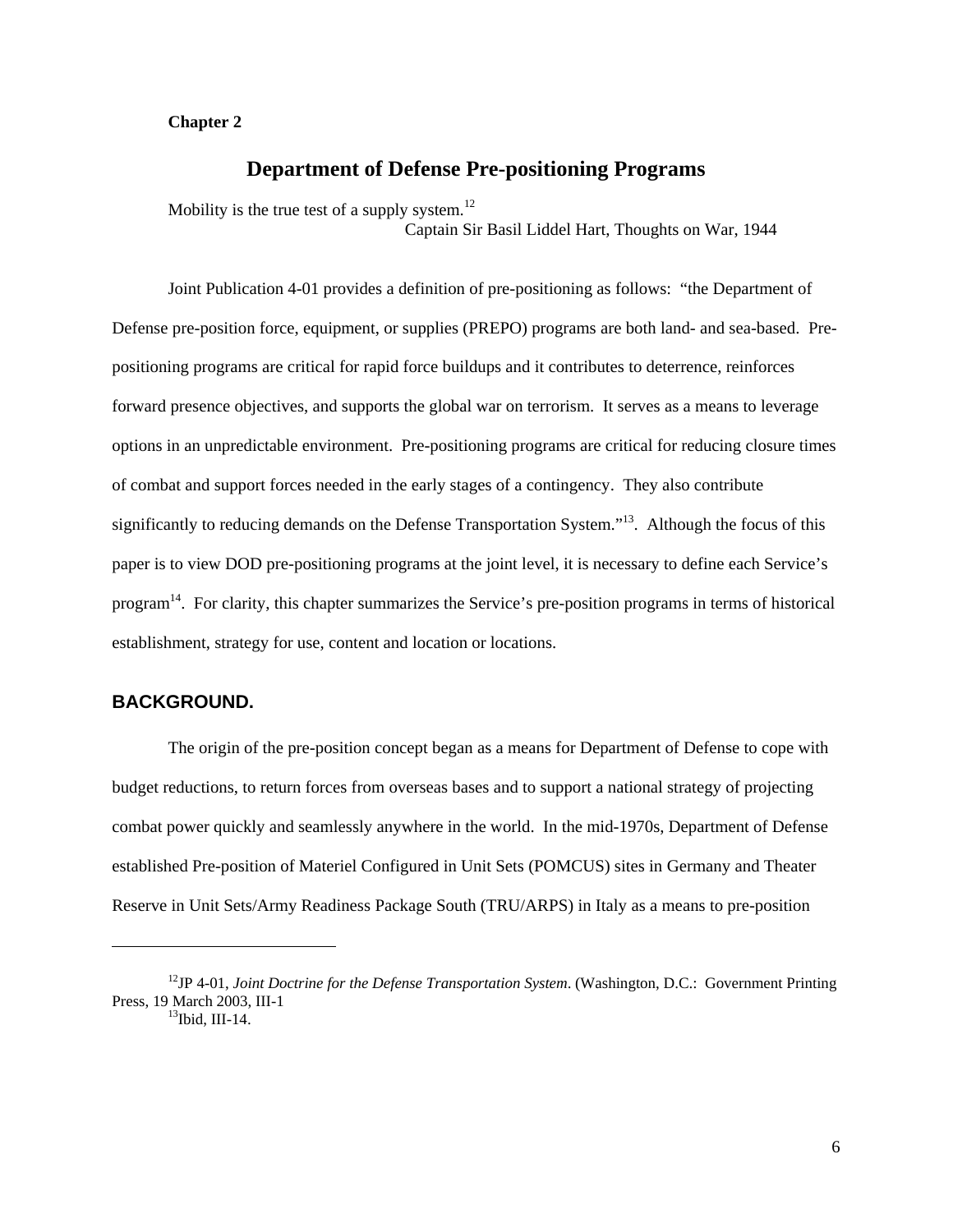**Chapter 2**

# Department of Defense Pre-positioning Programs

Mobility is the true test of a supply system.[12]

Captain Sir Basil Liddel Hart, Thoughts on War, 1944

Joint Publication 4-01 provides a definition of pre-positioning as follows: "the Department of Defense pre-position force, equipment, or supplies (PREPO) programs are both land- and sea-based. Pre-positioning programs are critical for rapid force buildups and it contributes to deterrence, reinforces forward presence objectives, and supports the global war on terrorism. It serves as a means to leverage options in an unpredictable environment. Pre-positioning programs are critical for reducing closure times of combat and support forces needed in the early stages of a contingency. They also contribute significantly to reducing demands on the Defense Transportation System."[13]. Although the focus of this paper is to view DOD pre-positioning programs at the joint level, it is necessary to define each Service's program[14]. For clarity, this chapter summarizes the Service's pre-position programs in terms of historical establishment, strategy for use, content and location or locations.

## BACKGROUND.

The origin of the pre-position concept began as a means for Department of Defense to cope with budget reductions, to return forces from overseas bases and to support a national strategy of projecting combat power quickly and seamlessly anywhere in the world. In the mid-1970s, Department of Defense established Pre-position of Materiel Configured in Unit Sets (POMCUS) sites in Germany and Theater Reserve in Unit Sets/Army Readiness Package South (TRU/ARPS) in Italy as a means to pre-position

---

[12]JP 4-01, *Joint Doctrine for the Defense Transportation System*. (Washington, D.C.: Government Printing Press, 19 March 2003, III-1

[13]Ibid, III-14.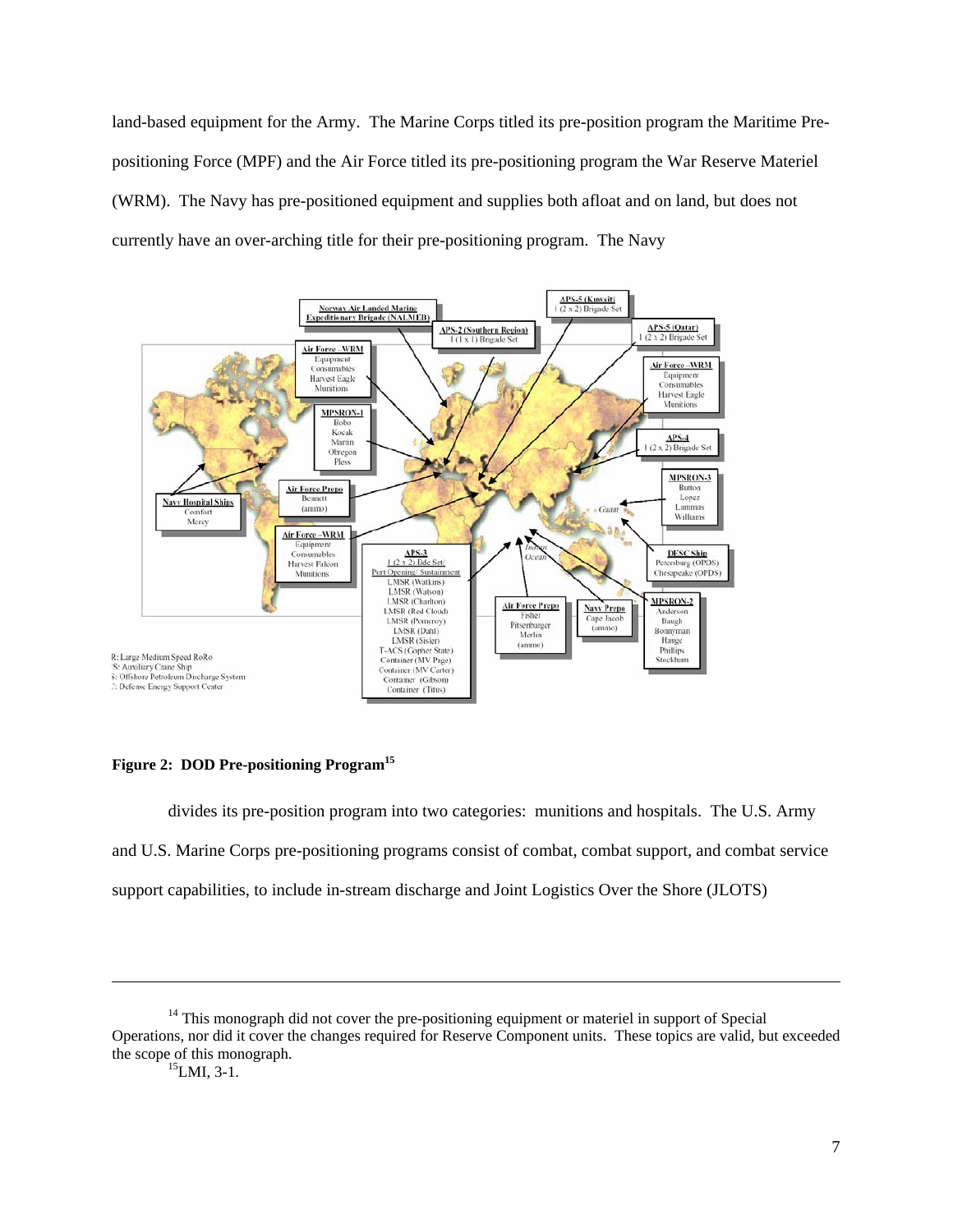land-based equipment for the Army. The Marine Corps titled its pre-position program the Maritime Pre-positioning Force (MPF) and the Air Force titled its pre-positioning program the War Reserve Materiel (WRM). The Navy has pre-positioned equipment and supplies both afloat and on land, but does not currently have an over-arching title for their pre-positioning program. The Navy

**Figure 2: DOD Pre-positioning Program**[15]

divides its pre-position program into two categories: munitions and hospitals. The U.S. Army and U.S. Marine Corps pre-positioning programs consist of combat, combat support, and combat service support capabilities, to include in-stream discharge and Joint Logistics Over the Shore (JLOTS)

---

[14] This monograph did not cover the pre-positioning equipment or materiel in support of Special Operations, nor did it cover the changes required for Reserve Component units. These topics are valid, but exceeded the scope of this monograph.

[15] LMI, 3-1.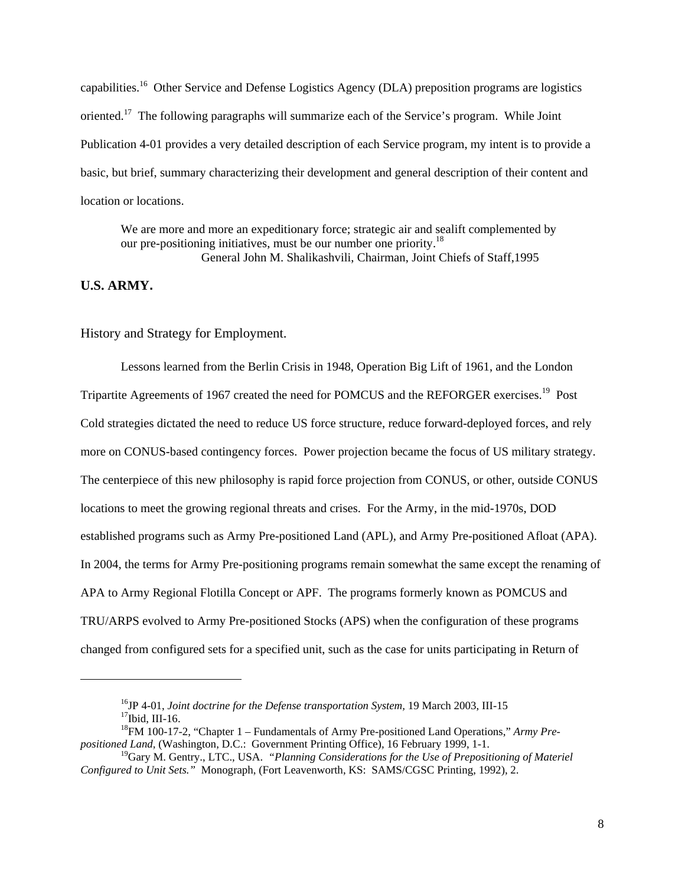capabilities.[16] Other Service and Defense Logistics Agency (DLA) preposition programs are logistics oriented.[17] The following paragraphs will summarize each of the Service's program. While Joint Publication 4-01 provides a very detailed description of each Service program, my intent is to provide a basic, but brief, summary characterizing their development and general description of their content and location or locations.

> We are more and more an expeditionary force; strategic air and sealift complemented by our pre-positioning initiatives, must be our number one priority.[18]
>
> General John M. Shalikashvili, Chairman, Joint Chiefs of Staff,1995

**U.S. ARMY.**

History and Strategy for Employment.

Lessons learned from the Berlin Crisis in 1948, Operation Big Lift of 1961, and the London Tripartite Agreements of 1967 created the need for POMCUS and the REFORGER exercises.[19] Post Cold strategies dictated the need to reduce US force structure, reduce forward-deployed forces, and rely more on CONUS-based contingency forces. Power projection became the focus of US military strategy. The centerpiece of this new philosophy is rapid force projection from CONUS, or other, outside CONUS locations to meet the growing regional threats and crises. For the Army, in the mid-1970s, DOD established programs such as Army Pre-positioned Land (APL), and Army Pre-positioned Afloat (APA). In 2004, the terms for Army Pre-positioning programs remain somewhat the same except the renaming of APA to Army Regional Flotilla Concept or APF. The programs formerly known as POMCUS and TRU/ARPS evolved to Army Pre-positioned Stocks (APS) when the configuration of these programs changed from configured sets for a specified unit, such as the case for units participating in Return of

---

[16] JP 4-01, *Joint doctrine for the Defense transportation System*, 19 March 2003, III-15

[17] Ibid, III-16.

[18] FM 100-17-2, "Chapter 1 – Fundamentals of Army Pre-positioned Land Operations," *Army Pre-positioned Land*, (Washington, D.C.: Government Printing Office), 16 February 1999, 1-1.

[19] Gary M. Gentry., LTC., USA. *"Planning Considerations for the Use of Prepositioning of Materiel Configured to Unit Sets."* Monograph, (Fort Leavenworth, KS: SAMS/CGSC Printing, 1992), 2.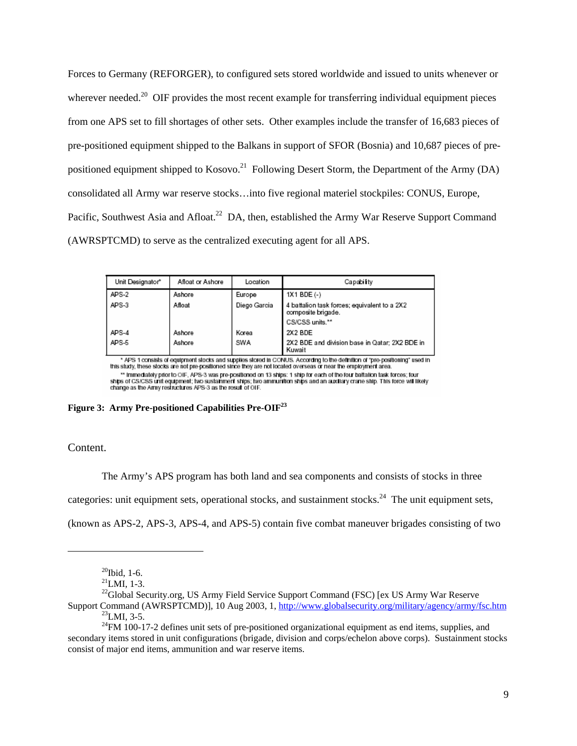Forces to Germany (REFORGER), to configured sets stored worldwide and issued to units whenever or wherever needed.[20] OIF provides the most recent example for transferring individual equipment pieces from one APS set to fill shortages of other sets. Other examples include the transfer of 16,683 pieces of pre-positioned equipment shipped to the Balkans in support of SFOR (Bosnia) and 10,687 pieces of pre-positioned equipment shipped to Kosovo.[21] Following Desert Storm, the Department of the Army (DA) consolidated all Army war reserve stocks…into five regional materiel stockpiles: CONUS, Europe, Pacific, Southwest Asia and Afloat.[22] DA, then, established the Army War Reserve Support Command (AWRSPTCMD) to serve as the centralized executing agent for all APS.

| Unit Designator* | Afloat or Ashore | Location | Capability |
|---|---|---|---|
| APS-2 | Ashore | Europe | 1X1 BDE (-) |
| APS-3 | Afloat | Diego Garcia | 4 battalion task forces; equivalent to a 2X2 composite brigade. CS/CSS units.** |
| APS-4 | Ashore | Korea | 2X2 BDE |
| APS-5 | Ashore | SWA | 2X2 BDE and division base in Qatar; 2X2 BDE in Kuwait |

\* APS 1 consists of equipment stocks and supplies stored in CONUS. According to the definition of "pre-positioning" used in this study, these stocks are not pre-positioned since they are not located overseas or near the employment area.

\*\* Immediately prior to OIF, APS-3 was pre-positioned on 13 ships: 1 ship for each of the four battalion task forces; four ships of CS/CSS unit equipment; two sustainment ships; two ammunition ships and an auxiliary crane ship. This force will likely change as the Army restructures APS-3 as the result of OIF.

**Figure 3: Army Pre-positioned Capabilities Pre-OIF[23]**

Content.

The Army's APS program has both land and sea components and consists of stocks in three categories: unit equipment sets, operational stocks, and sustainment stocks.[24] The unit equipment sets, (known as APS-2, APS-3, APS-4, and APS-5) contain five combat maneuver brigades consisting of two

---

[20] Ibid, 1-6.

[21] LMI, 1-3.

[22] Global Security.org, US Army Field Service Support Command (FSC) [ex US Army War Reserve Support Command (AWRSPTCMD)], 10 Aug 2003, 1, http://www.globalsecurity.org/military/agency/army/fsc.htm

[23] LMI, 3-5.

[24] FM 100-17-2 defines unit sets of pre-positioned organizational equipment as end items, supplies, and secondary items stored in unit configurations (brigade, division and corps/echelon above corps). Sustainment stocks consist of major end items, ammunition and war reserve items.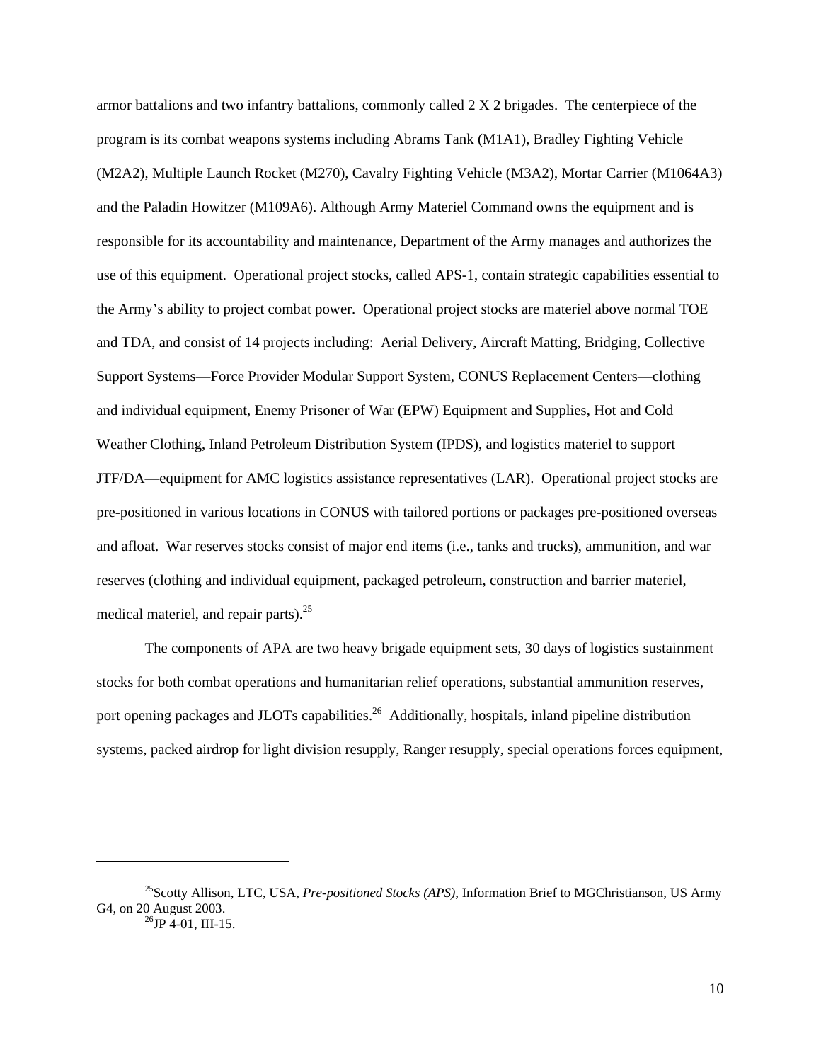armor battalions and two infantry battalions, commonly called 2 X 2 brigades. The centerpiece of the program is its combat weapons systems including Abrams Tank (M1A1), Bradley Fighting Vehicle (M2A2), Multiple Launch Rocket (M270), Cavalry Fighting Vehicle (M3A2), Mortar Carrier (M1064A3) and the Paladin Howitzer (M109A6). Although Army Materiel Command owns the equipment and is responsible for its accountability and maintenance, Department of the Army manages and authorizes the use of this equipment. Operational project stocks, called APS-1, contain strategic capabilities essential to the Army's ability to project combat power. Operational project stocks are materiel above normal TOE and TDA, and consist of 14 projects including: Aerial Delivery, Aircraft Matting, Bridging, Collective Support Systems—Force Provider Modular Support System, CONUS Replacement Centers—clothing and individual equipment, Enemy Prisoner of War (EPW) Equipment and Supplies, Hot and Cold Weather Clothing, Inland Petroleum Distribution System (IPDS), and logistics materiel to support JTF/DA—equipment for AMC logistics assistance representatives (LAR). Operational project stocks are pre-positioned in various locations in CONUS with tailored portions or packages pre-positioned overseas and afloat. War reserves stocks consist of major end items (i.e., tanks and trucks), ammunition, and war reserves (clothing and individual equipment, packaged petroleum, construction and barrier materiel, medical materiel, and repair parts).[25]

The components of APA are two heavy brigade equipment sets, 30 days of logistics sustainment stocks for both combat operations and humanitarian relief operations, substantial ammunition reserves, port opening packages and JLOTs capabilities.[26] Additionally, hospitals, inland pipeline distribution systems, packed airdrop for light division resupply, Ranger resupply, special operations forces equipment,

---

[25] Scotty Allison, LTC, USA, *Pre-positioned Stocks (APS),* Information Brief to MGChristianson, US Army G4, on 20 August 2003.

[26] JP 4-01, III-15.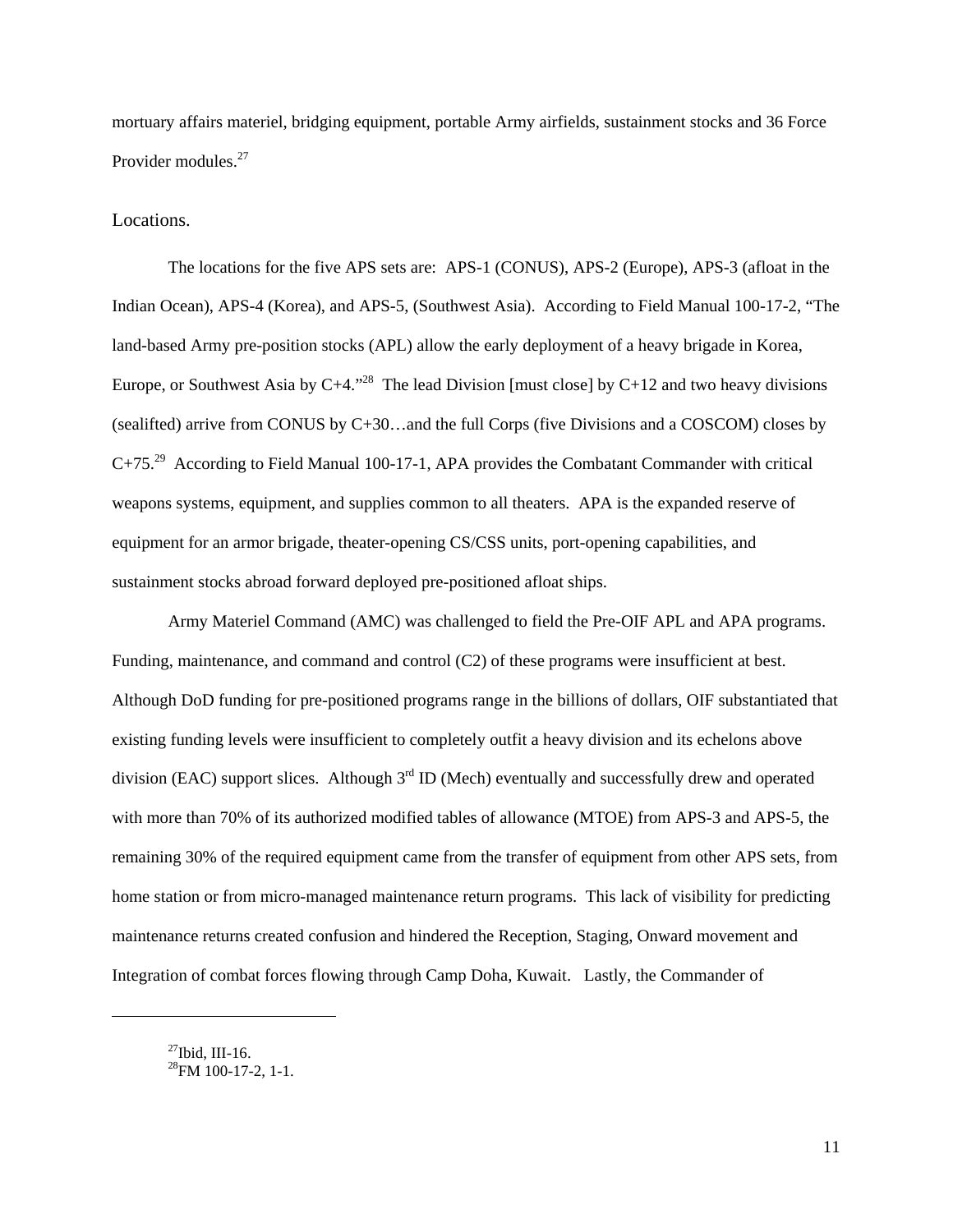mortuary affairs materiel, bridging equipment, portable Army airfields, sustainment stocks and 36 Force Provider modules.[27]

Locations.

The locations for the five APS sets are: APS-1 (CONUS), APS-2 (Europe), APS-3 (afloat in the Indian Ocean), APS-4 (Korea), and APS-5, (Southwest Asia). According to Field Manual 100-17-2, "The land-based Army pre-position stocks (APL) allow the early deployment of a heavy brigade in Korea, Europe, or Southwest Asia by C+4."[28] The lead Division [must close] by C+12 and two heavy divisions (sealifted) arrive from CONUS by C+30…and the full Corps (five Divisions and a COSCOM) closes by C+75.[29] According to Field Manual 100-17-1, APA provides the Combatant Commander with critical weapons systems, equipment, and supplies common to all theaters. APA is the expanded reserve of equipment for an armor brigade, theater-opening CS/CSS units, port-opening capabilities, and sustainment stocks abroad forward deployed pre-positioned afloat ships.

Army Materiel Command (AMC) was challenged to field the Pre-OIF APL and APA programs. Funding, maintenance, and command and control (C2) of these programs were insufficient at best. Although DoD funding for pre-positioned programs range in the billions of dollars, OIF substantiated that existing funding levels were insufficient to completely outfit a heavy division and its echelons above division (EAC) support slices. Although 3rd ID (Mech) eventually and successfully drew and operated with more than 70% of its authorized modified tables of allowance (MTOE) from APS-3 and APS-5, the remaining 30% of the required equipment came from the transfer of equipment from other APS sets, from home station or from micro-managed maintenance return programs. This lack of visibility for predicting maintenance returns created confusion and hindered the Reception, Staging, Onward movement and Integration of combat forces flowing through Camp Doha, Kuwait. Lastly, the Commander of

---

[27]Ibid, III-16.
[28]FM 100-17-2, 1-1.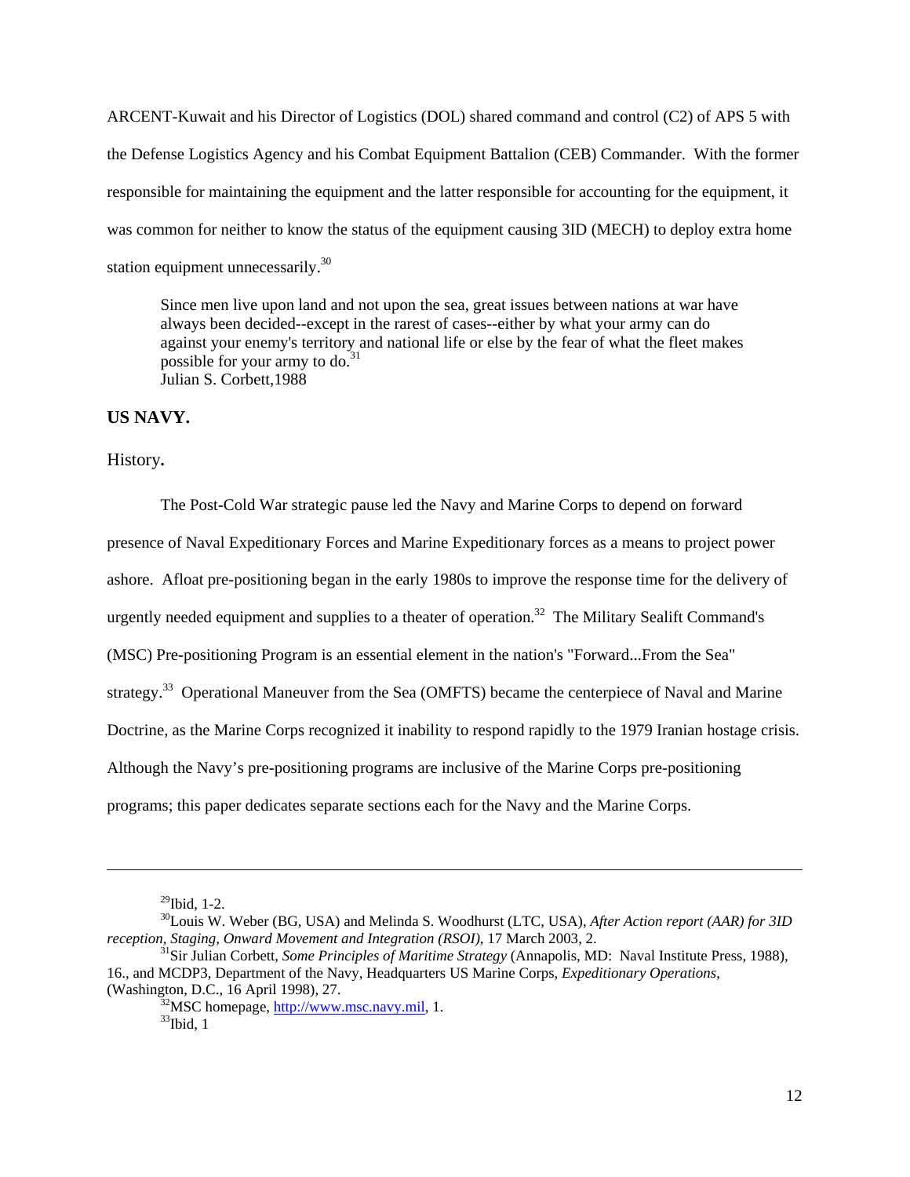ARCENT-Kuwait and his Director of Logistics (DOL) shared command and control (C2) of APS 5 with the Defense Logistics Agency and his Combat Equipment Battalion (CEB) Commander. With the former responsible for maintaining the equipment and the latter responsible for accounting for the equipment, it was common for neither to know the status of the equipment causing 3ID (MECH) to deploy extra home station equipment unnecessarily.[30]

> Since men live upon land and not upon the sea, great issues between nations at war have always been decided--except in the rarest of cases--either by what your army can do against your enemy's territory and national life or else by the fear of what the fleet makes possible for your army to do.[31]
> Julian S. Corbett,1988

## US NAVY.

### History.

The Post-Cold War strategic pause led the Navy and Marine Corps to depend on forward presence of Naval Expeditionary Forces and Marine Expeditionary forces as a means to project power ashore. Afloat pre-positioning began in the early 1980s to improve the response time for the delivery of urgently needed equipment and supplies to a theater of operation.[32] The Military Sealift Command's (MSC) Pre-positioning Program is an essential element in the nation's "Forward...From the Sea" strategy.[33] Operational Maneuver from the Sea (OMFTS) became the centerpiece of Naval and Marine Doctrine, as the Marine Corps recognized it inability to respond rapidly to the 1979 Iranian hostage crisis. Although the Navy's pre-positioning programs are inclusive of the Marine Corps pre-positioning programs; this paper dedicates separate sections each for the Navy and the Marine Corps.

---

[29]Ibid, 1-2.

[30]Louis W. Weber (BG, USA) and Melinda S. Woodhurst (LTC, USA), *After Action report (AAR) for 3ID reception, Staging, Onward Movement and Integration (RSOI)*, 17 March 2003, 2.

[31]Sir Julian Corbett, *Some Principles of Maritime Strategy* (Annapolis, MD: Naval Institute Press, 1988), 16., and MCDP3, Department of the Navy, Headquarters US Marine Corps, *Expeditionary Operations*, (Washington, D.C., 16 April 1998), 27.

[32]MSC homepage, http://www.msc.navy.mil, 1.

[33]Ibid, 1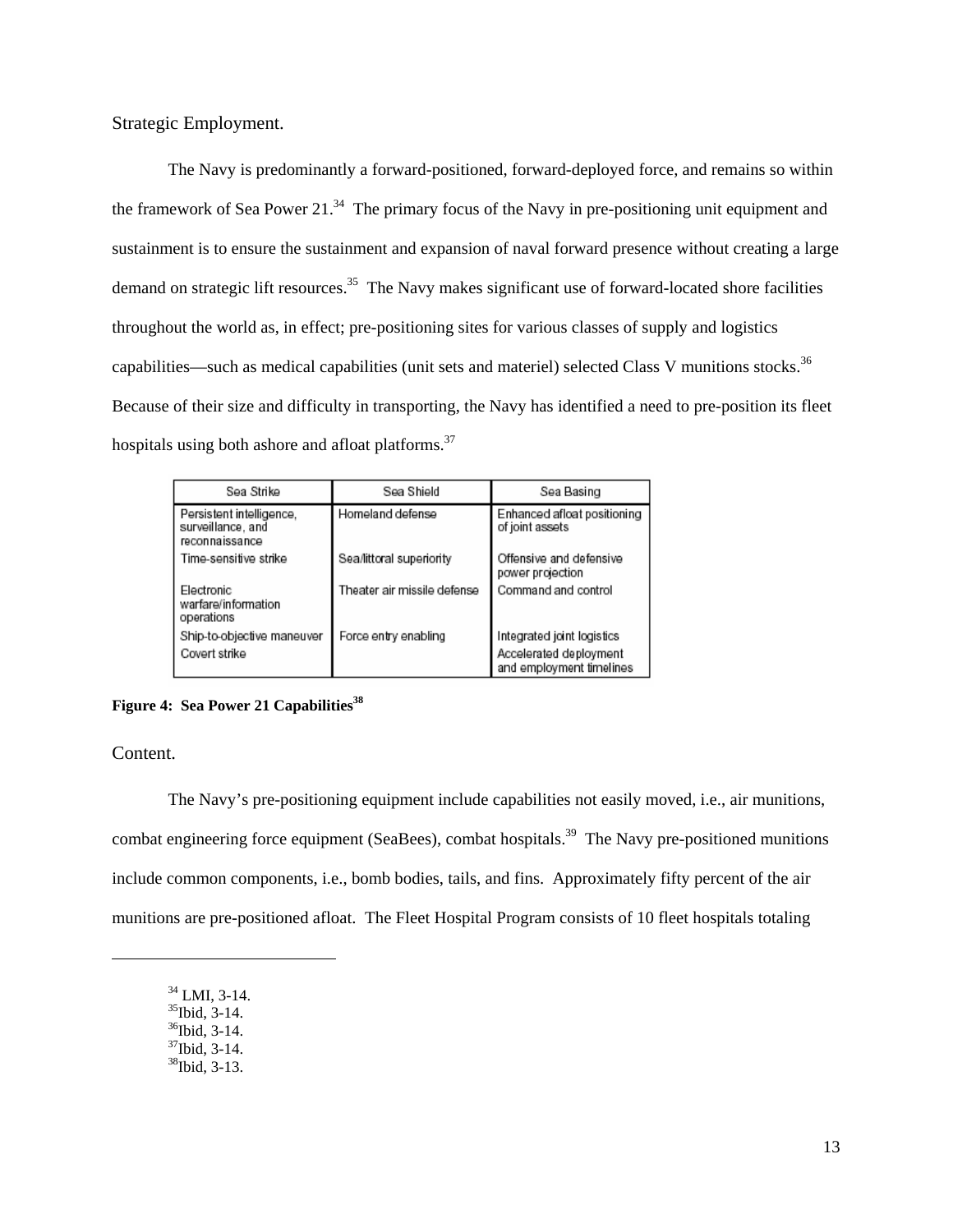Strategic Employment.

The Navy is predominantly a forward-positioned, forward-deployed force, and remains so within the framework of Sea Power 21.[34] The primary focus of the Navy in pre-positioning unit equipment and sustainment is to ensure the sustainment and expansion of naval forward presence without creating a large demand on strategic lift resources.[35] The Navy makes significant use of forward-located shore facilities throughout the world as, in effect; pre-positioning sites for various classes of supply and logistics capabilities—such as medical capabilities (unit sets and materiel) selected Class V munitions stocks.[36] Because of their size and difficulty in transporting, the Navy has identified a need to pre-position its fleet hospitals using both ashore and afloat platforms.[37]

| Sea Strike | Sea Shield | Sea Basing |
| --- | --- | --- |
| Persistent intelligence, surveillance, and reconnaissance | Homeland defense | Enhanced afloat positioning of joint assets |
| Time-sensitive strike | Sea/littoral superiority | Offensive and defensive power projection |
| Electronic warfare/information operations | Theater air missile defense | Command and control |
| Ship-to-objective maneuver | Force entry enabling | Integrated joint logistics |
| Covert strike | | Accelerated deployment and employment timelines |

**Figure 4: Sea Power 21 Capabilities[38]**

Content.

The Navy's pre-positioning equipment include capabilities not easily moved, i.e., air munitions, combat engineering force equipment (SeaBees), combat hospitals.[39] The Navy pre-positioned munitions include common components, i.e., bomb bodies, tails, and fins. Approximately fifty percent of the air munitions are pre-positioned afloat. The Fleet Hospital Program consists of 10 fleet hospitals totaling

---

[34] LMI, 3-14.
[35] Ibid, 3-14.
[36] Ibid, 3-14.
[37] Ibid, 3-14.
[38] Ibid, 3-13.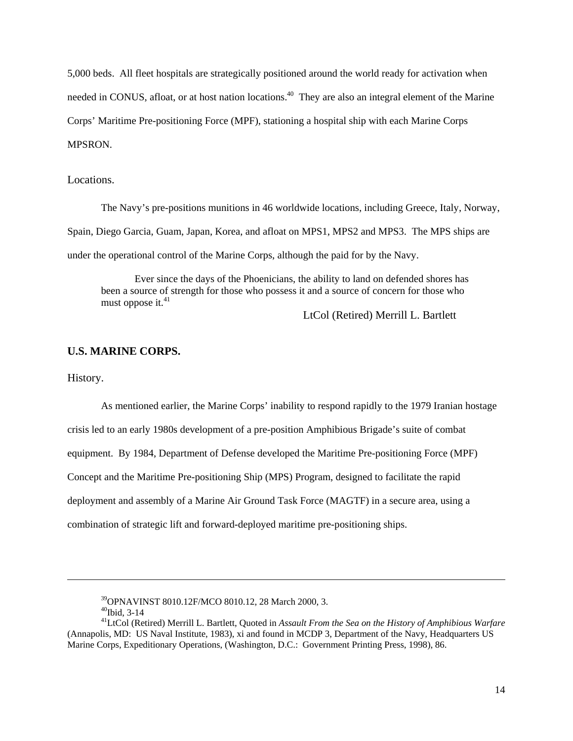5,000 beds. All fleet hospitals are strategically positioned around the world ready for activation when needed in CONUS, afloat, or at host nation locations.[40] They are also an integral element of the Marine Corps' Maritime Pre-positioning Force (MPF), stationing a hospital ship with each Marine Corps MPSRON.

Locations.

The Navy's pre-positions munitions in 46 worldwide locations, including Greece, Italy, Norway, Spain, Diego Garcia, Guam, Japan, Korea, and afloat on MPS1, MPS2 and MPS3. The MPS ships are under the operational control of the Marine Corps, although the paid for by the Navy.

> Ever since the days of the Phoenicians, the ability to land on defended shores has been a source of strength for those who possess it and a source of concern for those who must oppose it.[41]
>
> LtCol (Retired) Merrill L. Bartlett

## U.S. MARINE CORPS.

History.

As mentioned earlier, the Marine Corps' inability to respond rapidly to the 1979 Iranian hostage crisis led to an early 1980s development of a pre-position Amphibious Brigade's suite of combat equipment. By 1984, Department of Defense developed the Maritime Pre-positioning Force (MPF) Concept and the Maritime Pre-positioning Ship (MPS) Program, designed to facilitate the rapid deployment and assembly of a Marine Air Ground Task Force (MAGTF) in a secure area, using a combination of strategic lift and forward-deployed maritime pre-positioning ships.

---

[39]OPNAVINST 8010.12F/MCO 8010.12, 28 March 2000, 3.

[40]Ibid, 3-14

[41]LtCol (Retired) Merrill L. Bartlett, Quoted in *Assault From the Sea on the History of Amphibious Warfare* (Annapolis, MD: US Naval Institute, 1983), xi and found in MCDP 3, Department of the Navy, Headquarters US Marine Corps, Expeditionary Operations, (Washington, D.C.: Government Printing Press, 1998), 86.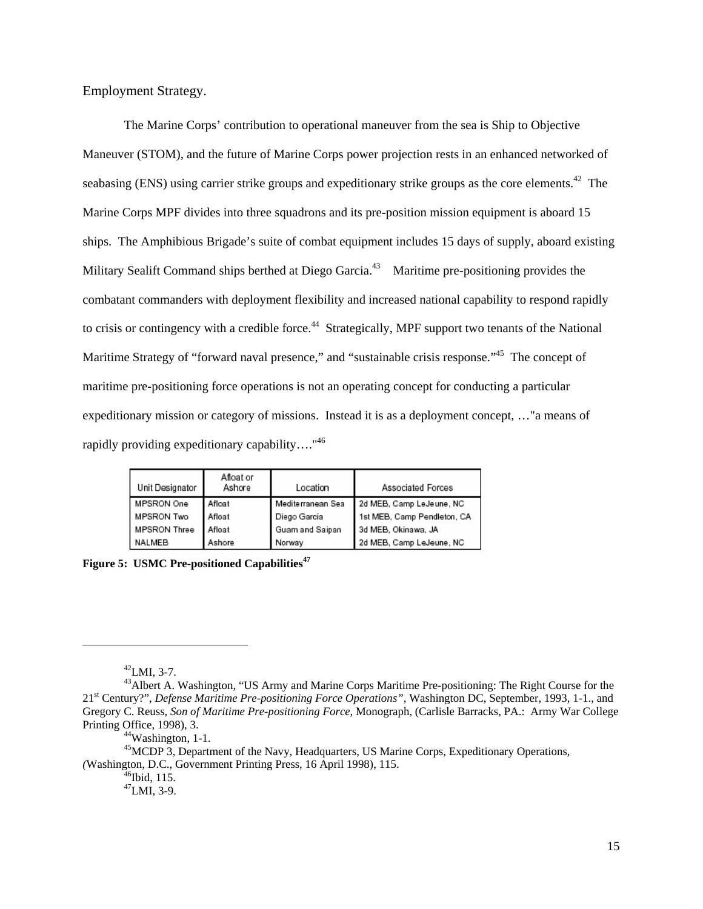Employment Strategy.

The Marine Corps' contribution to operational maneuver from the sea is Ship to Objective Maneuver (STOM), and the future of Marine Corps power projection rests in an enhanced networked of seabasing (ENS) using carrier strike groups and expeditionary strike groups as the core elements.[42] The Marine Corps MPF divides into three squadrons and its pre-position mission equipment is aboard 15 ships. The Amphibious Brigade's suite of combat equipment includes 15 days of supply, aboard existing Military Sealift Command ships berthed at Diego Garcia.[43] Maritime pre-positioning provides the combatant commanders with deployment flexibility and increased national capability to respond rapidly to crisis or contingency with a credible force.[44] Strategically, MPF support two tenants of the National Maritime Strategy of "forward naval presence," and "sustainable crisis response."[45] The concept of maritime pre-positioning force operations is not an operating concept for conducting a particular expeditionary mission or category of missions. Instead it is as a deployment concept, …"a means of rapidly providing expeditionary capability…."[46]

| Unit Designator | Afloat or Ashore | Location | Associated Forces |
|---|---|---|---|
| MPSRON One | Afloat | Mediterranean Sea | 2d MEB, Camp LeJeune, NC |
| MPSRON Two | Afloat | Diego Garcia | 1st MEB, Camp Pendleton, CA |
| MPSRON Three | Afloat | Guam and Saipan | 3d MEB, Okinawa, JA |
| NALMEB | Ashore | Norway | 2d MEB, Camp LeJeune, NC |

**Figure 5: USMC Pre-positioned Capabilities[47]**

---

[42] LMI, 3-7.

[43] Albert A. Washington, "US Army and Marine Corps Maritime Pre-positioning: The Right Course for the 21st Century?", *Defense Maritime Pre-positioning Force Operations"*, Washington DC, September, 1993, 1-1., and Gregory C. Reuss, *Son of Maritime Pre-positioning Force*, Monograph, (Carlisle Barracks, PA.: Army War College Printing Office, 1998), 3.

[44] Washington, 1-1.

[45] MCDP 3, Department of the Navy, Headquarters, US Marine Corps, Expeditionary Operations, (Washington, D.C., Government Printing Press, 16 April 1998), 115.

[46] Ibid, 115.

[47] LMI, 3-9.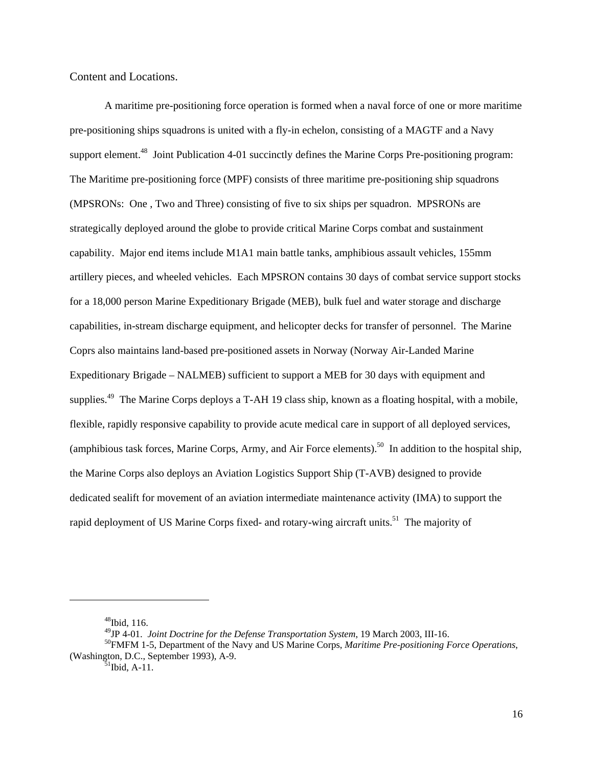Content and Locations.

A maritime pre-positioning force operation is formed when a naval force of one or more maritime pre-positioning ships squadrons is united with a fly-in echelon, consisting of a MAGTF and a Navy support element.[48] Joint Publication 4-01 succinctly defines the Marine Corps Pre-positioning program: The Maritime pre-positioning force (MPF) consists of three maritime pre-positioning ship squadrons (MPSRONs: One , Two and Three) consisting of five to six ships per squadron. MPSRONs are strategically deployed around the globe to provide critical Marine Corps combat and sustainment capability. Major end items include M1A1 main battle tanks, amphibious assault vehicles, 155mm artillery pieces, and wheeled vehicles. Each MPSRON contains 30 days of combat service support stocks for a 18,000 person Marine Expeditionary Brigade (MEB), bulk fuel and water storage and discharge capabilities, in-stream discharge equipment, and helicopter decks for transfer of personnel. The Marine Coprs also maintains land-based pre-positioned assets in Norway (Norway Air-Landed Marine Expeditionary Brigade – NALMEB) sufficient to support a MEB for 30 days with equipment and supplies.[49] The Marine Corps deploys a T-AH 19 class ship, known as a floating hospital, with a mobile, flexible, rapidly responsive capability to provide acute medical care in support of all deployed services, (amphibious task forces, Marine Corps, Army, and Air Force elements).[50] In addition to the hospital ship, the Marine Corps also deploys an Aviation Logistics Support Ship (T-AVB) designed to provide dedicated sealift for movement of an aviation intermediate maintenance activity (IMA) to support the rapid deployment of US Marine Corps fixed- and rotary-wing aircraft units.[51] The majority of

---

[48]Ibid, 116.

[49]JP 4-01. *Joint Doctrine for the Defense Transportation System*, 19 March 2003, III-16.

[50]FMFM 1-5, Department of the Navy and US Marine Corps, *Maritime Pre-positioning Force Operations*, (Washington, D.C., September 1993), A-9.

[51]Ibid, A-11.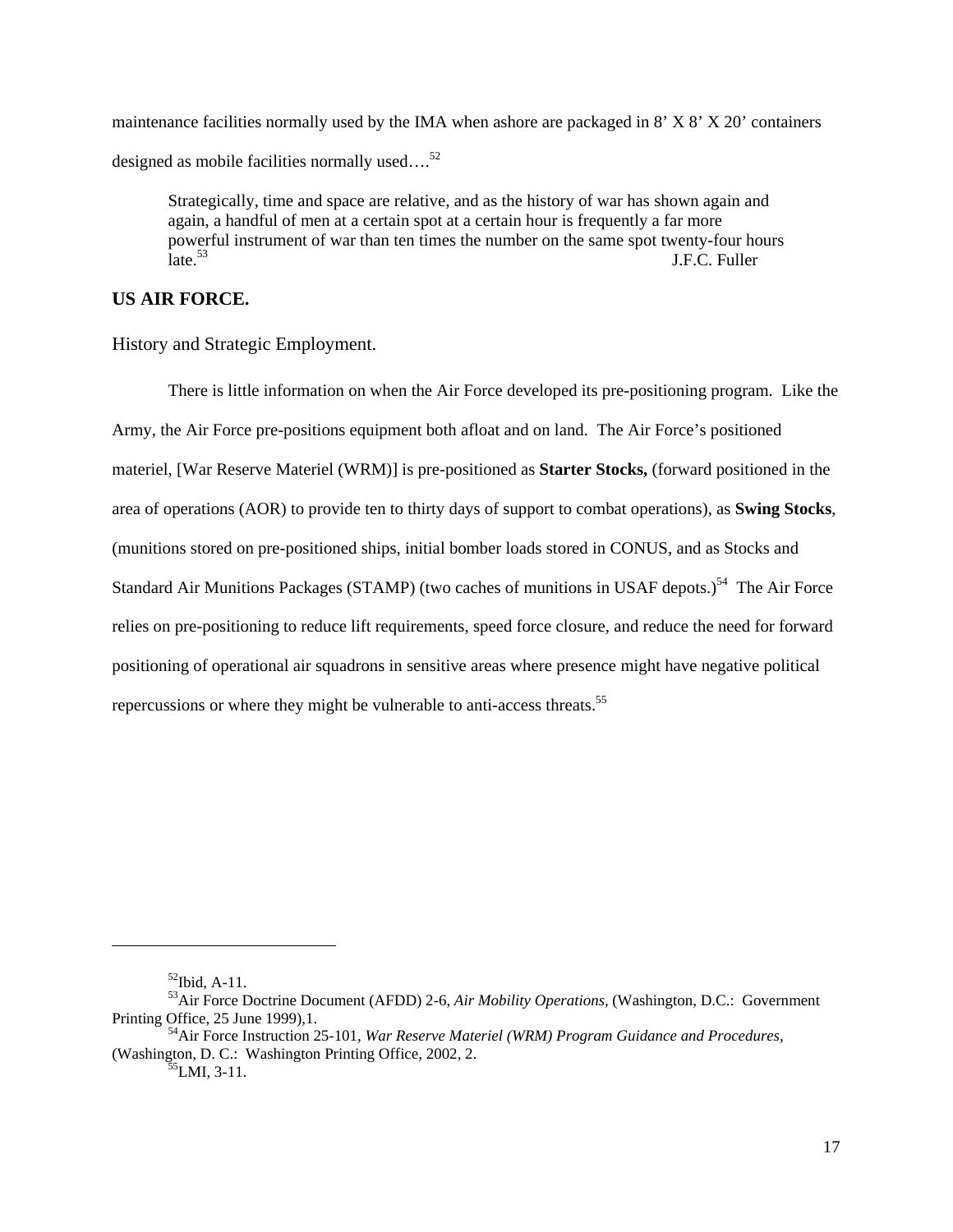maintenance facilities normally used by the IMA when ashore are packaged in 8' X 8' X 20' containers designed as mobile facilities normally used….[52]

> Strategically, time and space are relative, and as the history of war has shown again and again, a handful of men at a certain spot at a certain hour is frequently a far more powerful instrument of war than ten times the number on the same spot twenty-four hours late.[53]
>
> J.F.C. Fuller

**US AIR FORCE.**

History and Strategic Employment.

There is little information on when the Air Force developed its pre-positioning program. Like the Army, the Air Force pre-positions equipment both afloat and on land. The Air Force's positioned materiel, [War Reserve Materiel (WRM)] is pre-positioned as **Starter Stocks,** (forward positioned in the area of operations (AOR) to provide ten to thirty days of support to combat operations), as **Swing Stocks**, (munitions stored on pre-positioned ships, initial bomber loads stored in CONUS, and as Stocks and Standard Air Munitions Packages (STAMP) (two caches of munitions in USAF depots.)[54] The Air Force relies on pre-positioning to reduce lift requirements, speed force closure, and reduce the need for forward positioning of operational air squadrons in sensitive areas where presence might have negative political repercussions or where they might be vulnerable to anti-access threats.[55]

---

[52] Ibid, A-11.

[53] Air Force Doctrine Document (AFDD) 2-6, *Air Mobility Operations,* (Washington, D.C.: Government Printing Office, 25 June 1999),1.

[54] Air Force Instruction 25-101, *War Reserve Materiel (WRM) Program Guidance and Procedures,* (Washington, D. C.: Washington Printing Office, 2002, 2.

[55] LMI, 3-11.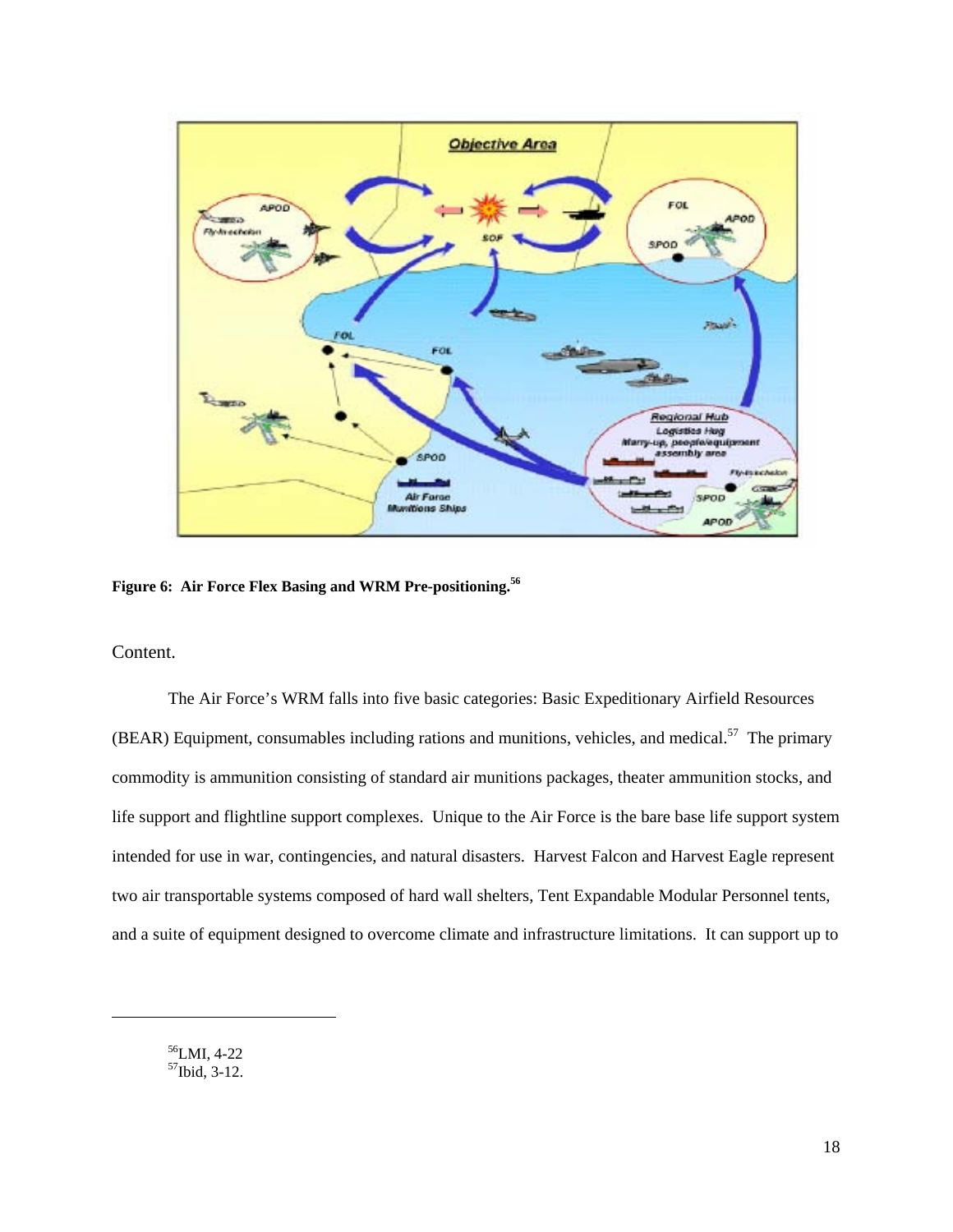**Figure 6: Air Force Flex Basing and WRM Pre-positioning.**[56]

Content.

The Air Force's WRM falls into five basic categories: Basic Expeditionary Airfield Resources (BEAR) Equipment, consumables including rations and munitions, vehicles, and medical.[57] The primary commodity is ammunition consisting of standard air munitions packages, theater ammunition stocks, and life support and flightline support complexes. Unique to the Air Force is the bare base life support system intended for use in war, contingencies, and natural disasters. Harvest Falcon and Harvest Eagle represent two air transportable systems composed of hard wall shelters, Tent Expandable Modular Personnel tents, and a suite of equipment designed to overcome climate and infrastructure limitations. It can support up to

---

[56]LMI, 4-22

[57]Ibid, 3-12.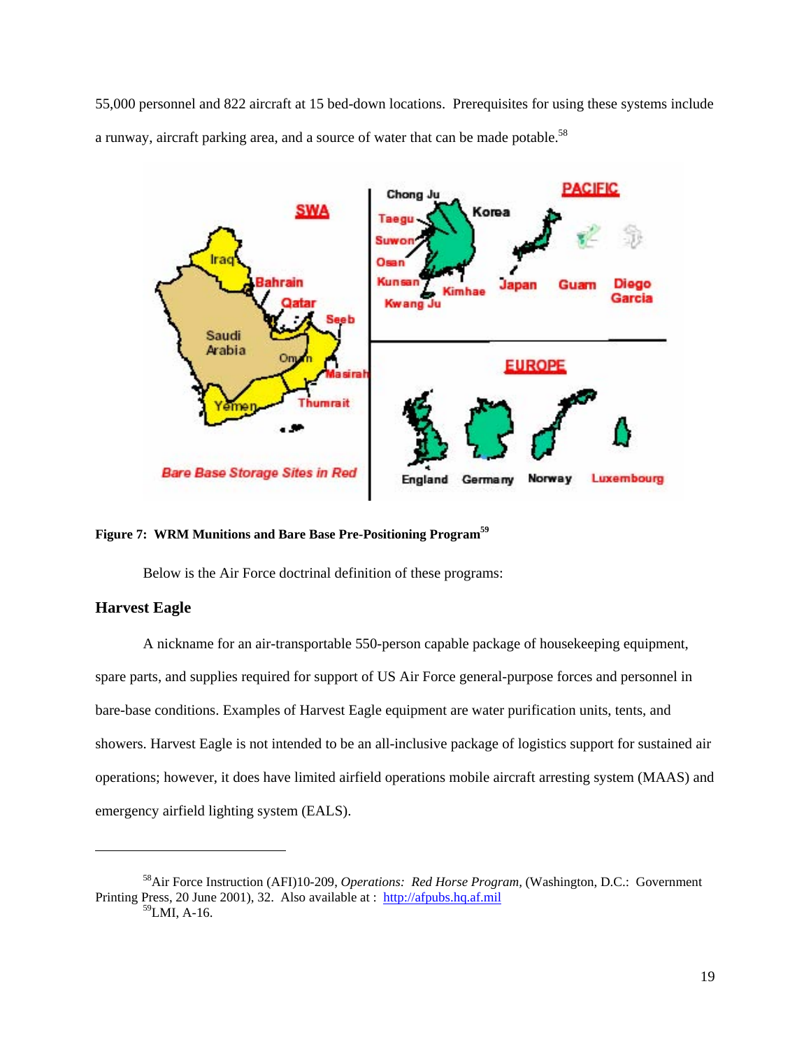55,000 personnel and 822 aircraft at 15 bed-down locations. Prerequisites for using these systems include a runway, aircraft parking area, and a source of water that can be made potable.[58]

**Figure 7: WRM Munitions and Bare Base Pre-Positioning Program[59]**

Below is the Air Force doctrinal definition of these programs:

### Harvest Eagle

A nickname for an air-transportable 550-person capable package of housekeeping equipment, spare parts, and supplies required for support of US Air Force general-purpose forces and personnel in bare-base conditions. Examples of Harvest Eagle equipment are water purification units, tents, and showers. Harvest Eagle is not intended to be an all-inclusive package of logistics support for sustained air operations; however, it does have limited airfield operations mobile aircraft arresting system (MAAS) and emergency airfield lighting system (EALS).

---

[58] Air Force Instruction (AFI)10-209, *Operations: Red Horse Program*, (Washington, D.C.: Government Printing Press, 20 June 2001), 32. Also available at : http://afpubs.hq.af.mil

[59] LMI, A-16.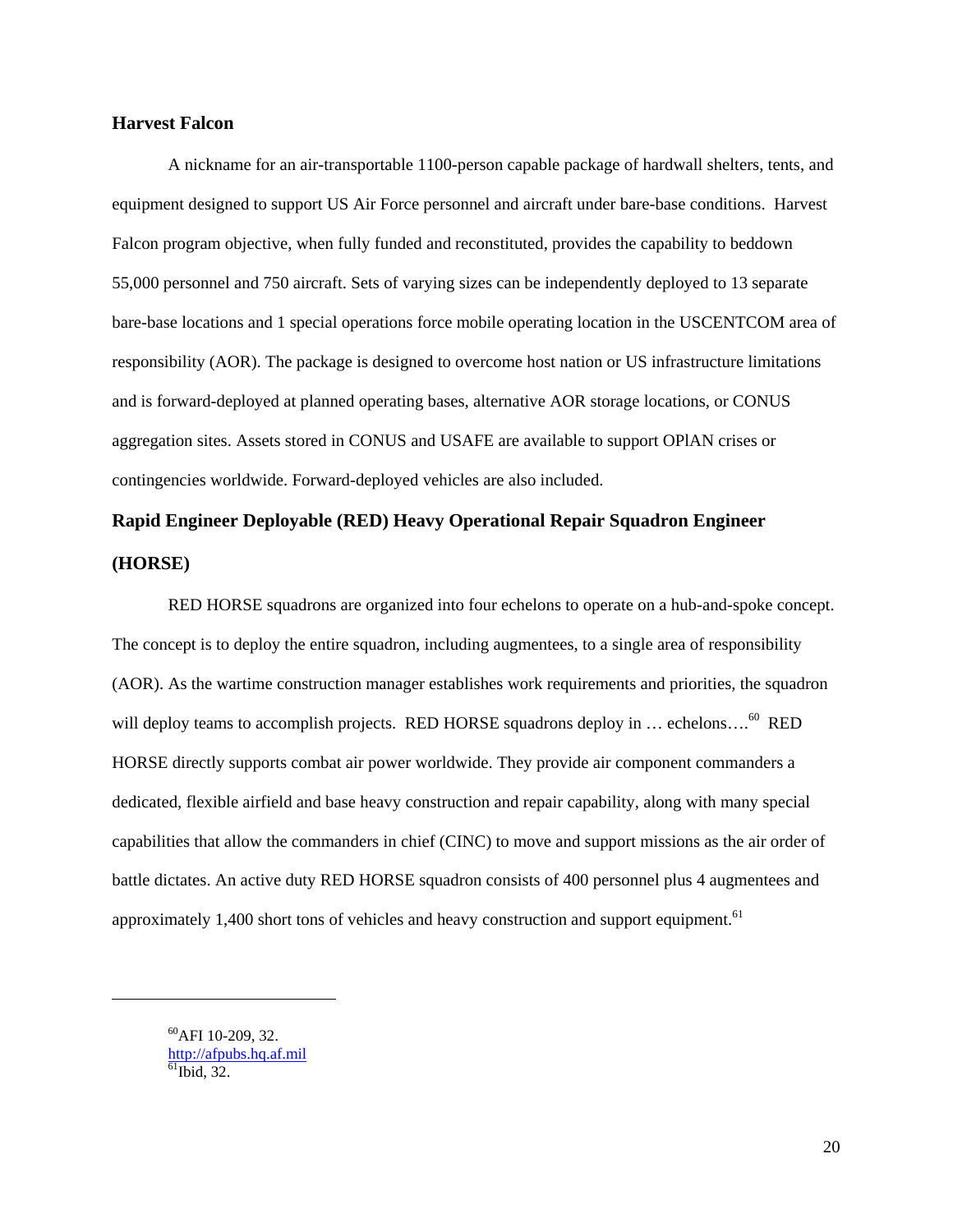## Harvest Falcon

A nickname for an air-transportable 1100-person capable package of hardwall shelters, tents, and equipment designed to support US Air Force personnel and aircraft under bare-base conditions. Harvest Falcon program objective, when fully funded and reconstituted, provides the capability to beddown 55,000 personnel and 750 aircraft. Sets of varying sizes can be independently deployed to 13 separate bare-base locations and 1 special operations force mobile operating location in the USCENTCOM area of responsibility (AOR). The package is designed to overcome host nation or US infrastructure limitations and is forward-deployed at planned operating bases, alternative AOR storage locations, or CONUS aggregation sites. Assets stored in CONUS and USAFE are available to support OPlAN crises or contingencies worldwide. Forward-deployed vehicles are also included.

## Rapid Engineer Deployable (RED) Heavy Operational Repair Squadron Engineer (HORSE)

RED HORSE squadrons are organized into four echelons to operate on a hub-and-spoke concept. The concept is to deploy the entire squadron, including augmentees, to a single area of responsibility (AOR). As the wartime construction manager establishes work requirements and priorities, the squadron will deploy teams to accomplish projects. RED HORSE squadrons deploy in … echelons….[60] RED HORSE directly supports combat air power worldwide. They provide air component commanders a dedicated, flexible airfield and base heavy construction and repair capability, along with many special capabilities that allow the commanders in chief (CINC) to move and support missions as the air order of battle dictates. An active duty RED HORSE squadron consists of 400 personnel plus 4 augmentees and approximately 1,400 short tons of vehicles and heavy construction and support equipment.[61]

---

[60] AFI 10-209, 32.
http://afpubs.hq.af.mil
[61] Ibid, 32.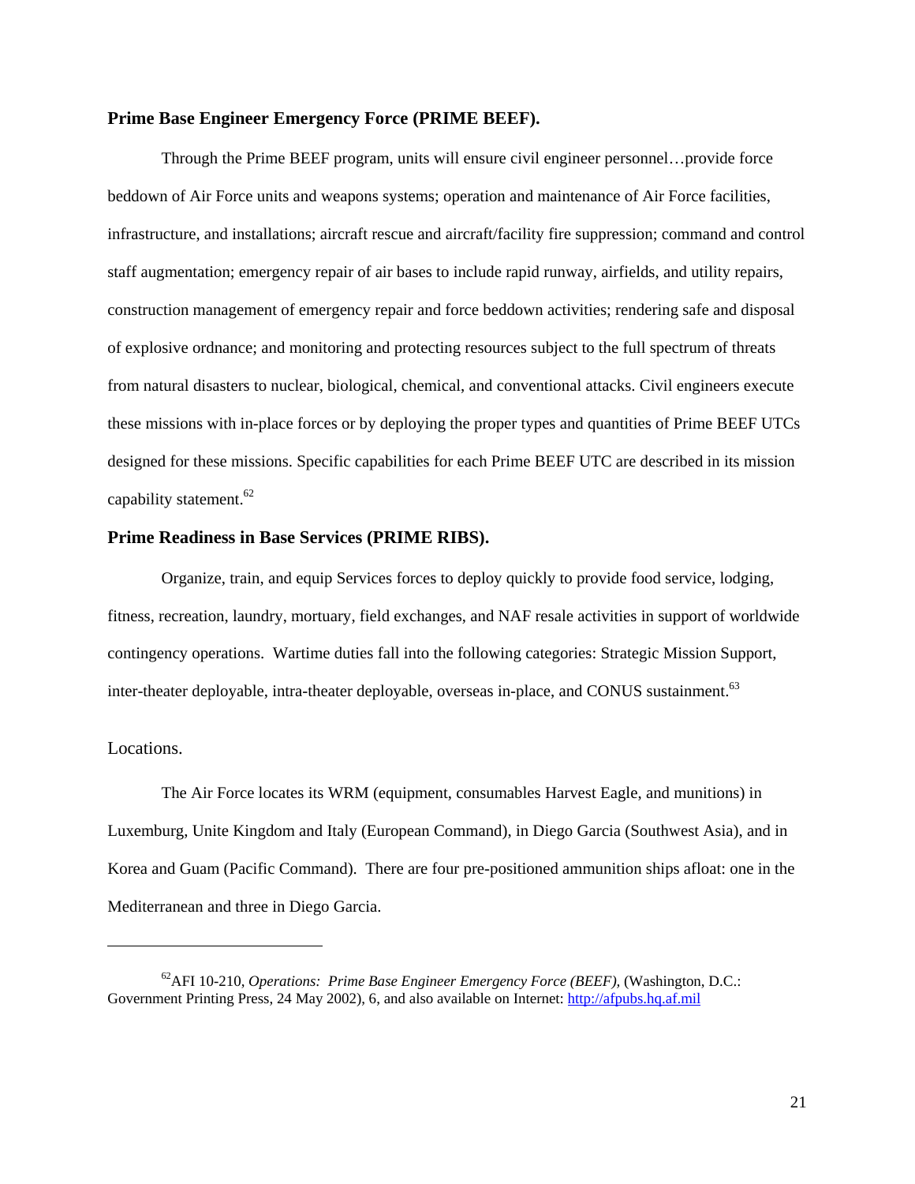**Prime Base Engineer Emergency Force (PRIME BEEF).**

Through the Prime BEEF program, units will ensure civil engineer personnel…provide force beddown of Air Force units and weapons systems; operation and maintenance of Air Force facilities, infrastructure, and installations; aircraft rescue and aircraft/facility fire suppression; command and control staff augmentation; emergency repair of air bases to include rapid runway, airfields, and utility repairs, construction management of emergency repair and force beddown activities; rendering safe and disposal of explosive ordnance; and monitoring and protecting resources subject to the full spectrum of threats from natural disasters to nuclear, biological, chemical, and conventional attacks. Civil engineers execute these missions with in-place forces or by deploying the proper types and quantities of Prime BEEF UTCs designed for these missions. Specific capabilities for each Prime BEEF UTC are described in its mission capability statement.[62]

**Prime Readiness in Base Services (PRIME RIBS).**

Organize, train, and equip Services forces to deploy quickly to provide food service, lodging, fitness, recreation, laundry, mortuary, field exchanges, and NAF resale activities in support of worldwide contingency operations. Wartime duties fall into the following categories: Strategic Mission Support, inter-theater deployable, intra-theater deployable, overseas in-place, and CONUS sustainment.[63]

Locations.

The Air Force locates its WRM (equipment, consumables Harvest Eagle, and munitions) in Luxemburg, Unite Kingdom and Italy (European Command), in Diego Garcia (Southwest Asia), and in Korea and Guam (Pacific Command). There are four pre-positioned ammunition ships afloat: one in the Mediterranean and three in Diego Garcia.

---

[62] AFI 10-210, *Operations: Prime Base Engineer Emergency Force (BEEF)*, (Washington, D.C.: Government Printing Press, 24 May 2002), 6, and also available on Internet: http://afpubs.hq.af.mil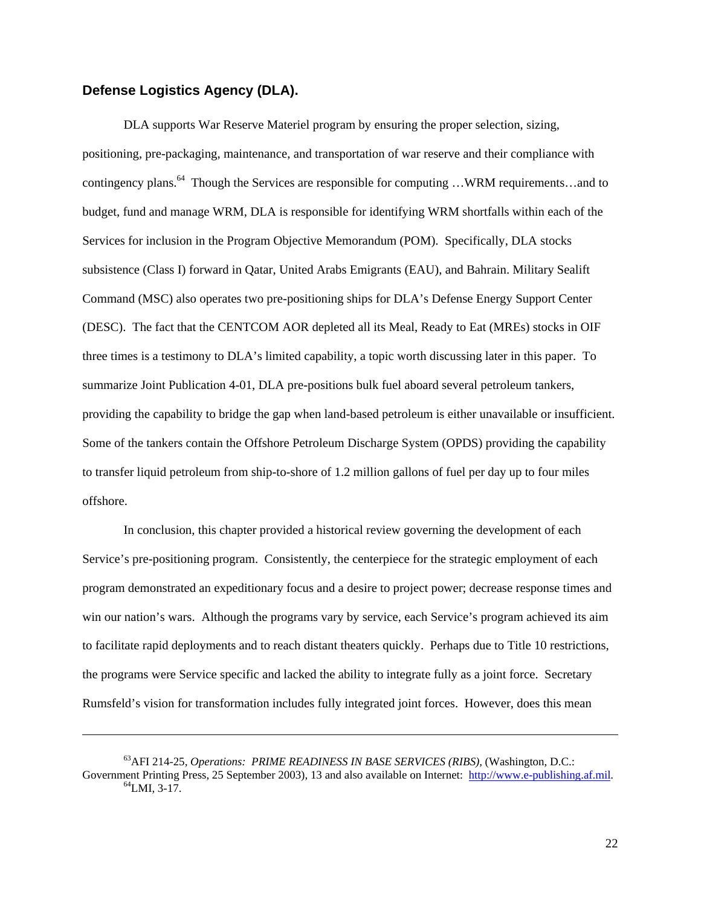## Defense Logistics Agency (DLA).

DLA supports War Reserve Materiel program by ensuring the proper selection, sizing, positioning, pre-packaging, maintenance, and transportation of war reserve and their compliance with contingency plans.[64] Though the Services are responsible for computing …WRM requirements…and to budget, fund and manage WRM, DLA is responsible for identifying WRM shortfalls within each of the Services for inclusion in the Program Objective Memorandum (POM). Specifically, DLA stocks subsistence (Class I) forward in Qatar, United Arabs Emigrants (EAU), and Bahrain. Military Sealift Command (MSC) also operates two pre-positioning ships for DLA's Defense Energy Support Center (DESC). The fact that the CENTCOM AOR depleted all its Meal, Ready to Eat (MREs) stocks in OIF three times is a testimony to DLA's limited capability, a topic worth discussing later in this paper. To summarize Joint Publication 4-01, DLA pre-positions bulk fuel aboard several petroleum tankers, providing the capability to bridge the gap when land-based petroleum is either unavailable or insufficient. Some of the tankers contain the Offshore Petroleum Discharge System (OPDS) providing the capability to transfer liquid petroleum from ship-to-shore of 1.2 million gallons of fuel per day up to four miles offshore.

In conclusion, this chapter provided a historical review governing the development of each Service's pre-positioning program. Consistently, the centerpiece for the strategic employment of each program demonstrated an expeditionary focus and a desire to project power; decrease response times and win our nation's wars. Although the programs vary by service, each Service's program achieved its aim to facilitate rapid deployments and to reach distant theaters quickly. Perhaps due to Title 10 restrictions, the programs were Service specific and lacked the ability to integrate fully as a joint force. Secretary Rumsfeld's vision for transformation includes fully integrated joint forces. However, does this mean

---

[63] AFI 214-25, *Operations: PRIME READINESS IN BASE SERVICES (RIBS)*, (Washington, D.C.: Government Printing Press, 25 September 2003), 13 and also available on Internet: http://www.e-publishing.af.mil.

[64] LMI, 3-17.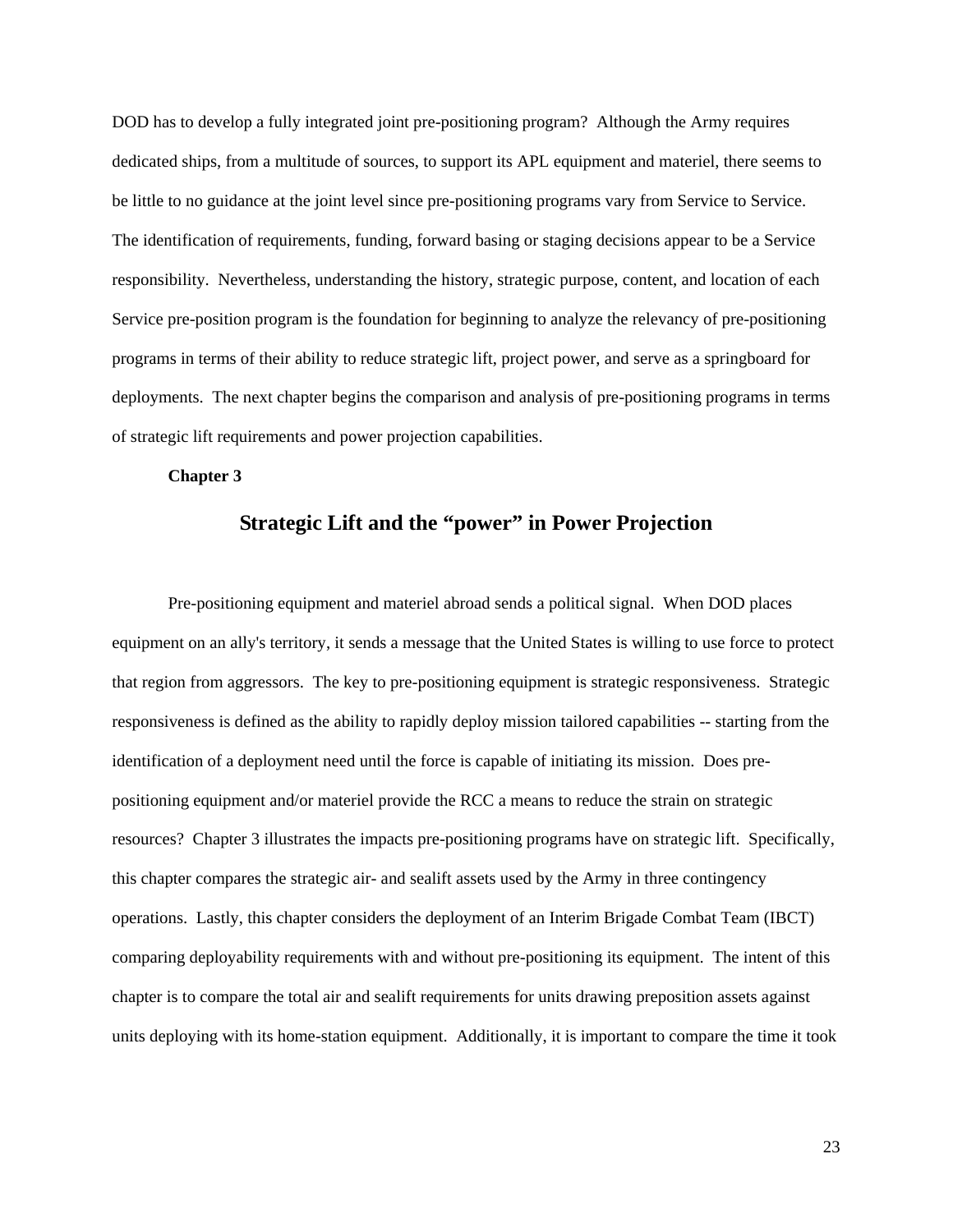DOD has to develop a fully integrated joint pre-positioning program? Although the Army requires dedicated ships, from a multitude of sources, to support its APL equipment and materiel, there seems to be little to no guidance at the joint level since pre-positioning programs vary from Service to Service. The identification of requirements, funding, forward basing or staging decisions appear to be a Service responsibility. Nevertheless, understanding the history, strategic purpose, content, and location of each Service pre-position program is the foundation for beginning to analyze the relevancy of pre-positioning programs in terms of their ability to reduce strategic lift, project power, and serve as a springboard for deployments. The next chapter begins the comparison and analysis of pre-positioning programs in terms of strategic lift requirements and power projection capabilities.

**Chapter 3**

## Strategic Lift and the "power" in Power Projection

Pre-positioning equipment and materiel abroad sends a political signal. When DOD places equipment on an ally's territory, it sends a message that the United States is willing to use force to protect that region from aggressors. The key to pre-positioning equipment is strategic responsiveness. Strategic responsiveness is defined as the ability to rapidly deploy mission tailored capabilities -- starting from the identification of a deployment need until the force is capable of initiating its mission. Does pre-positioning equipment and/or materiel provide the RCC a means to reduce the strain on strategic resources? Chapter 3 illustrates the impacts pre-positioning programs have on strategic lift. Specifically, this chapter compares the strategic air- and sealift assets used by the Army in three contingency operations. Lastly, this chapter considers the deployment of an Interim Brigade Combat Team (IBCT) comparing deployability requirements with and without pre-positioning its equipment. The intent of this chapter is to compare the total air and sealift requirements for units drawing preposition assets against units deploying with its home-station equipment. Additionally, it is important to compare the time it took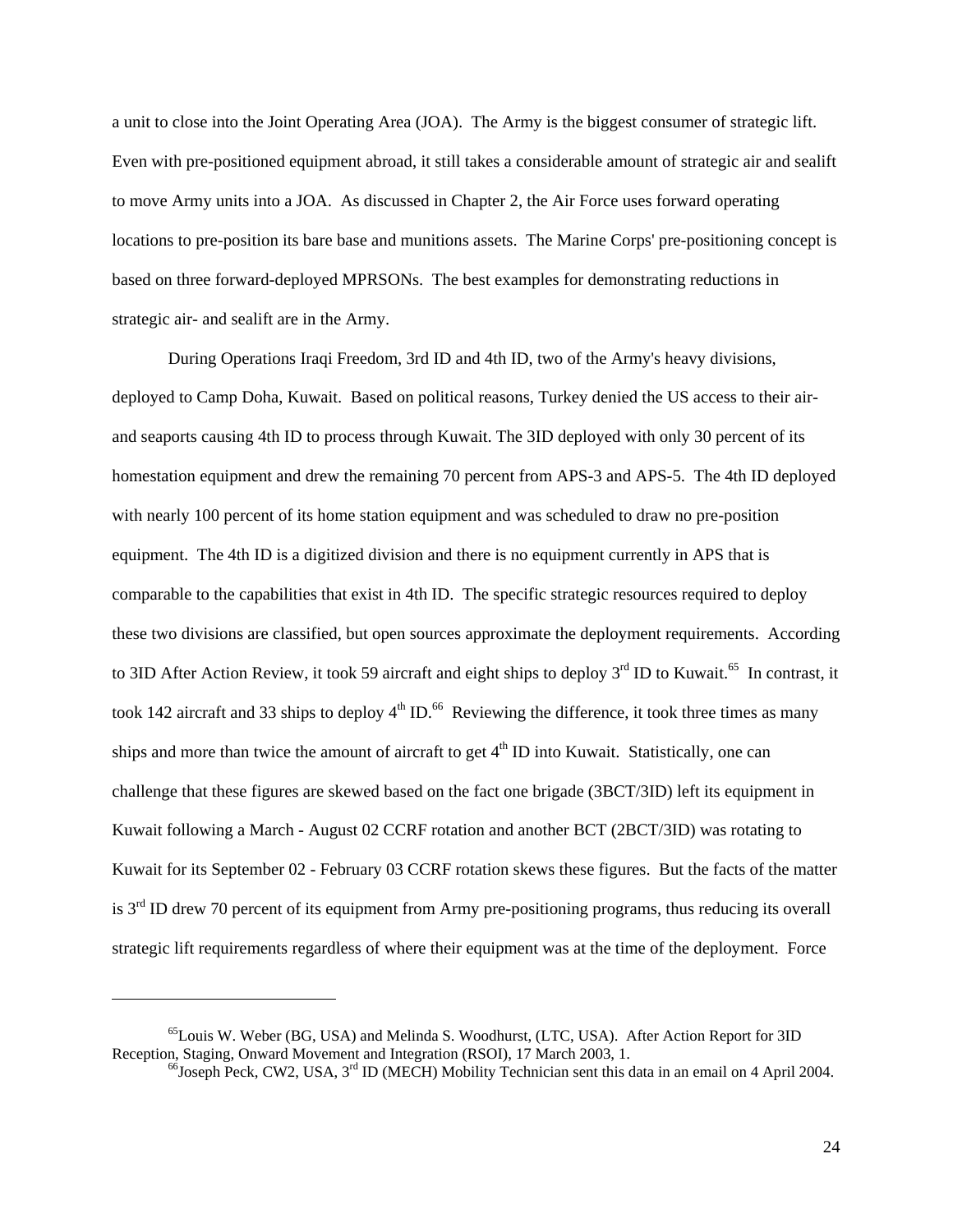a unit to close into the Joint Operating Area (JOA). The Army is the biggest consumer of strategic lift. Even with pre-positioned equipment abroad, it still takes a considerable amount of strategic air and sealift to move Army units into a JOA. As discussed in Chapter 2, the Air Force uses forward operating locations to pre-position its bare base and munitions assets. The Marine Corps' pre-positioning concept is based on three forward-deployed MPRSONs. The best examples for demonstrating reductions in strategic air- and sealift are in the Army.

During Operations Iraqi Freedom, 3rd ID and 4th ID, two of the Army's heavy divisions, deployed to Camp Doha, Kuwait. Based on political reasons, Turkey denied the US access to their air- and seaports causing 4th ID to process through Kuwait. The 3ID deployed with only 30 percent of its homestation equipment and drew the remaining 70 percent from APS-3 and APS-5. The 4th ID deployed with nearly 100 percent of its home station equipment and was scheduled to draw no pre-position equipment. The 4th ID is a digitized division and there is no equipment currently in APS that is comparable to the capabilities that exist in 4th ID. The specific strategic resources required to deploy these two divisions are classified, but open sources approximate the deployment requirements. According to 3ID After Action Review, it took 59 aircraft and eight ships to deploy 3rd ID to Kuwait.[65] In contrast, it took 142 aircraft and 33 ships to deploy 4th ID.[66] Reviewing the difference, it took three times as many ships and more than twice the amount of aircraft to get 4th ID into Kuwait. Statistically, one can challenge that these figures are skewed based on the fact one brigade (3BCT/3ID) left its equipment in Kuwait following a March - August 02 CCRF rotation and another BCT (2BCT/3ID) was rotating to Kuwait for its September 02 - February 03 CCRF rotation skews these figures. But the facts of the matter is 3rd ID drew 70 percent of its equipment from Army pre-positioning programs, thus reducing its overall strategic lift requirements regardless of where their equipment was at the time of the deployment. Force

---

[65] Louis W. Weber (BG, USA) and Melinda S. Woodhurst, (LTC, USA). After Action Report for 3ID Reception, Staging, Onward Movement and Integration (RSOI), 17 March 2003, 1.

[66] Joseph Peck, CW2, USA, 3rd ID (MECH) Mobility Technician sent this data in an email on 4 April 2004.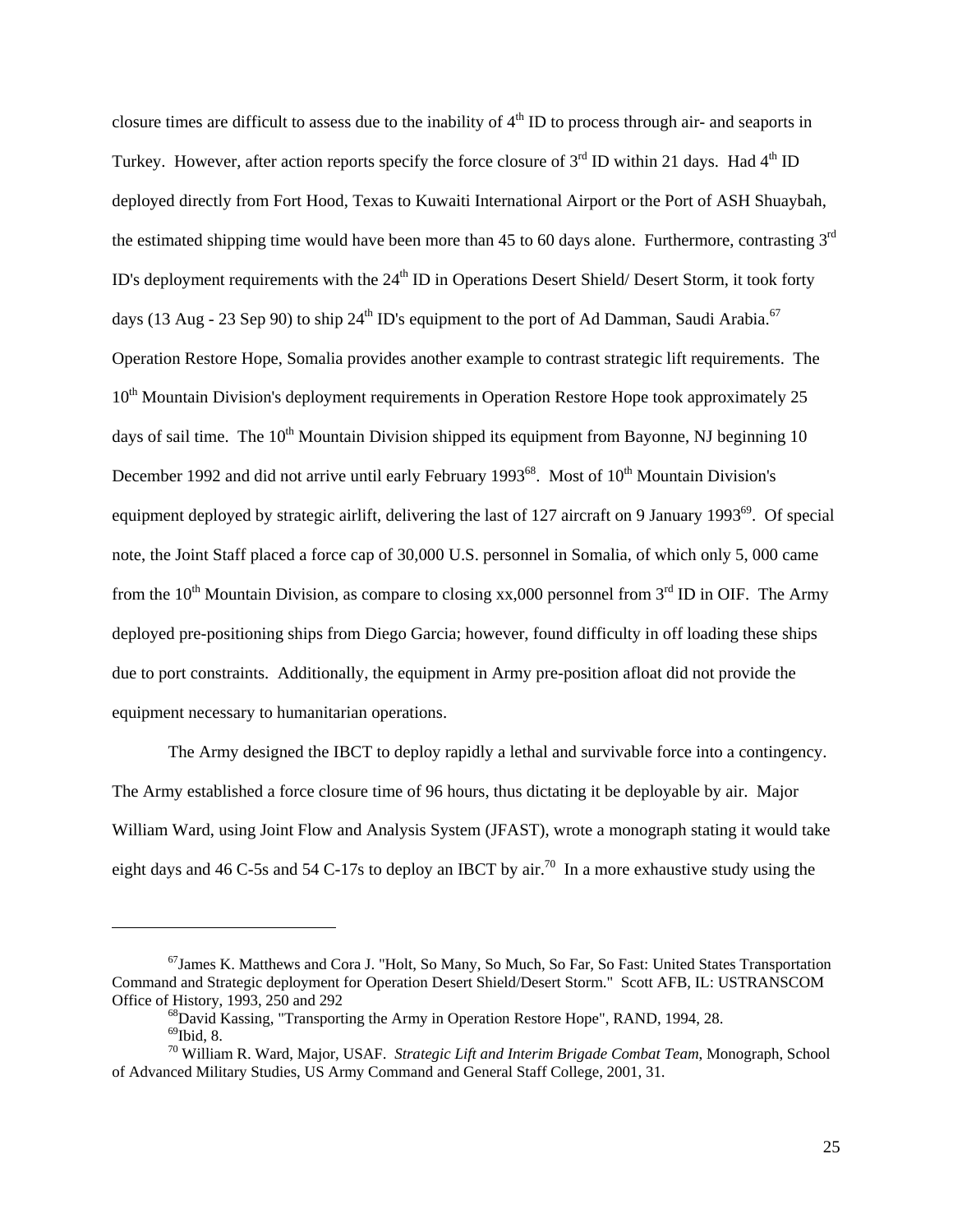closure times are difficult to assess due to the inability of 4th ID to process through air- and seaports in Turkey. However, after action reports specify the force closure of 3rd ID within 21 days. Had 4th ID deployed directly from Fort Hood, Texas to Kuwaiti International Airport or the Port of ASH Shuaybah, the estimated shipping time would have been more than 45 to 60 days alone. Furthermore, contrasting 3rd ID's deployment requirements with the 24th ID in Operations Desert Shield/ Desert Storm, it took forty days (13 Aug - 23 Sep 90) to ship 24th ID's equipment to the port of Ad Damman, Saudi Arabia.[67] Operation Restore Hope, Somalia provides another example to contrast strategic lift requirements. The 10th Mountain Division's deployment requirements in Operation Restore Hope took approximately 25 days of sail time. The 10th Mountain Division shipped its equipment from Bayonne, NJ beginning 10 December 1992 and did not arrive until early February 1993[68]. Most of 10th Mountain Division's equipment deployed by strategic airlift, delivering the last of 127 aircraft on 9 January 1993[69]. Of special note, the Joint Staff placed a force cap of 30,000 U.S. personnel in Somalia, of which only 5, 000 came from the 10th Mountain Division, as compare to closing xx,000 personnel from 3rd ID in OIF. The Army deployed pre-positioning ships from Diego Garcia; however, found difficulty in off loading these ships due to port constraints. Additionally, the equipment in Army pre-position afloat did not provide the equipment necessary to humanitarian operations.

The Army designed the IBCT to deploy rapidly a lethal and survivable force into a contingency. The Army established a force closure time of 96 hours, thus dictating it be deployable by air. Major William Ward, using Joint Flow and Analysis System (JFAST), wrote a monograph stating it would take eight days and 46 C-5s and 54 C-17s to deploy an IBCT by air.[70] In a more exhaustive study using the

---

[67] James K. Matthews and Cora J. "Holt, So Many, So Much, So Far, So Fast: United States Transportation Command and Strategic deployment for Operation Desert Shield/Desert Storm." Scott AFB, IL: USTRANSCOM Office of History, 1993, 250 and 292

[68] David Kassing, "Transporting the Army in Operation Restore Hope", RAND, 1994, 28.

[69] Ibid, 8.

[70] William R. Ward, Major, USAF. *Strategic Lift and Interim Brigade Combat Team*, Monograph, School of Advanced Military Studies, US Army Command and General Staff College, 2001, 31.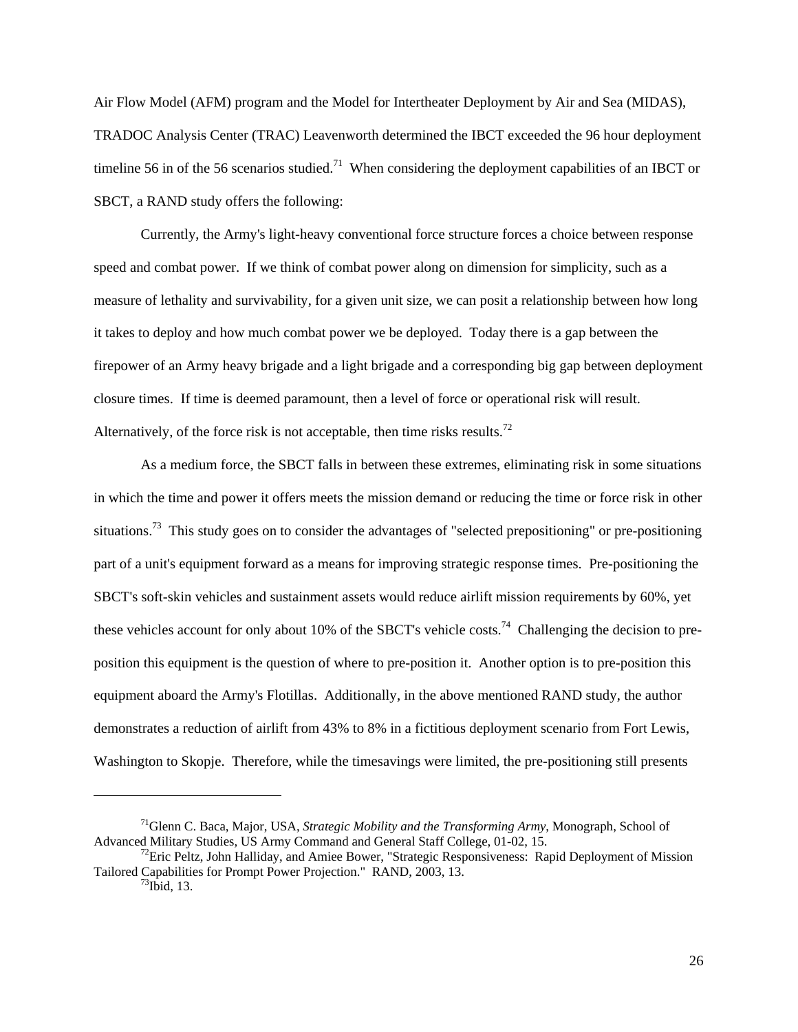Air Flow Model (AFM) program and the Model for Intertheater Deployment by Air and Sea (MIDAS), TRADOC Analysis Center (TRAC) Leavenworth determined the IBCT exceeded the 96 hour deployment timeline 56 in of the 56 scenarios studied.[71] When considering the deployment capabilities of an IBCT or SBCT, a RAND study offers the following:

Currently, the Army's light-heavy conventional force structure forces a choice between response speed and combat power. If we think of combat power along on dimension for simplicity, such as a measure of lethality and survivability, for a given unit size, we can posit a relationship between how long it takes to deploy and how much combat power we be deployed. Today there is a gap between the firepower of an Army heavy brigade and a light brigade and a corresponding big gap between deployment closure times. If time is deemed paramount, then a level of force or operational risk will result. Alternatively, of the force risk is not acceptable, then time risks results.[72]

As a medium force, the SBCT falls in between these extremes, eliminating risk in some situations in which the time and power it offers meets the mission demand or reducing the time or force risk in other situations.[73] This study goes on to consider the advantages of "selected prepositioning" or pre-positioning part of a unit's equipment forward as a means for improving strategic response times. Pre-positioning the SBCT's soft-skin vehicles and sustainment assets would reduce airlift mission requirements by 60%, yet these vehicles account for only about 10% of the SBCT's vehicle costs.[74] Challenging the decision to pre-position this equipment is the question of where to pre-position it. Another option is to pre-position this equipment aboard the Army's Flotillas. Additionally, in the above mentioned RAND study, the author demonstrates a reduction of airlift from 43% to 8% in a fictitious deployment scenario from Fort Lewis, Washington to Skopje. Therefore, while the timesavings were limited, the pre-positioning still presents

---

[71]Glenn C. Baca, Major, USA, *Strategic Mobility and the Transforming Army*, Monograph, School of Advanced Military Studies, US Army Command and General Staff College, 01-02, 15.

[72]Eric Peltz, John Halliday, and Amiee Bower, "Strategic Responsiveness: Rapid Deployment of Mission Tailored Capabilities for Prompt Power Projection." RAND, 2003, 13.

[73]Ibid, 13.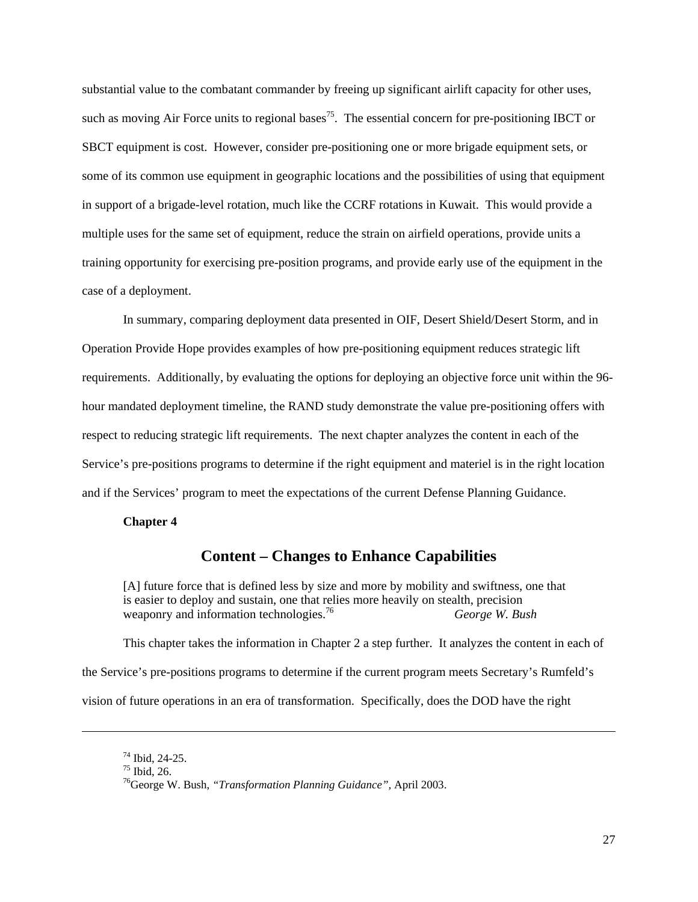substantial value to the combatant commander by freeing up significant airlift capacity for other uses, such as moving Air Force units to regional bases[75]. The essential concern for pre-positioning IBCT or SBCT equipment is cost. However, consider pre-positioning one or more brigade equipment sets, or some of its common use equipment in geographic locations and the possibilities of using that equipment in support of a brigade-level rotation, much like the CCRF rotations in Kuwait. This would provide a multiple uses for the same set of equipment, reduce the strain on airfield operations, provide units a training opportunity for exercising pre-position programs, and provide early use of the equipment in the case of a deployment.

In summary, comparing deployment data presented in OIF, Desert Shield/Desert Storm, and in Operation Provide Hope provides examples of how pre-positioning equipment reduces strategic lift requirements. Additionally, by evaluating the options for deploying an objective force unit within the 96-hour mandated deployment timeline, the RAND study demonstrate the value pre-positioning offers with respect to reducing strategic lift requirements. The next chapter analyzes the content in each of the Service's pre-positions programs to determine if the right equipment and materiel is in the right location and if the Services' program to meet the expectations of the current Defense Planning Guidance.

**Chapter 4**

## Content – Changes to Enhance Capabilities

> [A] future force that is defined less by size and more by mobility and swiftness, one that is easier to deploy and sustain, one that relies more heavily on stealth, precision weaponry and information technologies.[76] *George W. Bush*

This chapter takes the information in Chapter 2 a step further. It analyzes the content in each of the Service's pre-positions programs to determine if the current program meets Secretary's Rumfeld's vision of future operations in an era of transformation. Specifically, does the DOD have the right

---

[74] Ibid, 24-25.
[75] Ibid, 26.
[76] George W. Bush, *"Transformation Planning Guidance",* April 2003.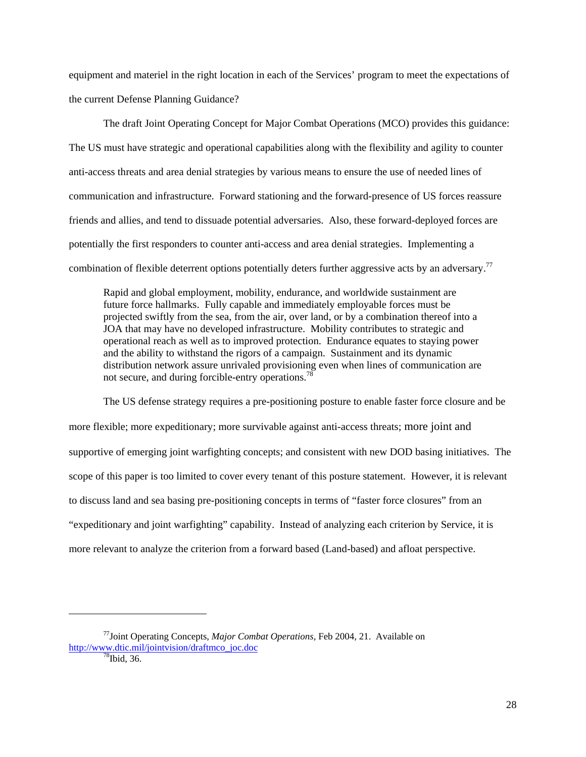equipment and materiel in the right location in each of the Services' program to meet the expectations of the current Defense Planning Guidance?

The draft Joint Operating Concept for Major Combat Operations (MCO) provides this guidance: The US must have strategic and operational capabilities along with the flexibility and agility to counter anti-access threats and area denial strategies by various means to ensure the use of needed lines of communication and infrastructure. Forward stationing and the forward-presence of US forces reassure friends and allies, and tend to dissuade potential adversaries. Also, these forward-deployed forces are potentially the first responders to counter anti-access and area denial strategies. Implementing a combination of flexible deterrent options potentially deters further aggressive acts by an adversary.[77]

> Rapid and global employment, mobility, endurance, and worldwide sustainment are future force hallmarks. Fully capable and immediately employable forces must be projected swiftly from the sea, from the air, over land, or by a combination thereof into a JOA that may have no developed infrastructure. Mobility contributes to strategic and operational reach as well as to improved protection. Endurance equates to staying power and the ability to withstand the rigors of a campaign. Sustainment and its dynamic distribution network assure unrivaled provisioning even when lines of communication are not secure, and during forcible-entry operations.[78]

The US defense strategy requires a pre-positioning posture to enable faster force closure and be more flexible; more expeditionary; more survivable against anti-access threats; more joint and supportive of emerging joint warfighting concepts; and consistent with new DOD basing initiatives. The scope of this paper is too limited to cover every tenant of this posture statement. However, it is relevant to discuss land and sea basing pre-positioning concepts in terms of "faster force closures" from an "expeditionary and joint warfighting" capability. Instead of analyzing each criterion by Service, it is more relevant to analyze the criterion from a forward based (Land-based) and afloat perspective.

---

[77] Joint Operating Concepts, *Major Combat Operations*, Feb 2004, 21. Available on http://www.dtic.mil/jointvision/draftmco_joc.doc

[78] Ibid, 36.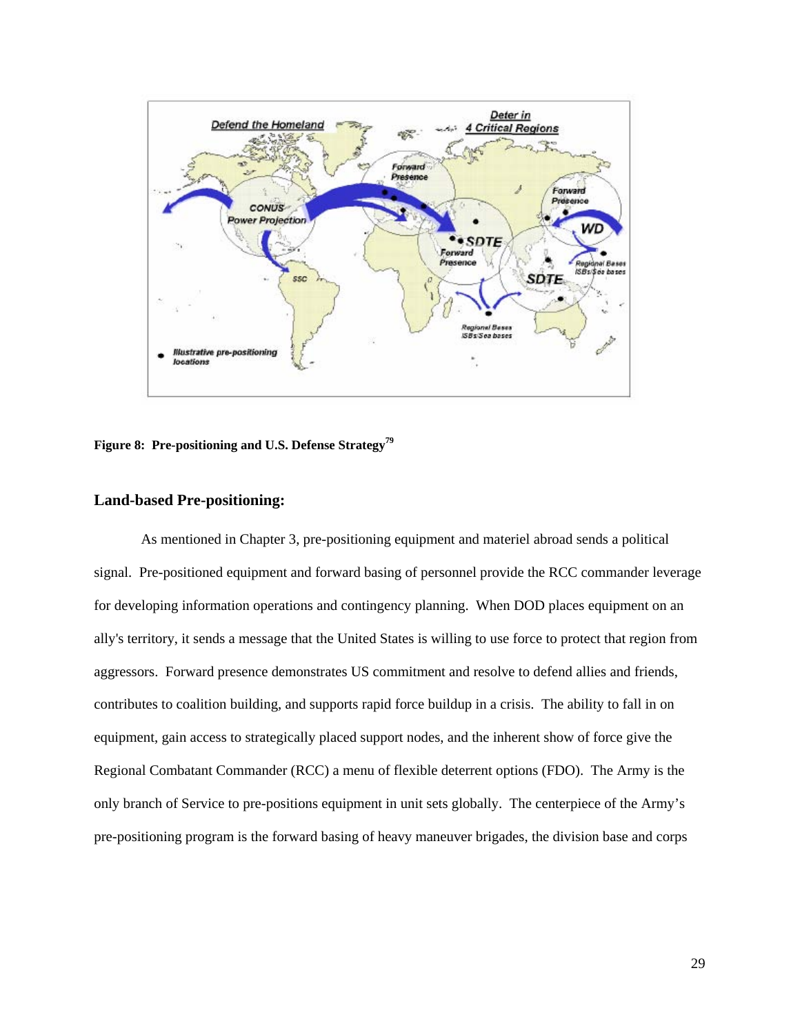**Figure 8: Pre-positioning and U.S. Defense Strategy**[79]

## Land-based Pre-positioning:

As mentioned in Chapter 3, pre-positioning equipment and materiel abroad sends a political signal. Pre-positioned equipment and forward basing of personnel provide the RCC commander leverage for developing information operations and contingency planning. When DOD places equipment on an ally's territory, it sends a message that the United States is willing to use force to protect that region from aggressors. Forward presence demonstrates US commitment and resolve to defend allies and friends, contributes to coalition building, and supports rapid force buildup in a crisis. The ability to fall in on equipment, gain access to strategically placed support nodes, and the inherent show of force give the Regional Combatant Commander (RCC) a menu of flexible deterrent options (FDO). The Army is the only branch of Service to pre-positions equipment in unit sets globally. The centerpiece of the Army's pre-positioning program is the forward basing of heavy maneuver brigades, the division base and corps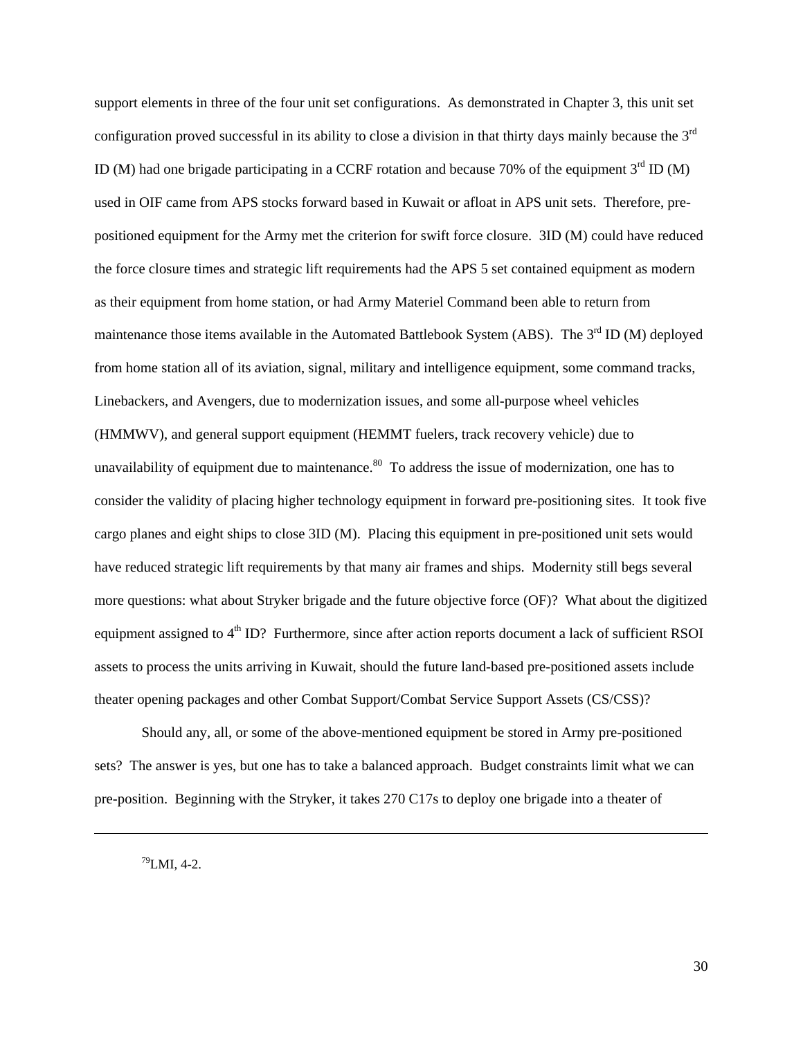support elements in three of the four unit set configurations. As demonstrated in Chapter 3, this unit set configuration proved successful in its ability to close a division in that thirty days mainly because the 3rd ID (M) had one brigade participating in a CCRF rotation and because 70% of the equipment 3rd ID (M) used in OIF came from APS stocks forward based in Kuwait or afloat in APS unit sets. Therefore, pre-positioned equipment for the Army met the criterion for swift force closure. 3ID (M) could have reduced the force closure times and strategic lift requirements had the APS 5 set contained equipment as modern as their equipment from home station, or had Army Materiel Command been able to return from maintenance those items available in the Automated Battlebook System (ABS). The 3rd ID (M) deployed from home station all of its aviation, signal, military and intelligence equipment, some command tracks, Linebackers, and Avengers, due to modernization issues, and some all-purpose wheel vehicles (HMMWV), and general support equipment (HEMMT fuelers, track recovery vehicle) due to unavailability of equipment due to maintenance.[80] To address the issue of modernization, one has to consider the validity of placing higher technology equipment in forward pre-positioning sites. It took five cargo planes and eight ships to close 3ID (M). Placing this equipment in pre-positioned unit sets would have reduced strategic lift requirements by that many air frames and ships. Modernity still begs several more questions: what about Stryker brigade and the future objective force (OF)? What about the digitized equipment assigned to 4th ID? Furthermore, since after action reports document a lack of sufficient RSOI assets to process the units arriving in Kuwait, should the future land-based pre-positioned assets include theater opening packages and other Combat Support/Combat Service Support Assets (CS/CSS)?

Should any, all, or some of the above-mentioned equipment be stored in Army pre-positioned sets? The answer is yes, but one has to take a balanced approach. Budget constraints limit what we can pre-position. Beginning with the Stryker, it takes 270 C17s to deploy one brigade into a theater of

---

[79]LMI, 4-2.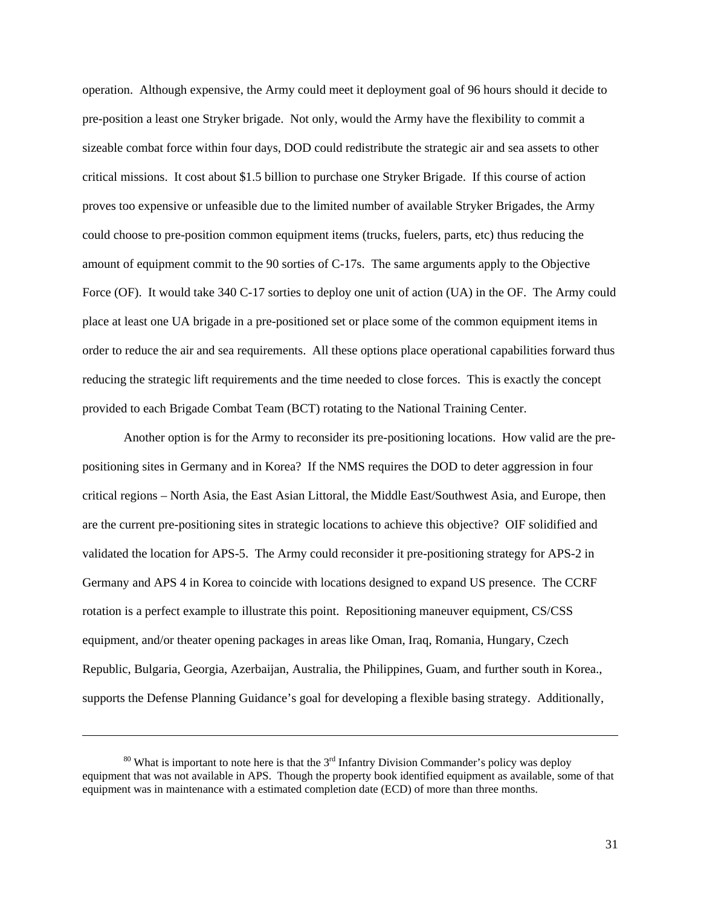operation. Although expensive, the Army could meet it deployment goal of 96 hours should it decide to pre-position a least one Stryker brigade. Not only, would the Army have the flexibility to commit a sizeable combat force within four days, DOD could redistribute the strategic air and sea assets to other critical missions. It cost about $1.5 billion to purchase one Stryker Brigade. If this course of action proves too expensive or unfeasible due to the limited number of available Stryker Brigades, the Army could choose to pre-position common equipment items (trucks, fuelers, parts, etc) thus reducing the amount of equipment commit to the 90 sorties of C-17s. The same arguments apply to the Objective Force (OF). It would take 340 C-17 sorties to deploy one unit of action (UA) in the OF. The Army could place at least one UA brigade in a pre-positioned set or place some of the common equipment items in order to reduce the air and sea requirements. All these options place operational capabilities forward thus reducing the strategic lift requirements and the time needed to close forces. This is exactly the concept provided to each Brigade Combat Team (BCT) rotating to the National Training Center.

Another option is for the Army to reconsider its pre-positioning locations. How valid are the pre-positioning sites in Germany and in Korea? If the NMS requires the DOD to deter aggression in four critical regions – North Asia, the East Asian Littoral, the Middle East/Southwest Asia, and Europe, then are the current pre-positioning sites in strategic locations to achieve this objective? OIF solidified and validated the location for APS-5. The Army could reconsider it pre-positioning strategy for APS-2 in Germany and APS 4 in Korea to coincide with locations designed to expand US presence. The CCRF rotation is a perfect example to illustrate this point. Repositioning maneuver equipment, CS/CSS equipment, and/or theater opening packages in areas like Oman, Iraq, Romania, Hungary, Czech Republic, Bulgaria, Georgia, Azerbaijan, Australia, the Philippines, Guam, and further south in Korea., supports the Defense Planning Guidance's goal for developing a flexible basing strategy. Additionally,

---

[80] What is important to note here is that the 3rd Infantry Division Commander's policy was deploy equipment that was not available in APS. Though the property book identified equipment as available, some of that equipment was in maintenance with a estimated completion date (ECD) of more than three months.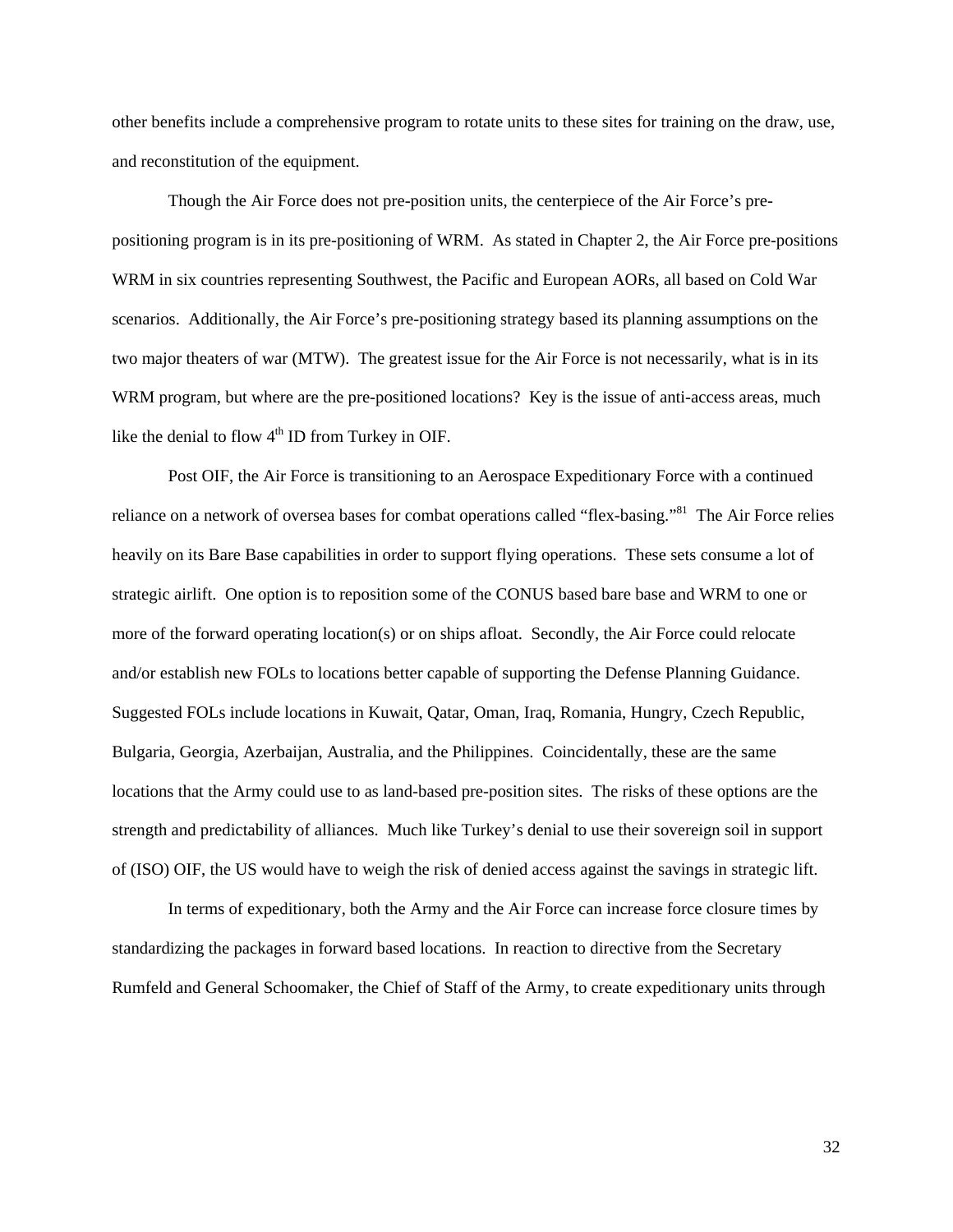other benefits include a comprehensive program to rotate units to these sites for training on the draw, use, and reconstitution of the equipment.

Though the Air Force does not pre-position units, the centerpiece of the Air Force's pre-positioning program is in its pre-positioning of WRM. As stated in Chapter 2, the Air Force pre-positions WRM in six countries representing Southwest, the Pacific and European AORs, all based on Cold War scenarios. Additionally, the Air Force's pre-positioning strategy based its planning assumptions on the two major theaters of war (MTW). The greatest issue for the Air Force is not necessarily, what is in its WRM program, but where are the pre-positioned locations? Key is the issue of anti-access areas, much like the denial to flow 4th ID from Turkey in OIF.

Post OIF, the Air Force is transitioning to an Aerospace Expeditionary Force with a continued reliance on a network of oversea bases for combat operations called "flex-basing."[81] The Air Force relies heavily on its Bare Base capabilities in order to support flying operations. These sets consume a lot of strategic airlift. One option is to reposition some of the CONUS based bare base and WRM to one or more of the forward operating location(s) or on ships afloat. Secondly, the Air Force could relocate and/or establish new FOLs to locations better capable of supporting the Defense Planning Guidance. Suggested FOLs include locations in Kuwait, Qatar, Oman, Iraq, Romania, Hungry, Czech Republic, Bulgaria, Georgia, Azerbaijan, Australia, and the Philippines. Coincidentally, these are the same locations that the Army could use to as land-based pre-position sites. The risks of these options are the strength and predictability of alliances. Much like Turkey's denial to use their sovereign soil in support of (ISO) OIF, the US would have to weigh the risk of denied access against the savings in strategic lift.

In terms of expeditionary, both the Army and the Air Force can increase force closure times by standardizing the packages in forward based locations. In reaction to directive from the Secretary Rumfeld and General Schoomaker, the Chief of Staff of the Army, to create expeditionary units through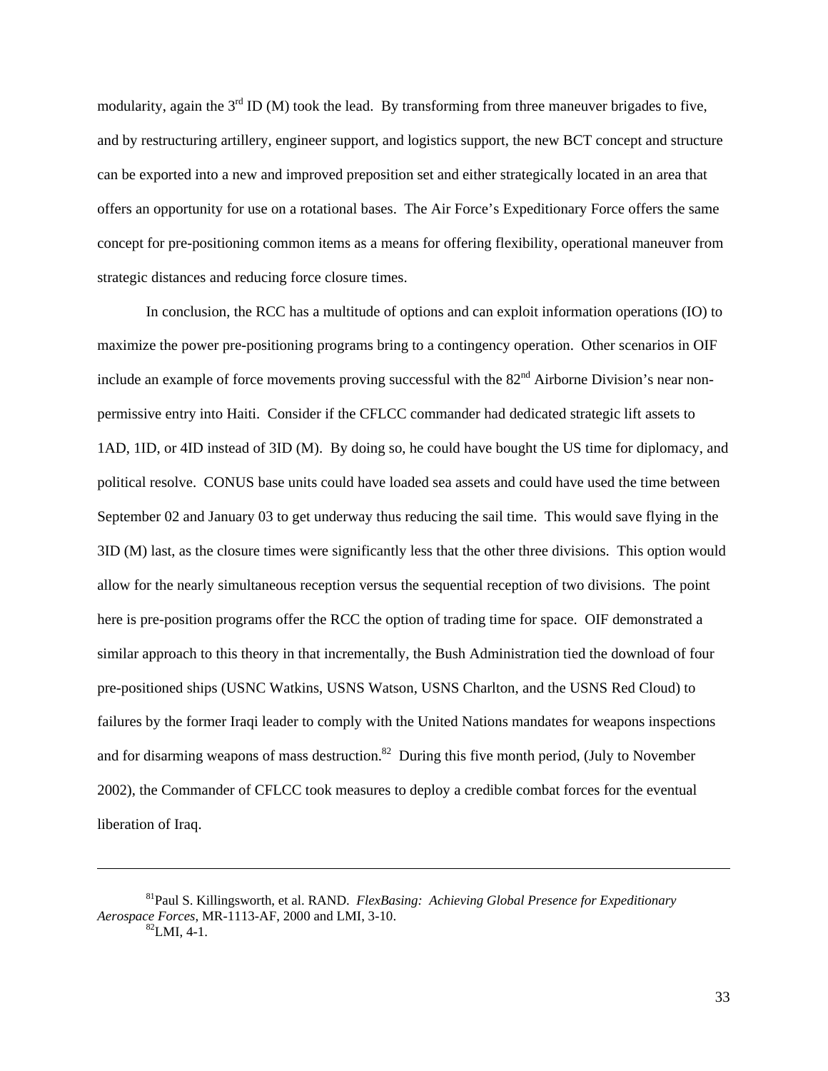modularity, again the 3rd ID (M) took the lead. By transforming from three maneuver brigades to five, and by restructuring artillery, engineer support, and logistics support, the new BCT concept and structure can be exported into a new and improved preposition set and either strategically located in an area that offers an opportunity for use on a rotational bases. The Air Force's Expeditionary Force offers the same concept for pre-positioning common items as a means for offering flexibility, operational maneuver from strategic distances and reducing force closure times.

In conclusion, the RCC has a multitude of options and can exploit information operations (IO) to maximize the power pre-positioning programs bring to a contingency operation. Other scenarios in OIF include an example of force movements proving successful with the 82nd Airborne Division's near non-permissive entry into Haiti. Consider if the CFLCC commander had dedicated strategic lift assets to 1AD, 1ID, or 4ID instead of 3ID (M). By doing so, he could have bought the US time for diplomacy, and political resolve. CONUS base units could have loaded sea assets and could have used the time between September 02 and January 03 to get underway thus reducing the sail time. This would save flying in the 3ID (M) last, as the closure times were significantly less that the other three divisions. This option would allow for the nearly simultaneous reception versus the sequential reception of two divisions. The point here is pre-position programs offer the RCC the option of trading time for space. OIF demonstrated a similar approach to this theory in that incrementally, the Bush Administration tied the download of four pre-positioned ships (USNC Watkins, USNS Watson, USNS Charlton, and the USNS Red Cloud) to failures by the former Iraqi leader to comply with the United Nations mandates for weapons inspections and for disarming weapons of mass destruction.[82] During this five month period, (July to November 2002), the Commander of CFLCC took measures to deploy a credible combat forces for the eventual liberation of Iraq.

---

[81]Paul S. Killingsworth, et al. RAND. *FlexBasing: Achieving Global Presence for Expeditionary Aerospace Forces*, MR-1113-AF, 2000 and LMI, 3-10.

[82]LMI, 4-1.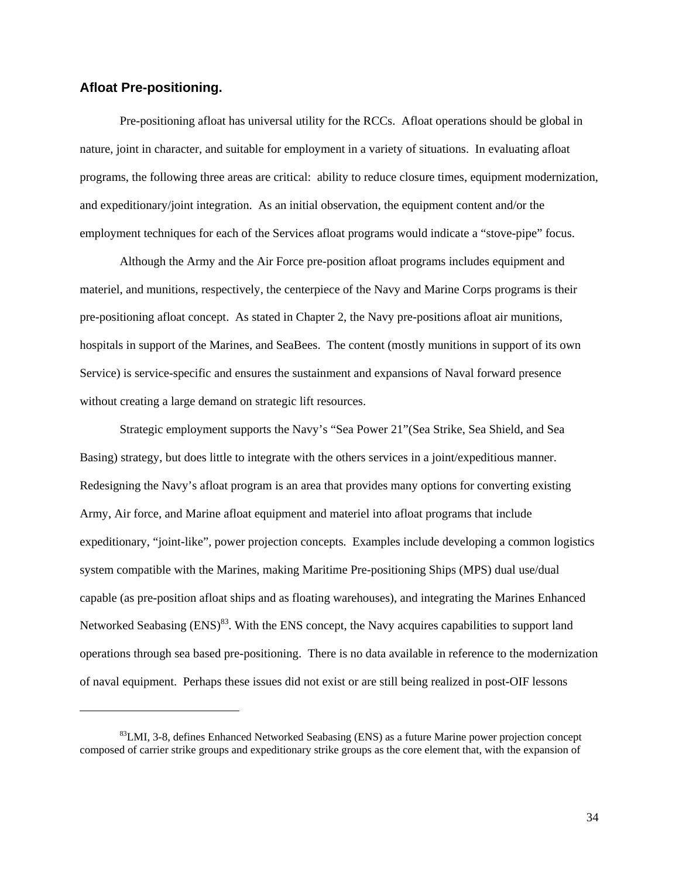### Afloat Pre-positioning.

Pre-positioning afloat has universal utility for the RCCs. Afloat operations should be global in nature, joint in character, and suitable for employment in a variety of situations. In evaluating afloat programs, the following three areas are critical: ability to reduce closure times, equipment modernization, and expeditionary/joint integration. As an initial observation, the equipment content and/or the employment techniques for each of the Services afloat programs would indicate a "stove-pipe" focus.

Although the Army and the Air Force pre-position afloat programs includes equipment and materiel, and munitions, respectively, the centerpiece of the Navy and Marine Corps programs is their pre-positioning afloat concept. As stated in Chapter 2, the Navy pre-positions afloat air munitions, hospitals in support of the Marines, and SeaBees. The content (mostly munitions in support of its own Service) is service-specific and ensures the sustainment and expansions of Naval forward presence without creating a large demand on strategic lift resources.

Strategic employment supports the Navy's "Sea Power 21"(Sea Strike, Sea Shield, and Sea Basing) strategy, but does little to integrate with the others services in a joint/expeditious manner. Redesigning the Navy's afloat program is an area that provides many options for converting existing Army, Air force, and Marine afloat equipment and materiel into afloat programs that include expeditionary, "joint-like", power projection concepts. Examples include developing a common logistics system compatible with the Marines, making Maritime Pre-positioning Ships (MPS) dual use/dual capable (as pre-position afloat ships and as floating warehouses), and integrating the Marines Enhanced Networked Seabasing (ENS)[83]. With the ENS concept, the Navy acquires capabilities to support land operations through sea based pre-positioning. There is no data available in reference to the modernization of naval equipment. Perhaps these issues did not exist or are still being realized in post-OIF lessons

---

[83]LMI, 3-8, defines Enhanced Networked Seabasing (ENS) as a future Marine power projection concept composed of carrier strike groups and expeditionary strike groups as the core element that, with the expansion of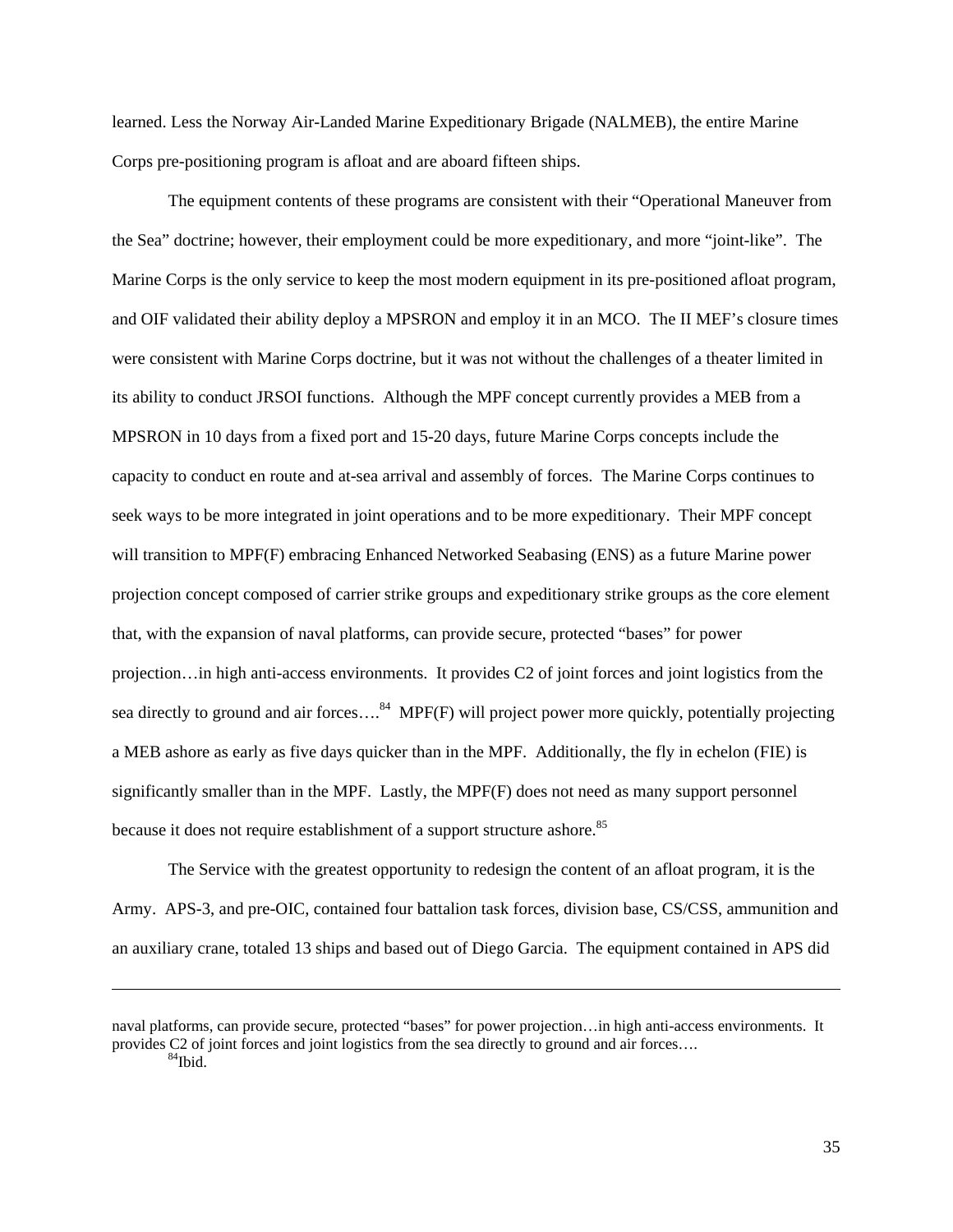learned. Less the Norway Air-Landed Marine Expeditionary Brigade (NALMEB), the entire Marine Corps pre-positioning program is afloat and are aboard fifteen ships.

The equipment contents of these programs are consistent with their "Operational Maneuver from the Sea" doctrine; however, their employment could be more expeditionary, and more "joint-like". The Marine Corps is the only service to keep the most modern equipment in its pre-positioned afloat program, and OIF validated their ability deploy a MPSRON and employ it in an MCO. The II MEF's closure times were consistent with Marine Corps doctrine, but it was not without the challenges of a theater limited in its ability to conduct JRSOI functions. Although the MPF concept currently provides a MEB from a MPSRON in 10 days from a fixed port and 15-20 days, future Marine Corps concepts include the capacity to conduct en route and at-sea arrival and assembly of forces. The Marine Corps continues to seek ways to be more integrated in joint operations and to be more expeditionary. Their MPF concept will transition to MPF(F) embracing Enhanced Networked Seabasing (ENS) as a future Marine power projection concept composed of carrier strike groups and expeditionary strike groups as the core element that, with the expansion of naval platforms, can provide secure, protected "bases" for power projection…in high anti-access environments. It provides C2 of joint forces and joint logistics from the sea directly to ground and air forces….[84] MPF(F) will project power more quickly, potentially projecting a MEB ashore as early as five days quicker than in the MPF. Additionally, the fly in echelon (FIE) is significantly smaller than in the MPF. Lastly, the MPF(F) does not need as many support personnel because it does not require establishment of a support structure ashore.[85]

The Service with the greatest opportunity to redesign the content of an afloat program, it is the Army. APS-3, and pre-OIC, contained four battalion task forces, division base, CS/CSS, ammunition and an auxiliary crane, totaled 13 ships and based out of Diego Garcia. The equipment contained in APS did

---

naval platforms, can provide secure, protected "bases" for power projection…in high anti-access environments. It provides C2 of joint forces and joint logistics from the sea directly to ground and air forces….

[84]Ibid.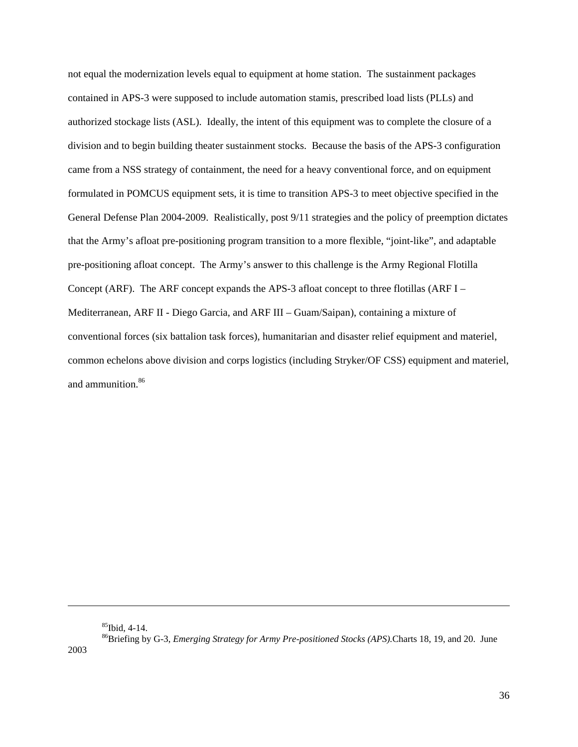not equal the modernization levels equal to equipment at home station. The sustainment packages contained in APS-3 were supposed to include automation stamis, prescribed load lists (PLLs) and authorized stockage lists (ASL). Ideally, the intent of this equipment was to complete the closure of a division and to begin building theater sustainment stocks. Because the basis of the APS-3 configuration came from a NSS strategy of containment, the need for a heavy conventional force, and on equipment formulated in POMCUS equipment sets, it is time to transition APS-3 to meet objective specified in the General Defense Plan 2004-2009. Realistically, post 9/11 strategies and the policy of preemption dictates that the Army's afloat pre-positioning program transition to a more flexible, "joint-like", and adaptable pre-positioning afloat concept. The Army's answer to this challenge is the Army Regional Flotilla Concept (ARF). The ARF concept expands the APS-3 afloat concept to three flotillas (ARF I – Mediterranean, ARF II - Diego Garcia, and ARF III – Guam/Saipan), containing a mixture of conventional forces (six battalion task forces), humanitarian and disaster relief equipment and materiel, common echelons above division and corps logistics (including Stryker/OF CSS) equipment and materiel, and ammunition.[86]

---

[85]Ibid, 4-14.

[86]Briefing by G-3, *Emerging Strategy for Army Pre-positioned Stocks (APS)*.Charts 18, 19, and 20. June 2003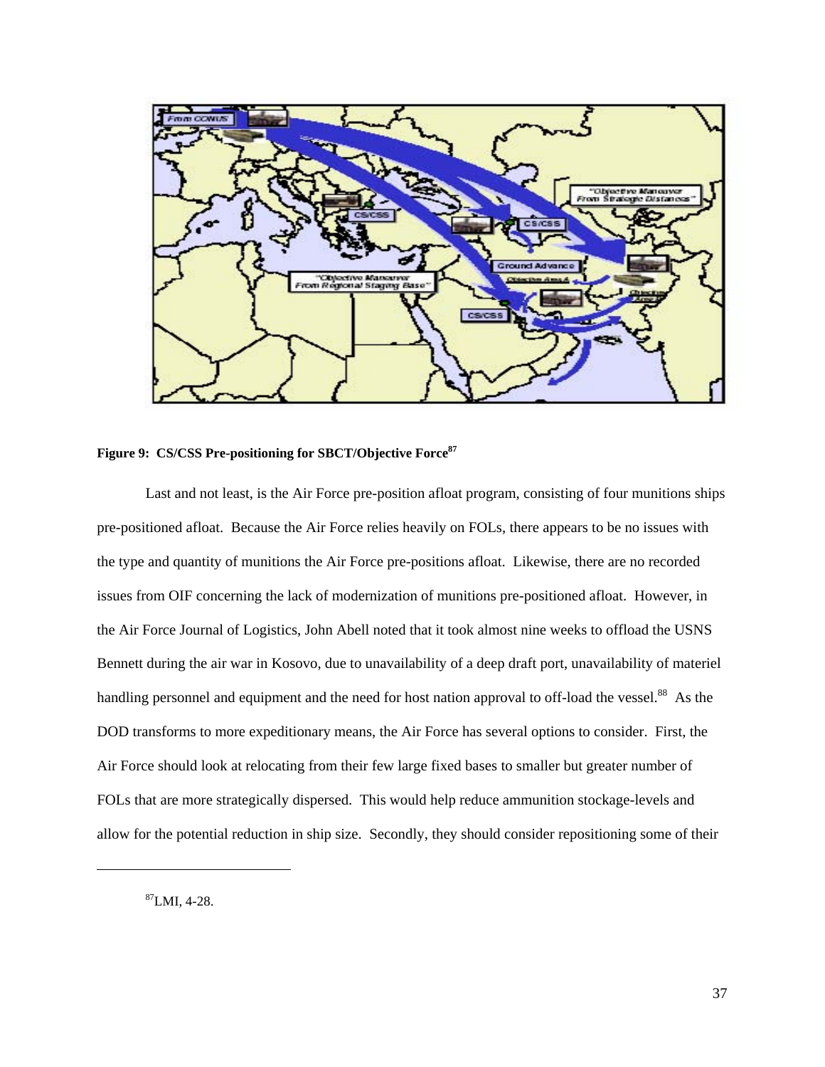**Figure 9: CS/CSS Pre-positioning for SBCT/Objective Force**[87]

Last and not least, is the Air Force pre-position afloat program, consisting of four munitions ships pre-positioned afloat. Because the Air Force relies heavily on FOLs, there appears to be no issues with the type and quantity of munitions the Air Force pre-positions afloat. Likewise, there are no recorded issues from OIF concerning the lack of modernization of munitions pre-positioned afloat. However, in the Air Force Journal of Logistics, John Abell noted that it took almost nine weeks to offload the USNS Bennett during the air war in Kosovo, due to unavailability of a deep draft port, unavailability of materiel handling personnel and equipment and the need for host nation approval to off-load the vessel.[88] As the DOD transforms to more expeditionary means, the Air Force has several options to consider. First, the Air Force should look at relocating from their few large fixed bases to smaller but greater number of FOLs that are more strategically dispersed. This would help reduce ammunition stockage-levels and allow for the potential reduction in ship size. Secondly, they should consider repositioning some of their

---

[87]LMI, 4-28.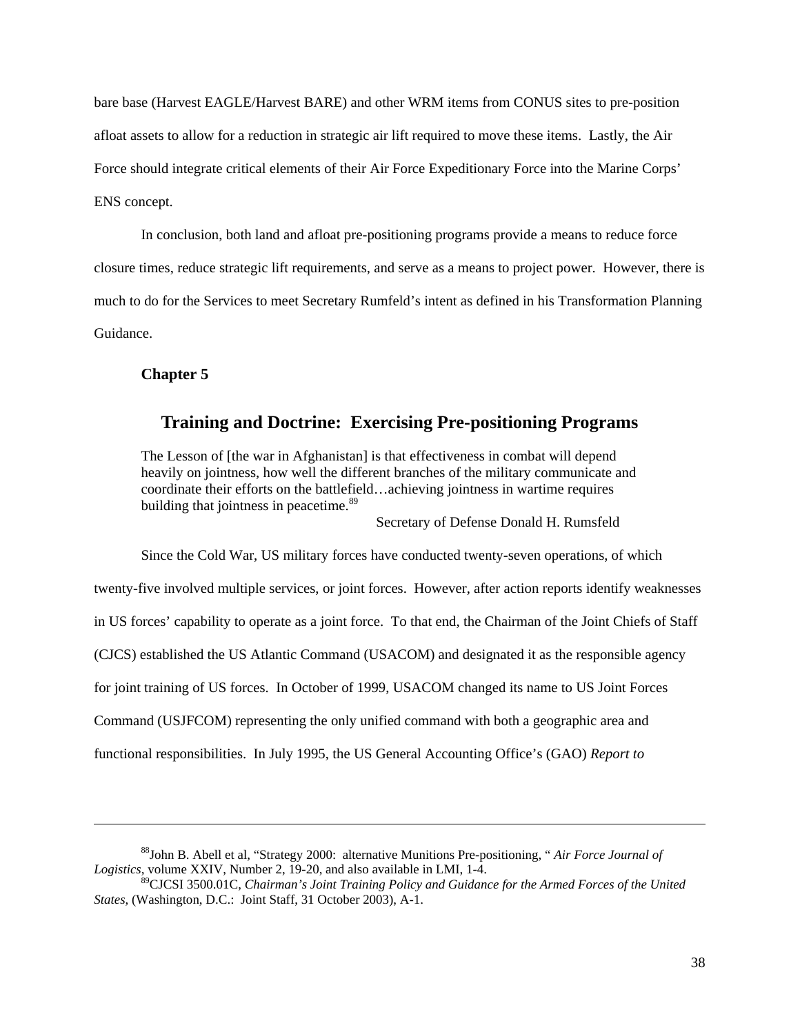bare base (Harvest EAGLE/Harvest BARE) and other WRM items from CONUS sites to pre-position afloat assets to allow for a reduction in strategic air lift required to move these items. Lastly, the Air Force should integrate critical elements of their Air Force Expeditionary Force into the Marine Corps' ENS concept.

In conclusion, both land and afloat pre-positioning programs provide a means to reduce force closure times, reduce strategic lift requirements, and serve as a means to project power. However, there is much to do for the Services to meet Secretary Rumfeld's intent as defined in his Transformation Planning Guidance.

**Chapter 5**

## Training and Doctrine: Exercising Pre-positioning Programs

> The Lesson of [the war in Afghanistan] is that effectiveness in combat will depend heavily on jointness, how well the different branches of the military communicate and coordinate their efforts on the battlefield…achieving jointness in wartime requires building that jointness in peacetime.[89]
>
> Secretary of Defense Donald H. Rumsfeld

Since the Cold War, US military forces have conducted twenty-seven operations, of which twenty-five involved multiple services, or joint forces. However, after action reports identify weaknesses in US forces' capability to operate as a joint force. To that end, the Chairman of the Joint Chiefs of Staff (CJCS) established the US Atlantic Command (USACOM) and designated it as the responsible agency for joint training of US forces. In October of 1999, USACOM changed its name to US Joint Forces Command (USJFCOM) representing the only unified command with both a geographic area and functional responsibilities. In July 1995, the US General Accounting Office's (GAO) *Report to*

---

[88]John B. Abell et al, "Strategy 2000: alternative Munitions Pre-positioning, " *Air Force Journal of Logistics*, volume XXIV, Number 2, 19-20, and also available in LMI, 1-4.

[89]CJCSI 3500.01C, *Chairman's Joint Training Policy and Guidance for the Armed Forces of the United States*, (Washington, D.C.: Joint Staff, 31 October 2003), A-1.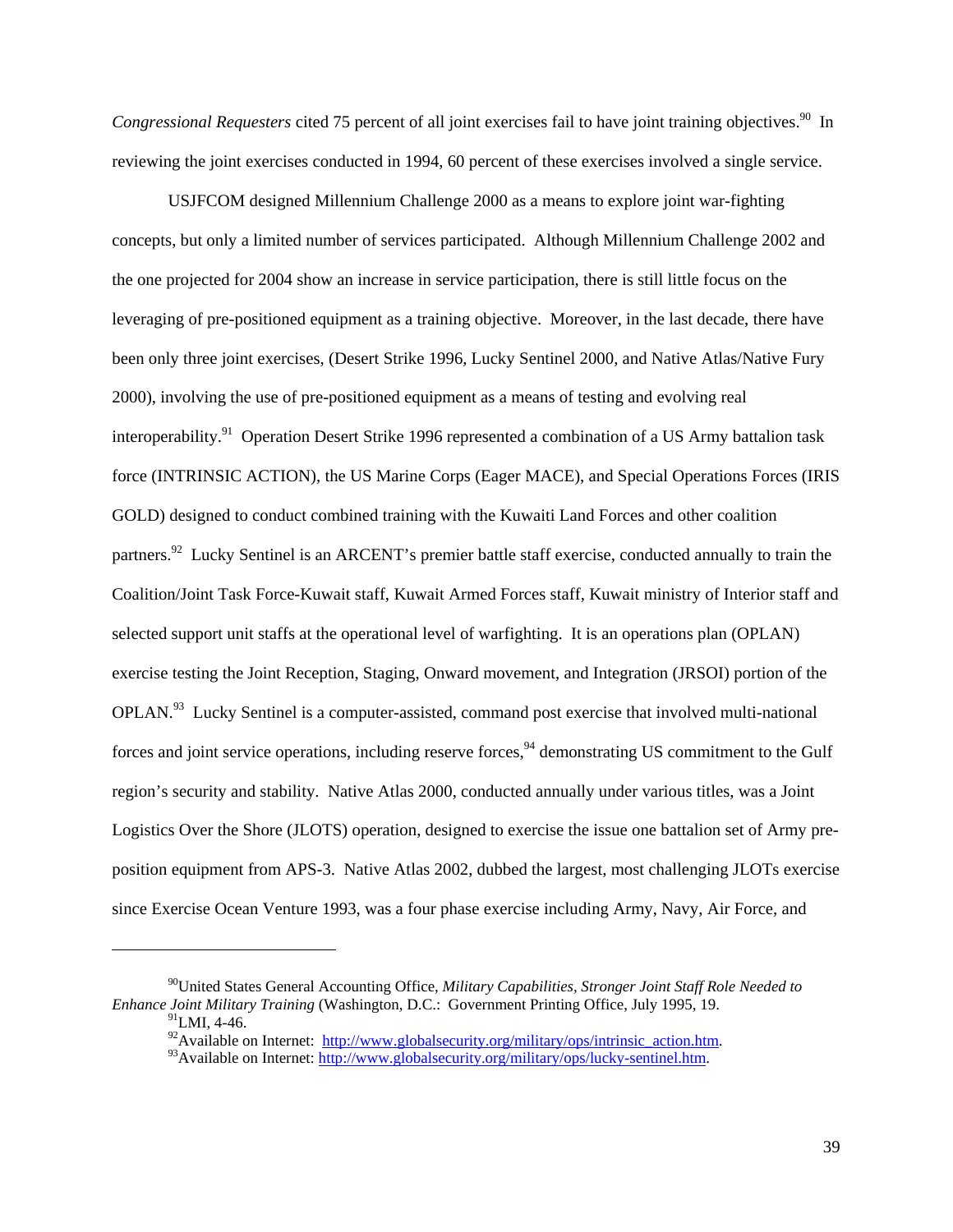*Congressional Requesters* cited 75 percent of all joint exercises fail to have joint training objectives.[90] In reviewing the joint exercises conducted in 1994, 60 percent of these exercises involved a single service.

USJFCOM designed Millennium Challenge 2000 as a means to explore joint war-fighting concepts, but only a limited number of services participated. Although Millennium Challenge 2002 and the one projected for 2004 show an increase in service participation, there is still little focus on the leveraging of pre-positioned equipment as a training objective. Moreover, in the last decade, there have been only three joint exercises, (Desert Strike 1996, Lucky Sentinel 2000, and Native Atlas/Native Fury 2000), involving the use of pre-positioned equipment as a means of testing and evolving real interoperability.[91] Operation Desert Strike 1996 represented a combination of a US Army battalion task force (INTRINSIC ACTION), the US Marine Corps (Eager MACE), and Special Operations Forces (IRIS GOLD) designed to conduct combined training with the Kuwaiti Land Forces and other coalition partners.[92] Lucky Sentinel is an ARCENT's premier battle staff exercise, conducted annually to train the Coalition/Joint Task Force-Kuwait staff, Kuwait Armed Forces staff, Kuwait ministry of Interior staff and selected support unit staffs at the operational level of warfighting. It is an operations plan (OPLAN) exercise testing the Joint Reception, Staging, Onward movement, and Integration (JRSOI) portion of the OPLAN.[93] Lucky Sentinel is a computer-assisted, command post exercise that involved multi-national forces and joint service operations, including reserve forces,[94] demonstrating US commitment to the Gulf region's security and stability. Native Atlas 2000, conducted annually under various titles, was a Joint Logistics Over the Shore (JLOTS) operation, designed to exercise the issue one battalion set of Army pre-position equipment from APS-3. Native Atlas 2002, dubbed the largest, most challenging JLOTs exercise since Exercise Ocean Venture 1993, was a four phase exercise including Army, Navy, Air Force, and

---

[90]United States General Accounting Office, *Military Capabilities, Stronger Joint Staff Role Needed to Enhance Joint Military Training* (Washington, D.C.: Government Printing Office, July 1995, 19.

[91]LMI, 4-46.

[92]Available on Internet: http://www.globalsecurity.org/military/ops/intrinsic_action.htm.

[93]Available on Internet: http://www.globalsecurity.org/military/ops/lucky-sentinel.htm.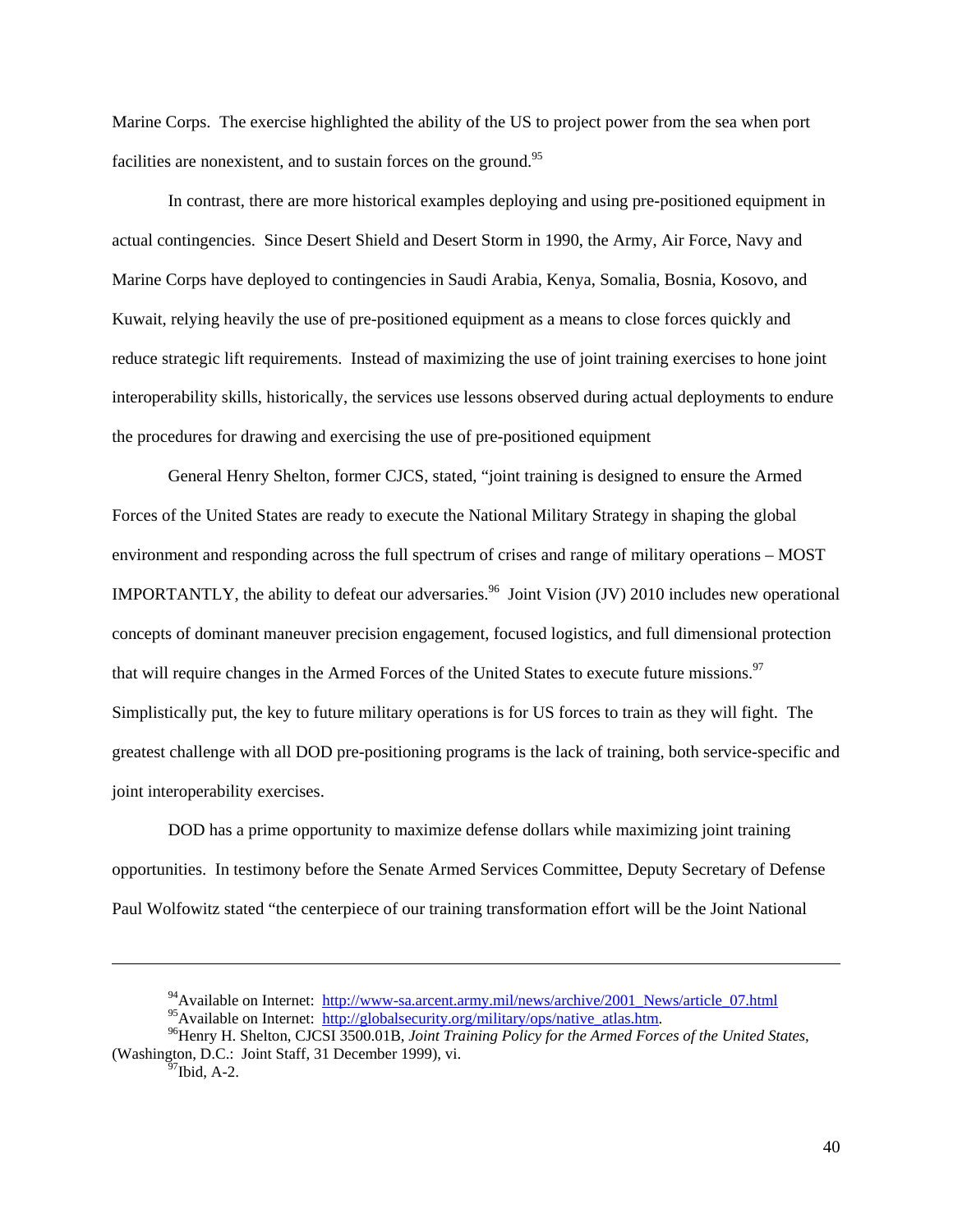Marine Corps. The exercise highlighted the ability of the US to project power from the sea when port facilities are nonexistent, and to sustain forces on the ground.[95]

In contrast, there are more historical examples deploying and using pre-positioned equipment in actual contingencies. Since Desert Shield and Desert Storm in 1990, the Army, Air Force, Navy and Marine Corps have deployed to contingencies in Saudi Arabia, Kenya, Somalia, Bosnia, Kosovo, and Kuwait, relying heavily the use of pre-positioned equipment as a means to close forces quickly and reduce strategic lift requirements. Instead of maximizing the use of joint training exercises to hone joint interoperability skills, historically, the services use lessons observed during actual deployments to endure the procedures for drawing and exercising the use of pre-positioned equipment

General Henry Shelton, former CJCS, stated, "joint training is designed to ensure the Armed Forces of the United States are ready to execute the National Military Strategy in shaping the global environment and responding across the full spectrum of crises and range of military operations – MOST IMPORTANTLY, the ability to defeat our adversaries.[96] Joint Vision (JV) 2010 includes new operational concepts of dominant maneuver precision engagement, focused logistics, and full dimensional protection that will require changes in the Armed Forces of the United States to execute future missions.[97] Simplistically put, the key to future military operations is for US forces to train as they will fight. The greatest challenge with all DOD pre-positioning programs is the lack of training, both service-specific and joint interoperability exercises.

DOD has a prime opportunity to maximize defense dollars while maximizing joint training opportunities. In testimony before the Senate Armed Services Committee, Deputy Secretary of Defense Paul Wolfowitz stated "the centerpiece of our training transformation effort will be the Joint National

---

[94] Available on Internet: http://www-sa.arcent.army.mil/news/archive/2001_News/article_07.html

[95] Available on Internet: http://globalsecurity.org/military/ops/native_atlas.htm.

[96] Henry H. Shelton, CJCSI 3500.01B, *Joint Training Policy for the Armed Forces of the United States*, (Washington, D.C.: Joint Staff, 31 December 1999), vi.

[97] Ibid, A-2.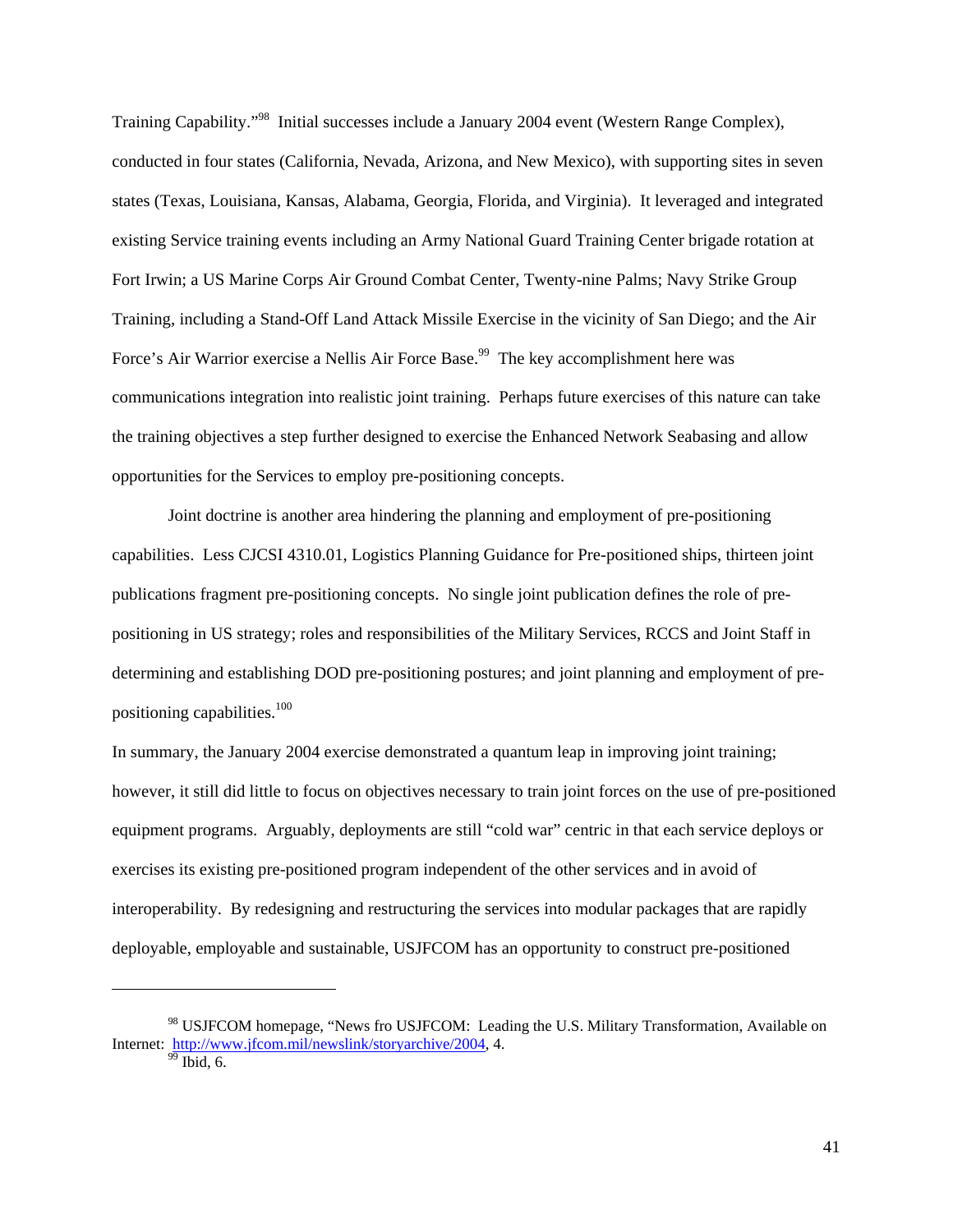Training Capability."[98] Initial successes include a January 2004 event (Western Range Complex), conducted in four states (California, Nevada, Arizona, and New Mexico), with supporting sites in seven states (Texas, Louisiana, Kansas, Alabama, Georgia, Florida, and Virginia). It leveraged and integrated existing Service training events including an Army National Guard Training Center brigade rotation at Fort Irwin; a US Marine Corps Air Ground Combat Center, Twenty-nine Palms; Navy Strike Group Training, including a Stand-Off Land Attack Missile Exercise in the vicinity of San Diego; and the Air Force's Air Warrior exercise a Nellis Air Force Base.[99] The key accomplishment here was communications integration into realistic joint training. Perhaps future exercises of this nature can take the training objectives a step further designed to exercise the Enhanced Network Seabasing and allow opportunities for the Services to employ pre-positioning concepts.

Joint doctrine is another area hindering the planning and employment of pre-positioning capabilities. Less CJCSI 4310.01, Logistics Planning Guidance for Pre-positioned ships, thirteen joint publications fragment pre-positioning concepts. No single joint publication defines the role of pre-positioning in US strategy; roles and responsibilities of the Military Services, RCCS and Joint Staff in determining and establishing DOD pre-positioning postures; and joint planning and employment of pre-positioning capabilities.[100]

In summary, the January 2004 exercise demonstrated a quantum leap in improving joint training; however, it still did little to focus on objectives necessary to train joint forces on the use of pre-positioned equipment programs. Arguably, deployments are still "cold war" centric in that each service deploys or exercises its existing pre-positioned program independent of the other services and in avoid of interoperability. By redesigning and restructuring the services into modular packages that are rapidly deployable, employable and sustainable, USJFCOM has an opportunity to construct pre-positioned

---

[98] USJFCOM homepage, "News fro USJFCOM: Leading the U.S. Military Transformation, Available on Internet: http://www.jfcom.mil/newslink/storyarchive/2004, 4.

[99] Ibid, 6.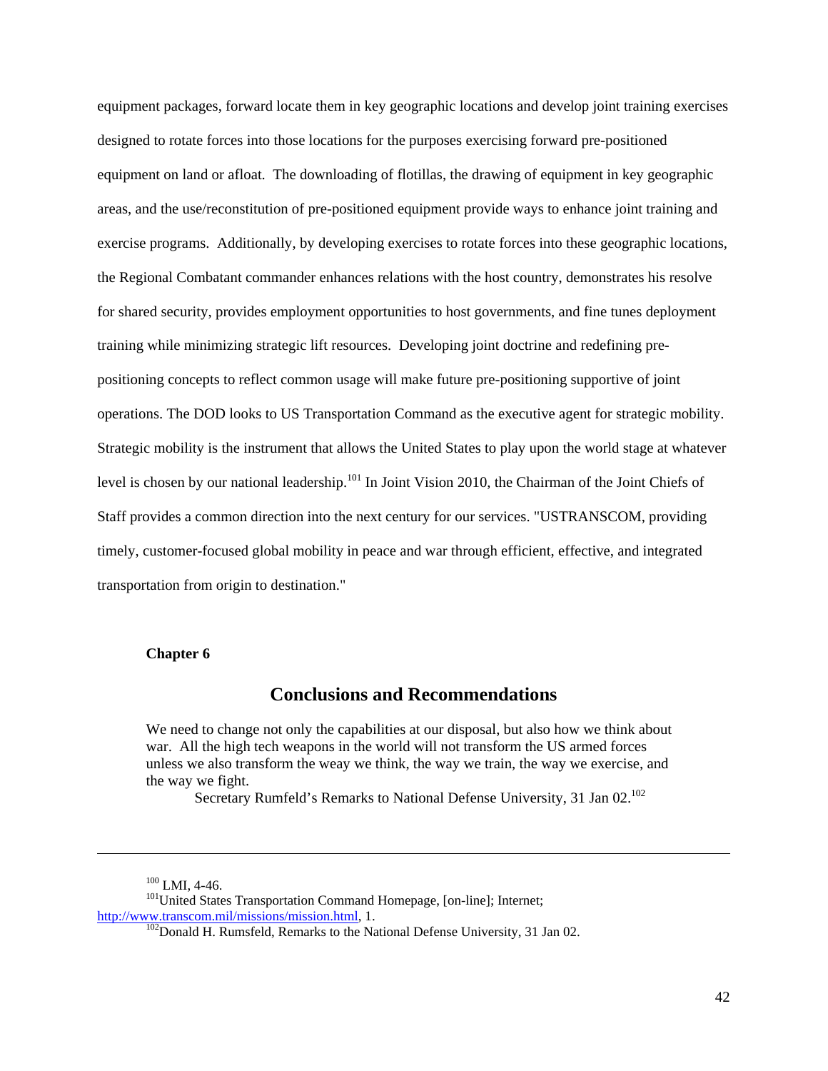equipment packages, forward locate them in key geographic locations and develop joint training exercises designed to rotate forces into those locations for the purposes exercising forward pre-positioned equipment on land or afloat. The downloading of flotillas, the drawing of equipment in key geographic areas, and the use/reconstitution of pre-positioned equipment provide ways to enhance joint training and exercise programs. Additionally, by developing exercises to rotate forces into these geographic locations, the Regional Combatant commander enhances relations with the host country, demonstrates his resolve for shared security, provides employment opportunities to host governments, and fine tunes deployment training while minimizing strategic lift resources. Developing joint doctrine and redefining pre-positioning concepts to reflect common usage will make future pre-positioning supportive of joint operations. The DOD looks to US Transportation Command as the executive agent for strategic mobility. Strategic mobility is the instrument that allows the United States to play upon the world stage at whatever level is chosen by our national leadership.[101] In Joint Vision 2010, the Chairman of the Joint Chiefs of Staff provides a common direction into the next century for our services. "USTRANSCOM, providing timely, customer-focused global mobility in peace and war through efficient, effective, and integrated transportation from origin to destination."

**Chapter 6**

## Conclusions and Recommendations

> We need to change not only the capabilities at our disposal, but also how we think about war. All the high tech weapons in the world will not transform the US armed forces unless we also transform the weay we think, the way we train, the way we exercise, and the way we fight.
>
> Secretary Rumfeld's Remarks to National Defense University, 31 Jan 02.[102]

---

[100] LMI, 4-46.

[101] United States Transportation Command Homepage, [on-line]; Internet; http://www.transcom.mil/missions/mission.html, 1.

[102] Donald H. Rumsfeld, Remarks to the National Defense University, 31 Jan 02.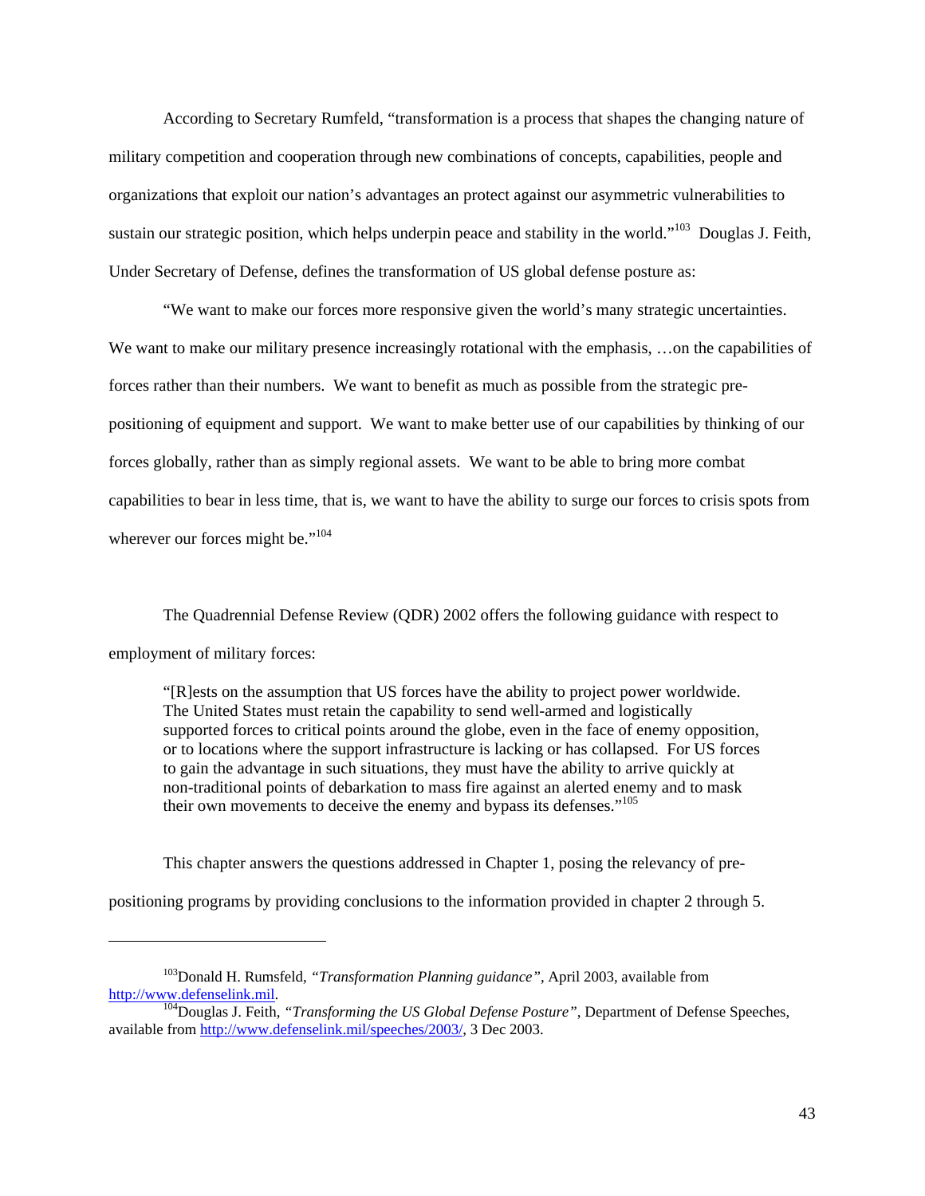According to Secretary Rumfeld, "transformation is a process that shapes the changing nature of military competition and cooperation through new combinations of concepts, capabilities, people and organizations that exploit our nation's advantages an protect against our asymmetric vulnerabilities to sustain our strategic position, which helps underpin peace and stability in the world."[103] Douglas J. Feith, Under Secretary of Defense, defines the transformation of US global defense posture as:

"We want to make our forces more responsive given the world's many strategic uncertainties. We want to make our military presence increasingly rotational with the emphasis, …on the capabilities of forces rather than their numbers. We want to benefit as much as possible from the strategic pre-positioning of equipment and support. We want to make better use of our capabilities by thinking of our forces globally, rather than as simply regional assets. We want to be able to bring more combat capabilities to bear in less time, that is, we want to have the ability to surge our forces to crisis spots from wherever our forces might be."[104]

The Quadrennial Defense Review (QDR) 2002 offers the following guidance with respect to employment of military forces:

> "[R]ests on the assumption that US forces have the ability to project power worldwide. The United States must retain the capability to send well-armed and logistically supported forces to critical points around the globe, even in the face of enemy opposition, or to locations where the support infrastructure is lacking or has collapsed. For US forces to gain the advantage in such situations, they must have the ability to arrive quickly at non-traditional points of debarkation to mass fire against an alerted enemy and to mask their own movements to deceive the enemy and bypass its defenses."[105]

This chapter answers the questions addressed in Chapter 1, posing the relevancy of pre-positioning programs by providing conclusions to the information provided in chapter 2 through 5.

---

[103] Donald H. Rumsfeld, *"Transformation Planning guidance"*, April 2003, available from http://www.defenselink.mil.

[104] Douglas J. Feith, *"Transforming the US Global Defense Posture"*, Department of Defense Speeches, available from http://www.defenselink.mil/speeches/2003/, 3 Dec 2003.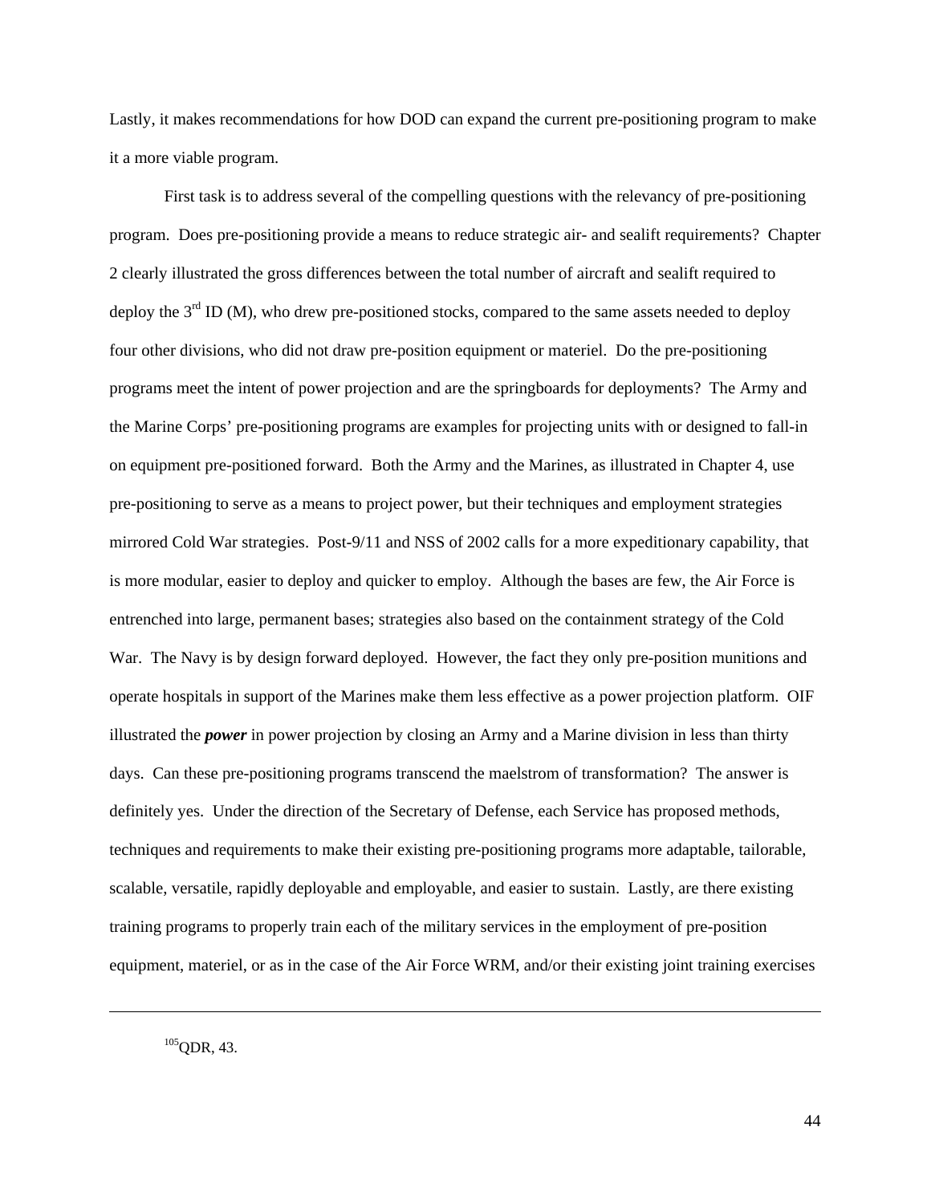Lastly, it makes recommendations for how DOD can expand the current pre-positioning program to make it a more viable program.

First task is to address several of the compelling questions with the relevancy of pre-positioning program. Does pre-positioning provide a means to reduce strategic air- and sealift requirements? Chapter 2 clearly illustrated the gross differences between the total number of aircraft and sealift required to deploy the 3rd ID (M), who drew pre-positioned stocks, compared to the same assets needed to deploy four other divisions, who did not draw pre-position equipment or materiel. Do the pre-positioning programs meet the intent of power projection and are the springboards for deployments? The Army and the Marine Corps' pre-positioning programs are examples for projecting units with or designed to fall-in on equipment pre-positioned forward. Both the Army and the Marines, as illustrated in Chapter 4, use pre-positioning to serve as a means to project power, but their techniques and employment strategies mirrored Cold War strategies. Post-9/11 and NSS of 2002 calls for a more expeditionary capability, that is more modular, easier to deploy and quicker to employ. Although the bases are few, the Air Force is entrenched into large, permanent bases; strategies also based on the containment strategy of the Cold War. The Navy is by design forward deployed. However, the fact they only pre-position munitions and operate hospitals in support of the Marines make them less effective as a power projection platform. OIF illustrated the ***power*** in power projection by closing an Army and a Marine division in less than thirty days. Can these pre-positioning programs transcend the maelstrom of transformation? The answer is definitely yes. Under the direction of the Secretary of Defense, each Service has proposed methods, techniques and requirements to make their existing pre-positioning programs more adaptable, tailorable, scalable, versatile, rapidly deployable and employable, and easier to sustain. Lastly, are there existing training programs to properly train each of the military services in the employment of pre-position equipment, materiel, or as in the case of the Air Force WRM, and/or their existing joint training exercises

---

[105] QDR, 43.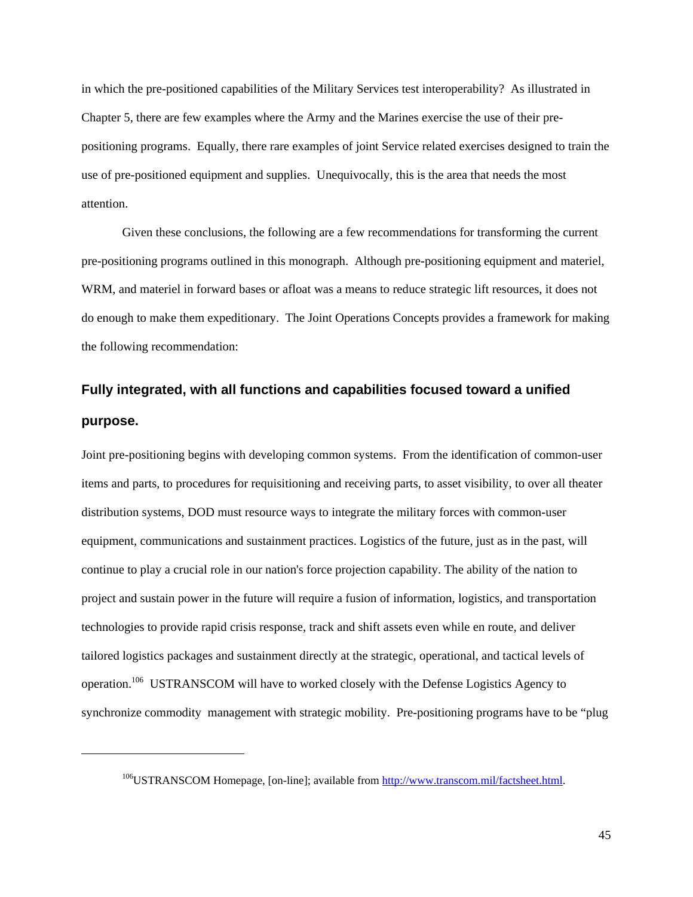in which the pre-positioned capabilities of the Military Services test interoperability? As illustrated in Chapter 5, there are few examples where the Army and the Marines exercise the use of their pre-positioning programs. Equally, there rare examples of joint Service related exercises designed to train the use of pre-positioned equipment and supplies. Unequivocally, this is the area that needs the most attention.

Given these conclusions, the following are a few recommendations for transforming the current pre-positioning programs outlined in this monograph. Although pre-positioning equipment and materiel, WRM, and materiel in forward bases or afloat was a means to reduce strategic lift resources, it does not do enough to make them expeditionary. The Joint Operations Concepts provides a framework for making the following recommendation:

### Fully integrated, with all functions and capabilities focused toward a unified purpose.

Joint pre-positioning begins with developing common systems. From the identification of common-user items and parts, to procedures for requisitioning and receiving parts, to asset visibility, to over all theater distribution systems, DOD must resource ways to integrate the military forces with common-user equipment, communications and sustainment practices. Logistics of the future, just as in the past, will continue to play a crucial role in our nation's force projection capability. The ability of the nation to project and sustain power in the future will require a fusion of information, logistics, and transportation technologies to provide rapid crisis response, track and shift assets even while en route, and deliver tailored logistics packages and sustainment directly at the strategic, operational, and tactical levels of operation.[106] USTRANSCOM will have to worked closely with the Defense Logistics Agency to synchronize commodity management with strategic mobility. Pre-positioning programs have to be "plug

---

[106] USTRANSCOM Homepage, [on-line]; available from http://www.transcom.mil/factsheet.html.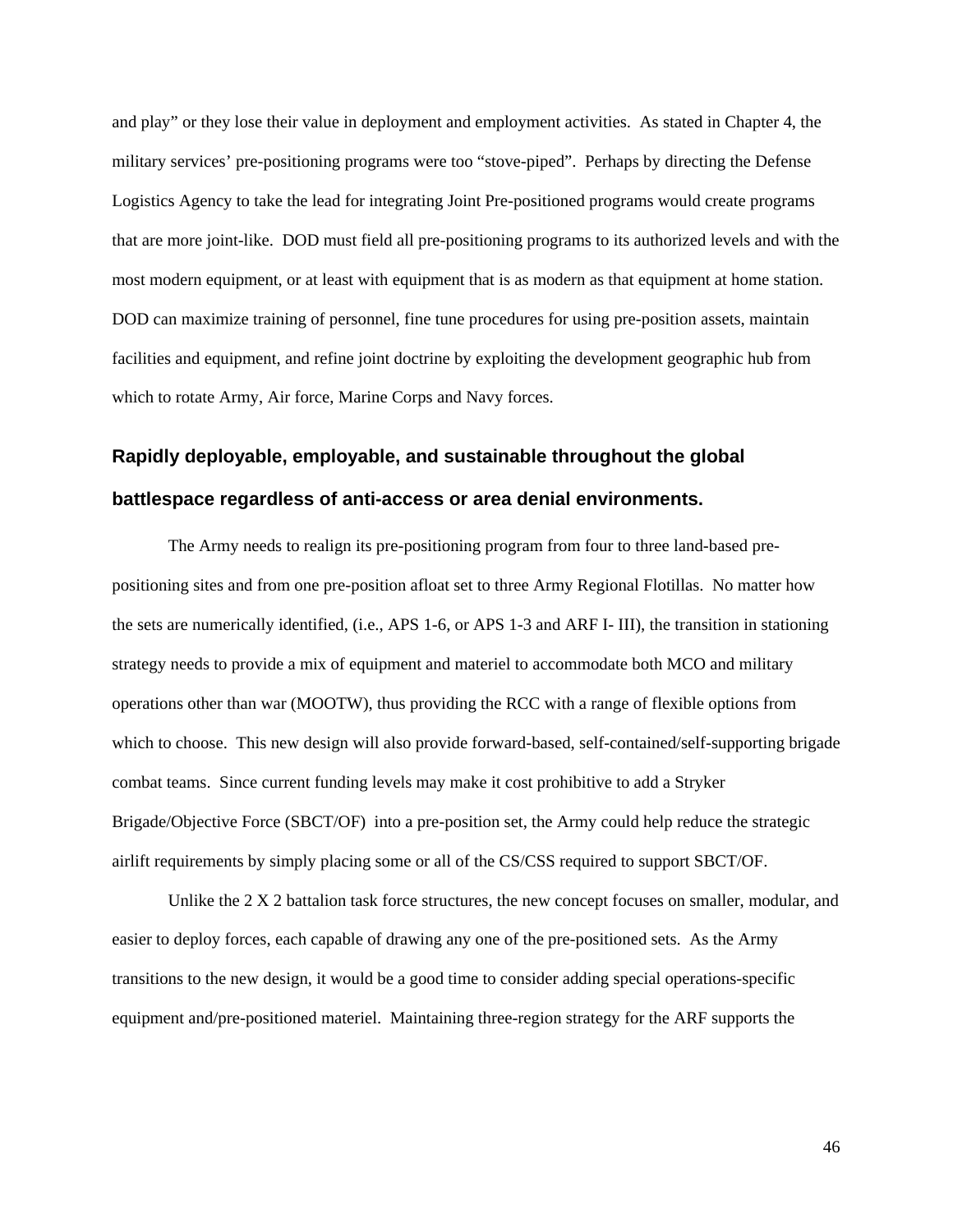and play" or they lose their value in deployment and employment activities. As stated in Chapter 4, the military services' pre-positioning programs were too "stove-piped". Perhaps by directing the Defense Logistics Agency to take the lead for integrating Joint Pre-positioned programs would create programs that are more joint-like. DOD must field all pre-positioning programs to its authorized levels and with the most modern equipment, or at least with equipment that is as modern as that equipment at home station. DOD can maximize training of personnel, fine tune procedures for using pre-position assets, maintain facilities and equipment, and refine joint doctrine by exploiting the development geographic hub from which to rotate Army, Air force, Marine Corps and Navy forces.

### Rapidly deployable, employable, and sustainable throughout the global battlespace regardless of anti-access or area denial environments.

The Army needs to realign its pre-positioning program from four to three land-based pre-positioning sites and from one pre-position afloat set to three Army Regional Flotillas. No matter how the sets are numerically identified, (i.e., APS 1-6, or APS 1-3 and ARF I- III), the transition in stationing strategy needs to provide a mix of equipment and materiel to accommodate both MCO and military operations other than war (MOOTW), thus providing the RCC with a range of flexible options from which to choose. This new design will also provide forward-based, self-contained/self-supporting brigade combat teams. Since current funding levels may make it cost prohibitive to add a Stryker Brigade/Objective Force (SBCT/OF) into a pre-position set, the Army could help reduce the strategic airlift requirements by simply placing some or all of the CS/CSS required to support SBCT/OF.

Unlike the 2 X 2 battalion task force structures, the new concept focuses on smaller, modular, and easier to deploy forces, each capable of drawing any one of the pre-positioned sets. As the Army transitions to the new design, it would be a good time to consider adding special operations-specific equipment and/pre-positioned materiel. Maintaining three-region strategy for the ARF supports the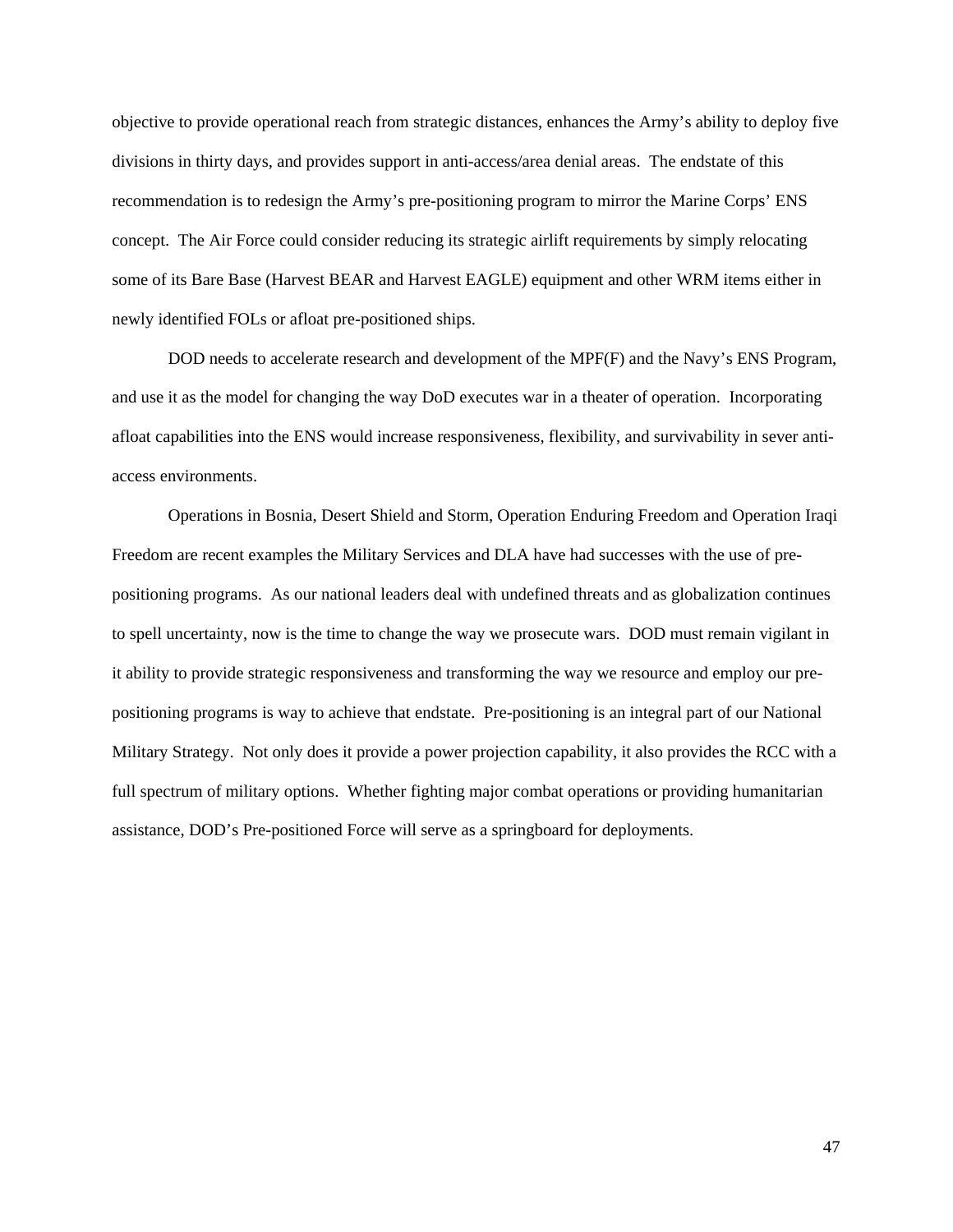objective to provide operational reach from strategic distances, enhances the Army's ability to deploy five divisions in thirty days, and provides support in anti-access/area denial areas. The endstate of this recommendation is to redesign the Army's pre-positioning program to mirror the Marine Corps' ENS concept. The Air Force could consider reducing its strategic airlift requirements by simply relocating some of its Bare Base (Harvest BEAR and Harvest EAGLE) equipment and other WRM items either in newly identified FOLs or afloat pre-positioned ships.

DOD needs to accelerate research and development of the MPF(F) and the Navy's ENS Program, and use it as the model for changing the way DoD executes war in a theater of operation. Incorporating afloat capabilities into the ENS would increase responsiveness, flexibility, and survivability in sever anti-access environments.

Operations in Bosnia, Desert Shield and Storm, Operation Enduring Freedom and Operation Iraqi Freedom are recent examples the Military Services and DLA have had successes with the use of pre-positioning programs. As our national leaders deal with undefined threats and as globalization continues to spell uncertainty, now is the time to change the way we prosecute wars. DOD must remain vigilant in it ability to provide strategic responsiveness and transforming the way we resource and employ our pre-positioning programs is way to achieve that endstate. Pre-positioning is an integral part of our National Military Strategy. Not only does it provide a power projection capability, it also provides the RCC with a full spectrum of military options. Whether fighting major combat operations or providing humanitarian assistance, DOD's Pre-positioned Force will serve as a springboard for deployments.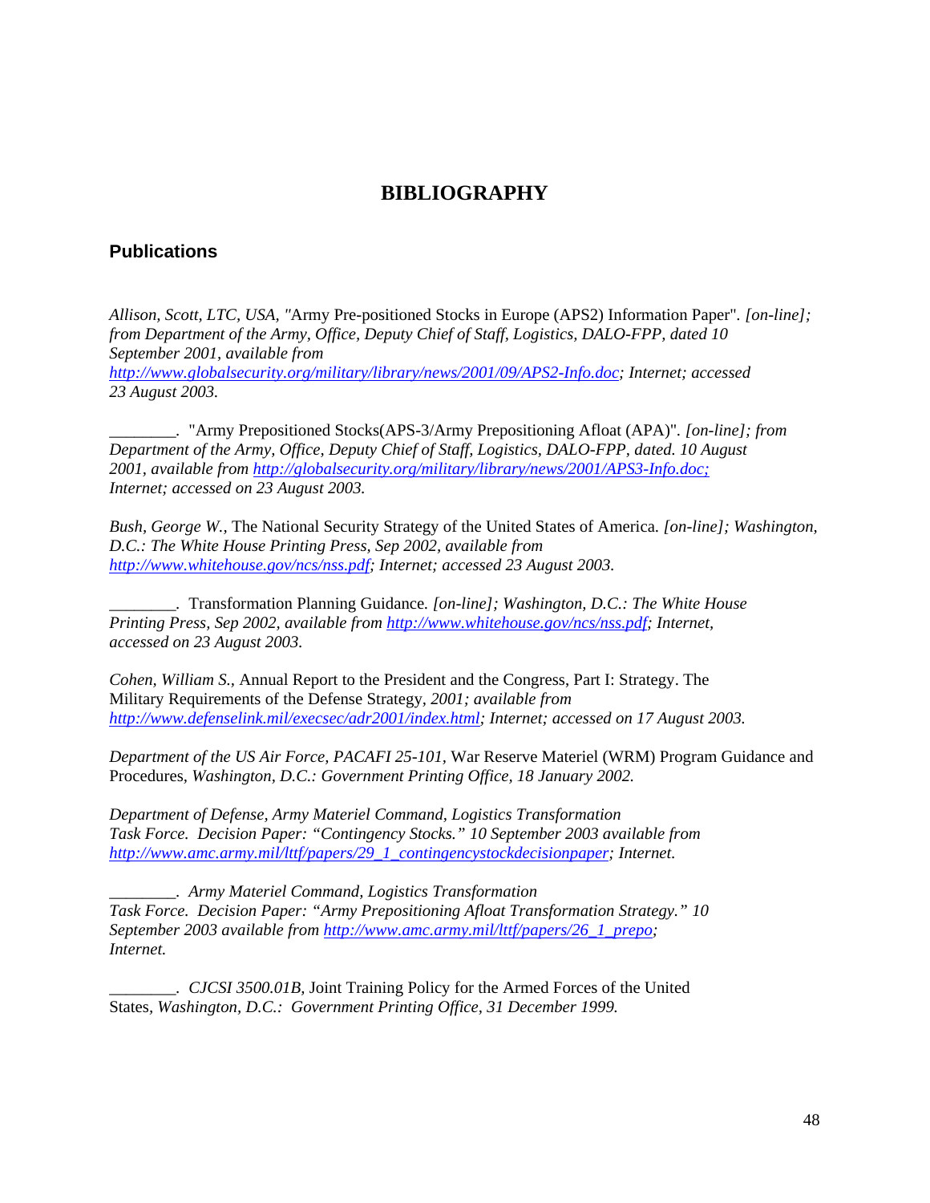# BIBLIOGRAPHY

## Publications

*Allison, Scott, LTC, USA,* "Army Pre-positioned Stocks in Europe (APS2) Information Paper". *[on-line]; from Department of the Army, Office, Deputy Chief of Staff, Logistics, DALO-FPP, dated 10 September 2001, available from* http://www.globalsecurity.org/military/library/news/2001/09/APS2-Info.doc*; Internet; accessed 23 August 2003.*

________. "Army Prepositioned Stocks(APS-3/Army Prepositioning Afloat (APA)". *[on-line]; from Department of the Army, Office, Deputy Chief of Staff, Logistics, DALO-FPP, dated. 10 August 2001, available from* http://globalsecurity.org/military/library/news/2001/APS3-Info.doc; *Internet; accessed on 23 August 2003.*

*Bush, George W.,* The National Security Strategy of the United States of America*. [on-line]; Washington, D.C.: The White House Printing Press, Sep 2002, available from* http://www.whitehouse.gov/ncs/nss.pdf*; Internet; accessed 23 August 2003.*

________*.* Transformation Planning Guidance*. [on-line]; Washington, D.C.: The White House Printing Press, Sep 2002, available from* http://www.whitehouse.gov/ncs/nss.pdf*; Internet, accessed on 23 August 2003.*

*Cohen, William S.,* Annual Report to the President and the Congress, Part I: Strategy. The Military Requirements of the Defense Strategy*, 2001; available from* http://www.defenselink.mil/execsec/adr2001/index.html*; Internet; accessed on 17 August 2003.*

*Department of the US Air Force, PACAFI 25-101,* War Reserve Materiel (WRM) Program Guidance and Procedures*, Washington, D.C.: Government Printing Office, 18 January 2002.*

*Department of Defense, Army Materiel Command, Logistics Transformation Task Force. Decision Paper: "Contingency Stocks." 10 September 2003 available from* http://www.amc.army.mil/lttf/papers/29_1_contingencystockdecisionpaper*; Internet.*

________*. Army Materiel Command, Logistics Transformation Task Force. Decision Paper: "Army Prepositioning Afloat Transformation Strategy." 10 September 2003 available from* http://www.amc.army.mil/lttf/papers/26_1_prepo*; Internet.*

________*. CJCSI 3500.01B,* Joint Training Policy for the Armed Forces of the United States*, Washington, D.C.: Government Printing Office, 31 December 1999.*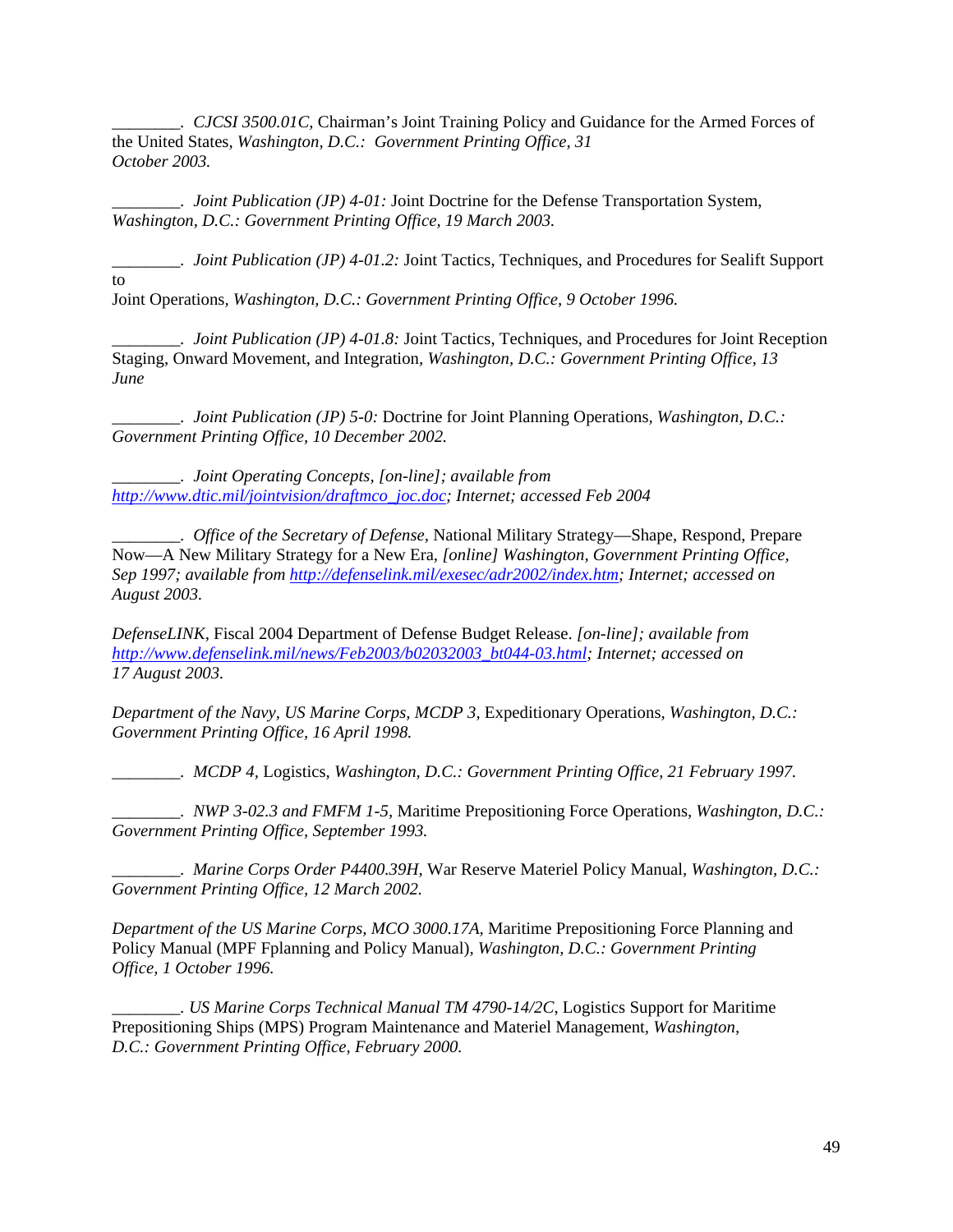________. *CJCSI 3500.01C,* Chairman's Joint Training Policy and Guidance for the Armed Forces of the United States, *Washington, D.C.: Government Printing Office, 31 October 2003.*

________. *Joint Publication (JP) 4-01:* Joint Doctrine for the Defense Transportation System, *Washington, D.C.: Government Printing Office, 19 March 2003.*

________. *Joint Publication (JP) 4-01.2:* Joint Tactics, Techniques, and Procedures for Sealift Support to
Joint Operations, *Washington, D.C.: Government Printing Office, 9 October 1996.*

________. *Joint Publication (JP) 4-01.8:* Joint Tactics, Techniques, and Procedures for Joint Reception Staging, Onward Movement, and Integration, *Washington, D.C.: Government Printing Office, 13 June*

________. *Joint Publication (JP) 5-0:* Doctrine for Joint Planning Operations, *Washington, D.C.: Government Printing Office, 10 December 2002.*

________. *Joint Operating Concepts, [on-line]; available from http://www.dtic.mil/jointvision/draftmco_joc.doc; Internet; accessed Feb 2004*

________. *Office of the Secretary of Defense,* National Military Strategy—Shape, Respond, Prepare Now—A New Military Strategy for a New Era, *[online] Washington, Government Printing Office, Sep 1997; available from http://defenselink.mil/exesec/adr2002/index.htm; Internet; accessed on August 2003.*

*DefenseLINK,* Fiscal 2004 Department of Defense Budget Release. *[on-line]; available from http://www.defenselink.mil/news/Feb2003/b02032003_bt044-03.html; Internet; accessed on 17 August 2003.*

*Department of the Navy, US Marine Corps, MCDP 3,* Expeditionary Operations, *Washington, D.C.: Government Printing Office, 16 April 1998.*

________. *MCDP 4,* Logistics, *Washington, D.C.: Government Printing Office, 21 February 1997.*

________. *NWP 3-02.3 and FMFM 1-5,* Maritime Prepositioning Force Operations, *Washington, D.C.: Government Printing Office, September 1993.*

________. *Marine Corps Order P4400.39H,* War Reserve Materiel Policy Manual, *Washington, D.C.: Government Printing Office, 12 March 2002.*

*Department of the US Marine Corps, MCO 3000.17A,* Maritime Prepositioning Force Planning and Policy Manual (MPF Fplanning and Policy Manual), *Washington, D.C.: Government Printing Office, 1 October 1996.*

________. *US Marine Corps Technical Manual TM 4790-14/2C,* Logistics Support for Maritime Prepositioning Ships (MPS) Program Maintenance and Materiel Management, *Washington, D.C.: Government Printing Office, February 2000.*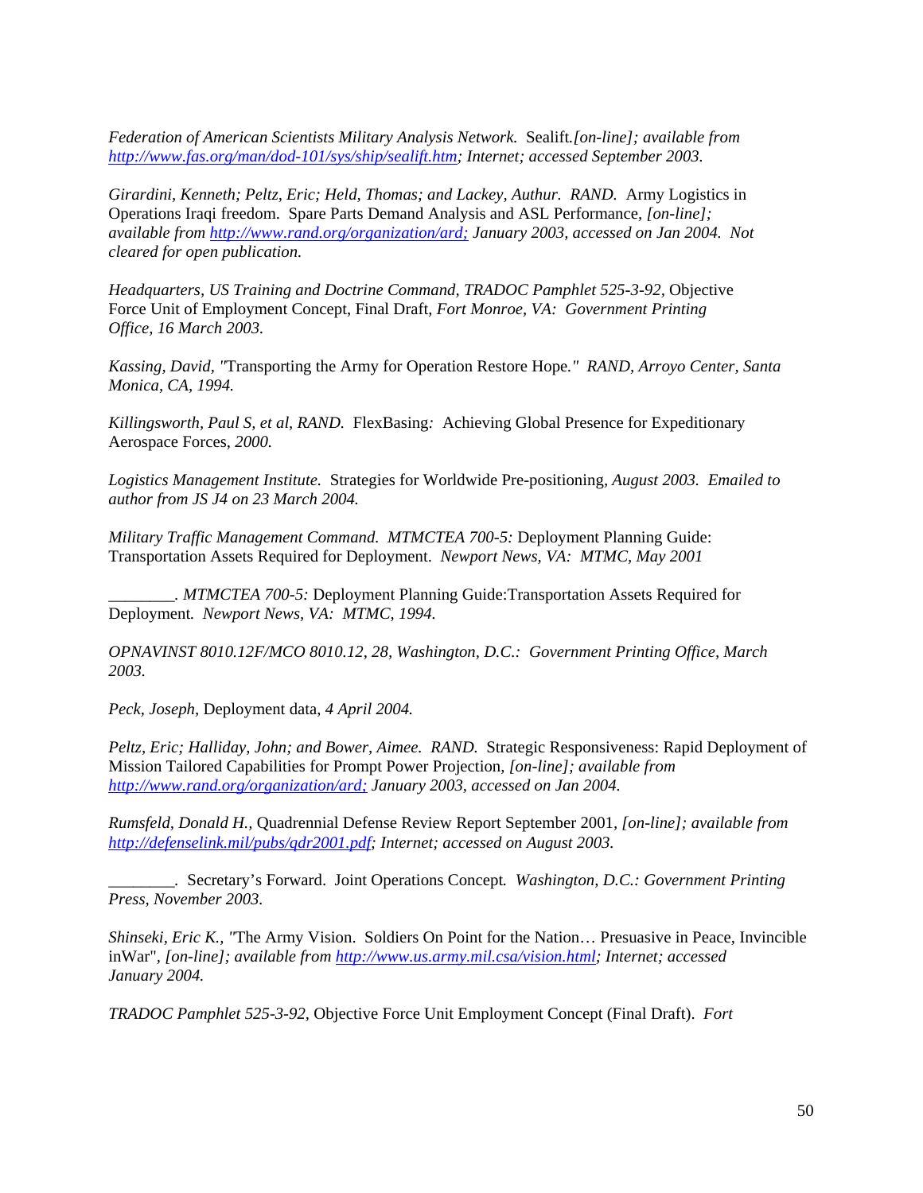*Federation of American Scientists Military Analysis Network.* Sealift*.[on-line]; available from http://www.fas.org/man/dod-101/sys/ship/sealift.htm; Internet; accessed September 2003.*

*Girardini, Kenneth; Peltz, Eric; Held, Thomas; and Lackey, Authur. RAND.* Army Logistics in Operations Iraqi freedom. Spare Parts Demand Analysis and ASL Performance, *[on-line]; available from http://www.rand.org/organization/ard; January 2003, accessed on Jan 2004. Not cleared for open publication.*

*Headquarters, US Training and Doctrine Command, TRADOC Pamphlet 525-3-92,* Objective Force Unit of Employment Concept, Final Draft, *Fort Monroe, VA: Government Printing Office, 16 March 2003.*

*Kassing, David, "*Transporting the Army for Operation Restore Hope*." RAND, Arroyo Center, Santa Monica, CA, 1994.*

*Killingsworth, Paul S, et al, RAND.* FlexBasing*:* Achieving Global Presence for Expeditionary Aerospace Forces, *2000.*

*Logistics Management Institute.* Strategies for Worldwide Pre-positioning, *August 2003. Emailed to author from JS J4 on 23 March 2004.*

*Military Traffic Management Command. MTMCTEA 700-5:* Deployment Planning Guide: Transportation Assets Required for Deployment. *Newport News, VA: MTMC, May 2001*

________. *MTMCTEA 700-5:* Deployment Planning Guide:Transportation Assets Required for Deployment*. Newport News, VA: MTMC, 1994.*

*OPNAVINST 8010.12F/MCO 8010.12, 28, Washington, D.C.: Government Printing Office, March 2003.*

*Peck, Joseph,* Deployment data*, 4 April 2004.*

*Peltz, Eric; Halliday, John; and Bower, Aimee. RAND.* Strategic Responsiveness: Rapid Deployment of Mission Tailored Capabilities for Prompt Power Projection, *[on-line]; available from http://www.rand.org/organization/ard; January 2003, accessed on Jan 2004.*

*Rumsfeld, Donald H.,* Quadrennial Defense Review Report September 2001*, [on-line]; available from http://defenselink.mil/pubs/qdr2001.pdf; Internet; accessed on August 2003.*

________. Secretary's Forward. Joint Operations Concept*. Washington, D.C.: Government Printing Press, November 2003.*

*Shinseki, Eric K., "*The Army Vision. Soldiers On Point for the Nation… Presuasive in Peace, Invincible inWar"*, [on-line]; available from http://www.us.army.mil.csa/vision.html; Internet; accessed January 2004.*

*TRADOC Pamphlet 525-3-92,* Objective Force Unit Employment Concept (Final Draft). *Fort*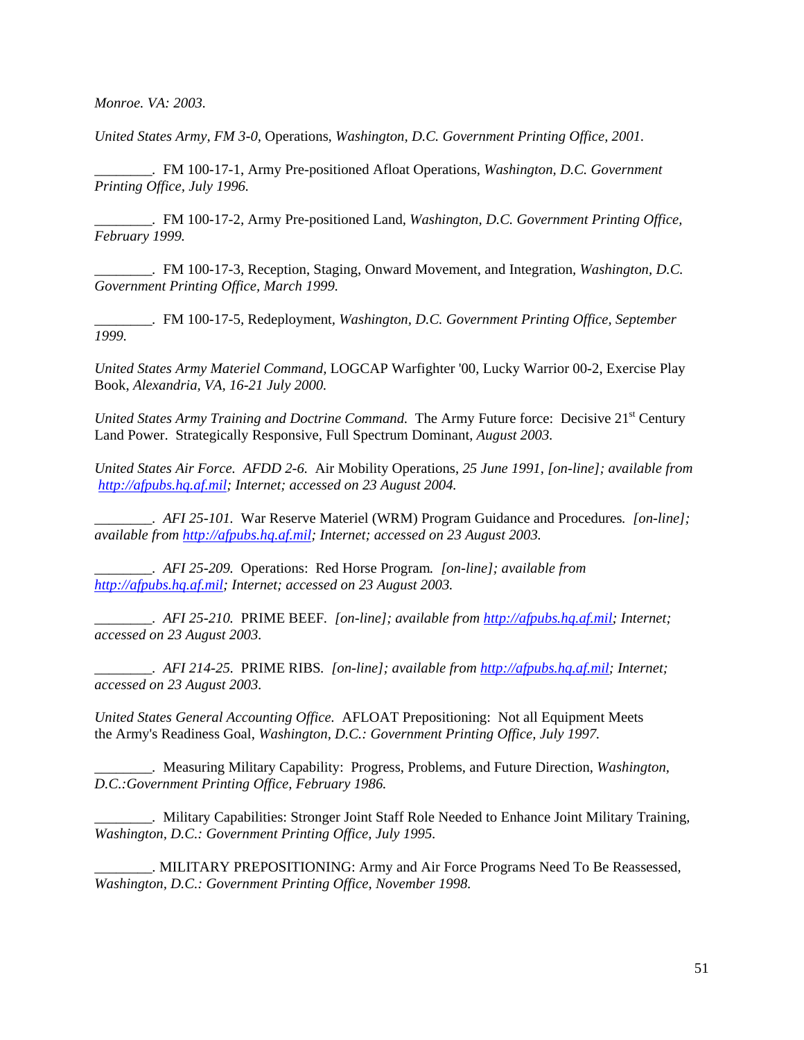*Monroe. VA: 2003.*

*United States Army, FM 3-0,* Operations, *Washington, D.C. Government Printing Office, 2001.*

________. FM 100-17-1, Army Pre-positioned Afloat Operations, *Washington, D.C. Government Printing Office, July 1996.*

________. FM 100-17-2, Army Pre-positioned Land, *Washington, D.C. Government Printing Office, February 1999.*

________. FM 100-17-3, Reception, Staging, Onward Movement, and Integration, *Washington, D.C. Government Printing Office, March 1999.*

________. FM 100-17-5, Redeployment, *Washington, D.C. Government Printing Office, September 1999.*

*United States Army Materiel Command,* LOGCAP Warfighter '00, Lucky Warrior 00-2, Exercise Play Book, *Alexandria, VA, 16-21 July 2000.*

*United States Army Training and Doctrine Command.* The Army Future force: Decisive 21st Century Land Power. Strategically Responsive, Full Spectrum Dominant, *August 2003.*

*United States Air Force. AFDD 2-6.* Air Mobility Operations, *25 June 1991, [on-line]; available from http://afpubs.hq.af.mil; Internet; accessed on 23 August 2004.*

________. *AFI 25-101.* War Reserve Materiel (WRM) Program Guidance and Procedures*. [on-line]; available from http://afpubs.hq.af.mil; Internet; accessed on 23 August 2003.*

________. *AFI 25-209.* Operations: Red Horse Program*. [on-line]; available from http://afpubs.hq.af.mil; Internet; accessed on 23 August 2003.*

________. *AFI 25-210.* PRIME BEEF. *[on-line]; available from http://afpubs.hq.af.mil; Internet; accessed on 23 August 2003.*

________. *AFI 214-25.* PRIME RIBS. *[on-line]; available from http://afpubs.hq.af.mil; Internet; accessed on 23 August 2003.*

*United States General Accounting Office.* AFLOAT Prepositioning: Not all Equipment Meets the Army's Readiness Goal, *Washington, D.C.: Government Printing Office, July 1997.*

________. Measuring Military Capability: Progress, Problems, and Future Direction, *Washington, D.C.:Government Printing Office, February 1986.*

________. Military Capabilities: Stronger Joint Staff Role Needed to Enhance Joint Military Training, *Washington, D.C.: Government Printing Office, July 1995.*

________. MILITARY PREPOSITIONING: Army and Air Force Programs Need To Be Reassessed, *Washington, D.C.: Government Printing Office, November 1998.*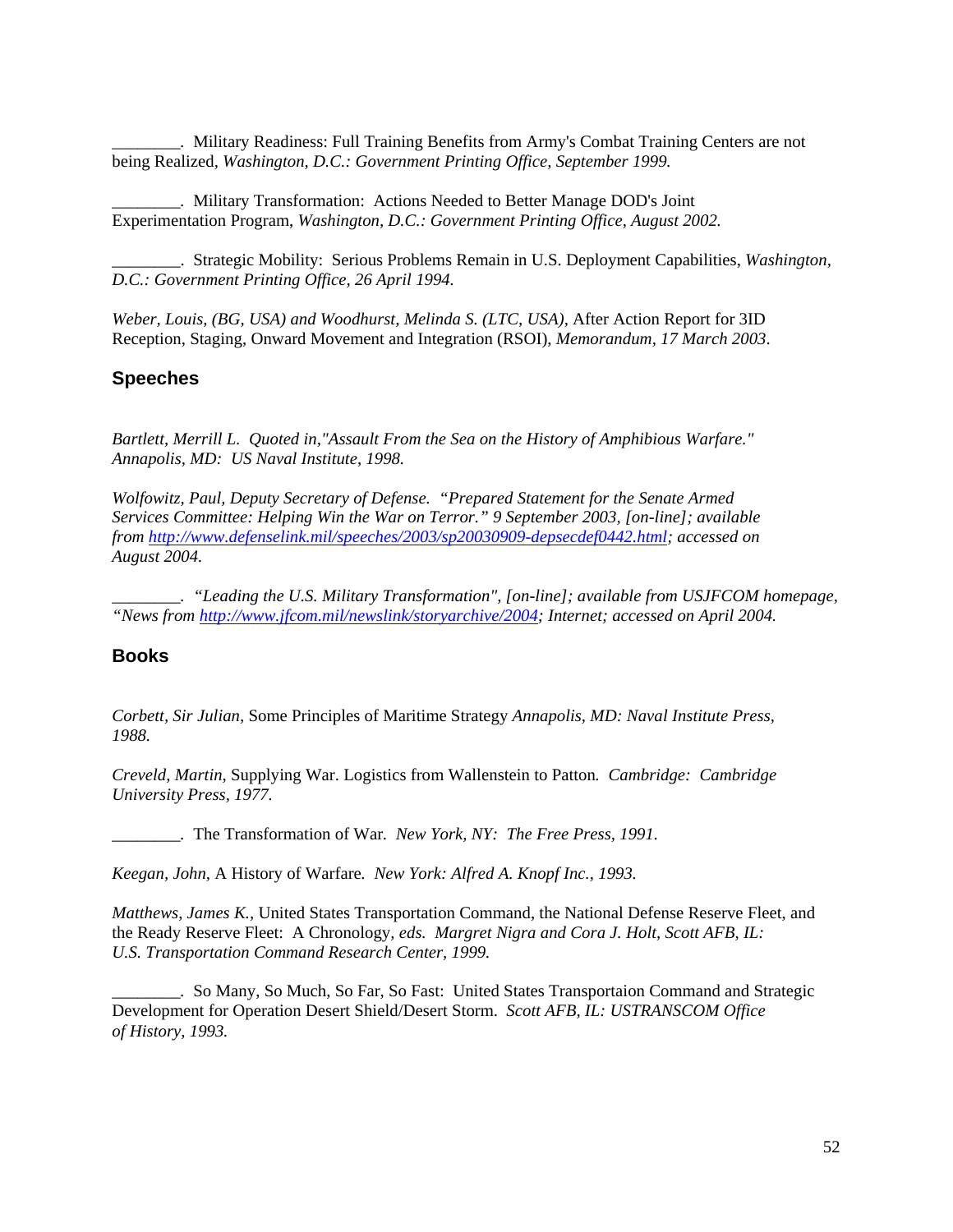________. Military Readiness: Full Training Benefits from Army's Combat Training Centers are not being Realized, *Washington, D.C.: Government Printing Office, September 1999.*

________. Military Transformation: Actions Needed to Better Manage DOD's Joint Experimentation Program, *Washington, D.C.: Government Printing Office, August 2002.*

________. Strategic Mobility: Serious Problems Remain in U.S. Deployment Capabilities, *Washington, D.C.: Government Printing Office, 26 April 1994.*

*Weber, Louis, (BG, USA) and Woodhurst, Melinda S. (LTC, USA),* After Action Report for 3ID Reception, Staging, Onward Movement and Integration (RSOI), *Memorandum, 17 March 2003*.

## Speeches

*Bartlett, Merrill L. Quoted in,"Assault From the Sea on the History of Amphibious Warfare." Annapolis, MD: US Naval Institute, 1998.*

*Wolfowitz, Paul, Deputy Secretary of Defense. "Prepared Statement for the Senate Armed Services Committee: Helping Win the War on Terror." 9 September 2003, [on-line]; available from http://www.defenselink.mil/speeches/2003/sp20030909-depsecdef0442.html; accessed on August 2004.*

*________. "Leading the U.S. Military Transformation", [on-line]; available from USJFCOM homepage, "News from http://www.jfcom.mil/newslink/storyarchive/2004; Internet; accessed on April 2004.*

## Books

*Corbett, Sir Julian,* Some Principles of Maritime Strategy *Annapolis, MD: Naval Institute Press, 1988.*

*Creveld, Martin,* Supplying War. Logistics from Wallenstein to Patton*. Cambridge: Cambridge University Press, 1977.*

________. The Transformation of War*. New York, NY: The Free Press, 1991.*

*Keegan, John,* A History of Warfare*. New York: Alfred A. Knopf Inc., 1993.*

*Matthews, James K.,* United States Transportation Command, the National Defense Reserve Fleet, and the Ready Reserve Fleet: A Chronology*, eds. Margret Nigra and Cora J. Holt, Scott AFB, IL: U.S. Transportation Command Research Center, 1999.*

________. So Many, So Much, So Far, So Fast: United States Transportaion Command and Strategic Development for Operation Desert Shield/Desert Storm. *Scott AFB, IL: USTRANSCOM Office of History, 1993.*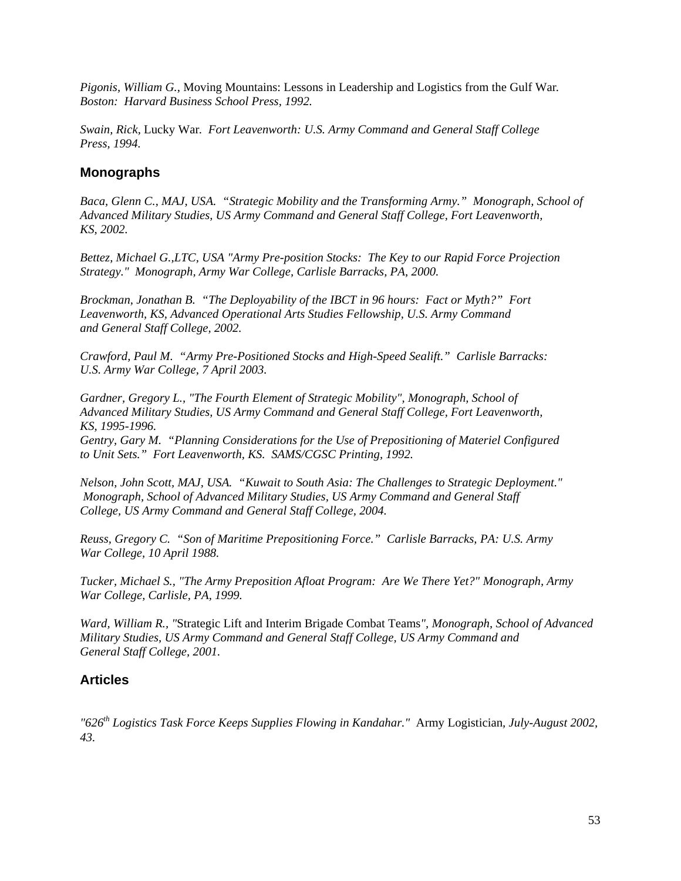*Pigonis, William G.,* Moving Mountains: Lessons in Leadership and Logistics from the Gulf War. *Boston: Harvard Business School Press, 1992.*

*Swain, Rick,* Lucky War. *Fort Leavenworth: U.S. Army Command and General Staff College Press, 1994.*

## Monographs

*Baca, Glenn C., MAJ, USA. "Strategic Mobility and the Transforming Army." Monograph, School of Advanced Military Studies, US Army Command and General Staff College, Fort Leavenworth, KS, 2002.*

*Bettez, Michael G.,LTC, USA "Army Pre-position Stocks: The Key to our Rapid Force Projection Strategy." Monograph, Army War College, Carlisle Barracks, PA, 2000.*

*Brockman, Jonathan B. "The Deployability of the IBCT in 96 hours: Fact or Myth?" Fort Leavenworth, KS, Advanced Operational Arts Studies Fellowship, U.S. Army Command and General Staff College, 2002.*

*Crawford, Paul M. "Army Pre-Positioned Stocks and High-Speed Sealift." Carlisle Barracks: U.S. Army War College, 7 April 2003.*

*Gardner, Gregory L., "The Fourth Element of Strategic Mobility", Monograph, School of Advanced Military Studies, US Army Command and General Staff College, Fort Leavenworth, KS, 1995-1996.*

*Gentry, Gary M. "Planning Considerations for the Use of Prepositioning of Materiel Configured to Unit Sets." Fort Leavenworth, KS. SAMS/CGSC Printing, 1992.*

*Nelson, John Scott, MAJ, USA. "Kuwait to South Asia: The Challenges to Strategic Deployment." Monograph, School of Advanced Military Studies, US Army Command and General Staff College, US Army Command and General Staff College, 2004.*

*Reuss, Gregory C. "Son of Maritime Prepositioning Force." Carlisle Barracks, PA: U.S. Army War College, 10 April 1988.*

*Tucker, Michael S., "The Army Preposition Afloat Program: Are We There Yet?" Monograph, Army War College, Carlisle, PA, 1999.*

*Ward, William R., "*Strategic Lift and Interim Brigade Combat Teams*", Monograph, School of Advanced Military Studies, US Army Command and General Staff College, US Army Command and General Staff College, 2001.*

## Articles

*"626th Logistics Task Force Keeps Supplies Flowing in Kandahar."* Army Logistician, *July-August 2002, 43.*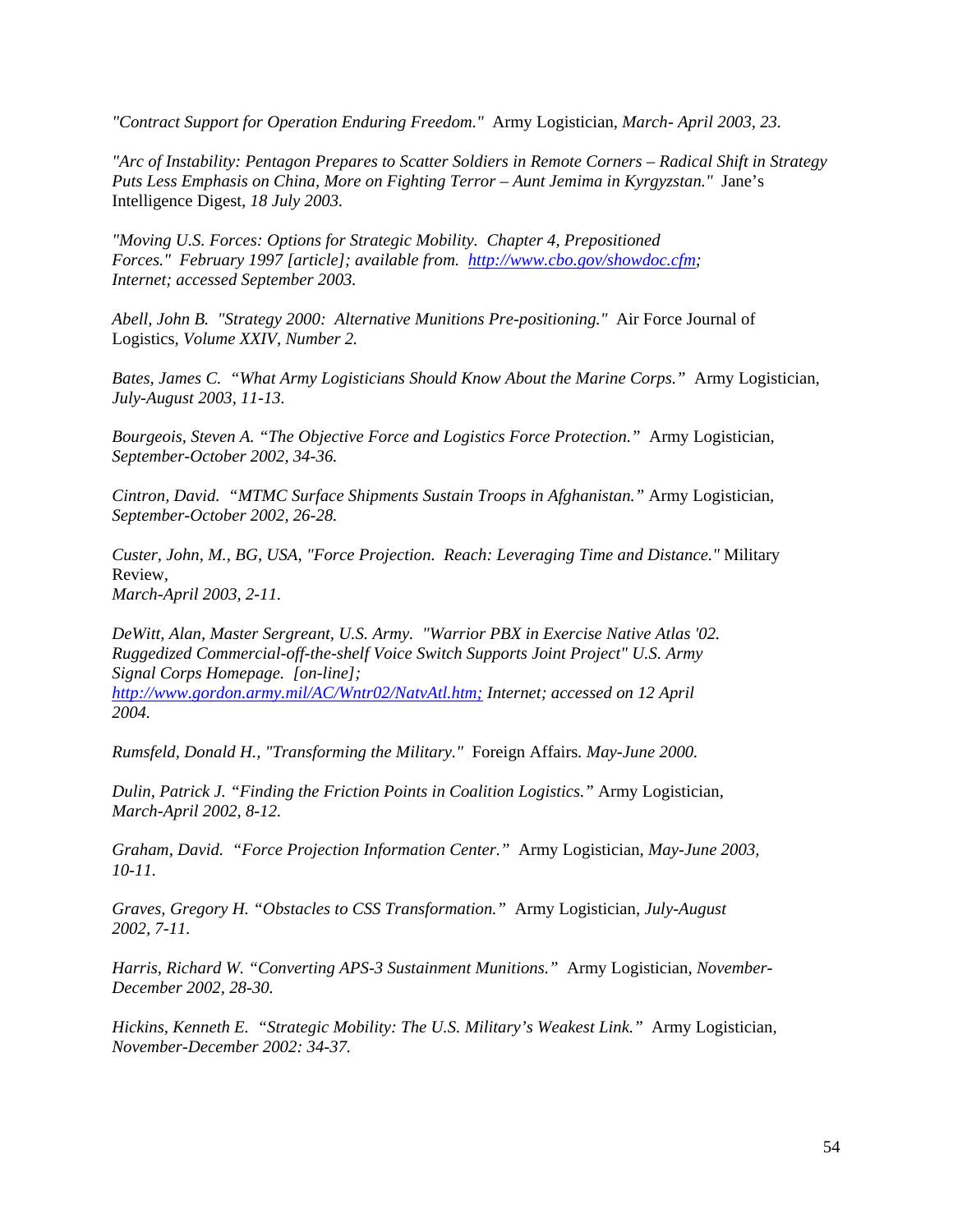*"Contract Support for Operation Enduring Freedom."* Army Logistician, *March- April 2003, 23.*

*"Arc of Instability: Pentagon Prepares to Scatter Soldiers in Remote Corners – Radical Shift in Strategy Puts Less Emphasis on China, More on Fighting Terror – Aunt Jemima in Kyrgyzstan."* Jane's Intelligence Digest, *18 July 2003.*

*"Moving U.S. Forces: Options for Strategic Mobility. Chapter 4, Prepositioned Forces." February 1997 [article]; available from. http://www.cbo.gov/showdoc.cfm; Internet; accessed September 2003.*

*Abell, John B. "Strategy 2000: Alternative Munitions Pre-positioning."* Air Force Journal of Logistics, *Volume XXIV, Number 2.*

*Bates, James C. "What Army Logisticians Should Know About the Marine Corps."* Army Logistician, *July-August 2003, 11-13.*

*Bourgeois, Steven A. "The Objective Force and Logistics Force Protection."* Army Logistician, *September-October 2002, 34-36.*

*Cintron, David. "MTMC Surface Shipments Sustain Troops in Afghanistan."* Army Logistician, *September-October 2002, 26-28.*

*Custer, John, M., BG, USA, "Force Projection. Reach: Leveraging Time and Distance."* Military Review,
*March-April 2003, 2-11.*

*DeWitt, Alan, Master Sergreant, U.S. Army. "Warrior PBX in Exercise Native Atlas '02. Ruggedized Commercial-off-the-shelf Voice Switch Supports Joint Project" U.S. Army Signal Corps Homepage. [on-line]; http://www.gordon.army.mil/AC/Wntr02/NatvAtl.htm; Internet; accessed on 12 April 2004.*

*Rumsfeld, Donald H., "Transforming the Military."* Foreign Affairs*. May-June 2000.*

*Dulin, Patrick J. "Finding the Friction Points in Coalition Logistics."* Army Logistician, *March-April 2002, 8-12.*

*Graham, David. "Force Projection Information Center."* Army Logistician, *May-June 2003, 10-11.*

*Graves, Gregory H. "Obstacles to CSS Transformation."* Army Logistician, *July-August 2002, 7-11.*

*Harris, Richard W. "Converting APS-3 Sustainment Munitions."* Army Logistician, *November-December 2002, 28-30.*

*Hickins, Kenneth E. "Strategic Mobility: The U.S. Military's Weakest Link."* Army Logistician, *November-December 2002: 34-37.*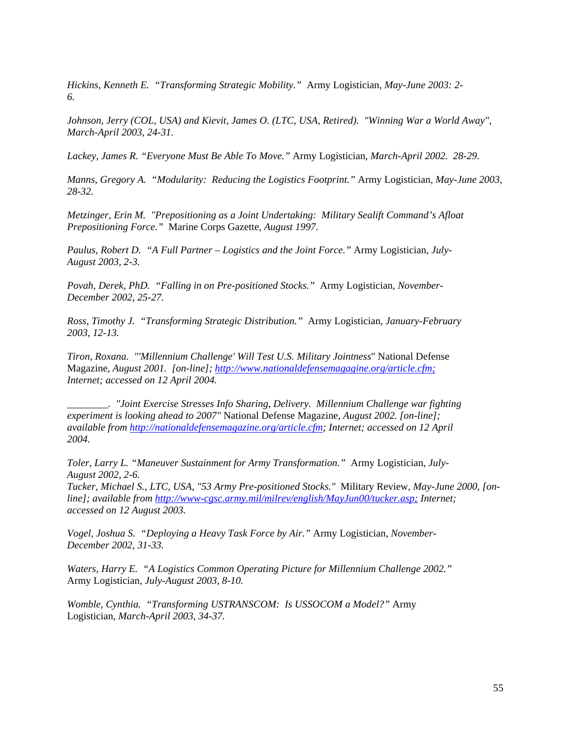*Hickins, Kenneth E. "Transforming Strategic Mobility."* Army Logistician, *May-June 2003: 2-6.*

*Johnson, Jerry (COL, USA) and Kievit, James O. (LTC, USA, Retired). "Winning War a World Away", March-April 2003, 24-31.*

*Lackey, James R. "Everyone Must Be Able To Move."* Army Logistician, *March-April 2002. 28-29.*

*Manns, Gregory A. "Modularity: Reducing the Logistics Footprint."* Army Logistician, *May-June 2003, 28-32.*

*Metzinger, Erin M. "Prepositioning as a Joint Undertaking: Military Sealift Command's Afloat Prepositioning Force."* Marine Corps Gazette, *August 1997.*

*Paulus, Robert D. "A Full Partner – Logistics and the Joint Force."* Army Logistician, *July-August 2003, 2-3.*

*Povah, Derek, PhD. "Falling in on Pre-positioned Stocks."* Army Logistician, *November-December 2002, 25-27.*

*Ross, Timothy J. "Transforming Strategic Distribution."* Army Logistician, *January-February 2003, 12-13.*

*Tiron, Roxana. "'Millennium Challenge' Will Test U.S. Military Jointness"* National Defense Magazine, *August 2001. [on-line]; http://www.nationaldefensemagagine.org/article.cfm; Internet; accessed on 12 April 2004.*

*________. "Joint Exercise Stresses Info Sharing, Delivery. Millennium Challenge war fighting experiment is looking ahead to 2007"* National Defense Magazine, *August 2002. [on-line]; available from http://nationaldefensemagazine.org/article.cfm; Internet; accessed on 12 April 2004.*

*Toler, Larry L. "Maneuver Sustainment for Army Transformation."* Army Logistician, *July-August 2002, 2-6.*
*Tucker, Michael S., LTC, USA, "53 Army Pre-positioned Stocks."* Military Review, *May-June 2000, [on-line]; available from http://www-cgsc.army.mil/milrev/english/MayJun00/tucker.asp; Internet; accessed on 12 August 2003.*

*Vogel, Joshua S. "Deploying a Heavy Task Force by Air."* Army Logistician, *November-December 2002, 31-33.*

*Waters, Harry E. "A Logistics Common Operating Picture for Millennium Challenge 2002."* Army Logistician, *July-August 2003, 8-10.*

*Womble, Cynthia. "Transforming USTRANSCOM: Is USSOCOM a Model?"* Army Logistician, *March-April 2003, 34-37.*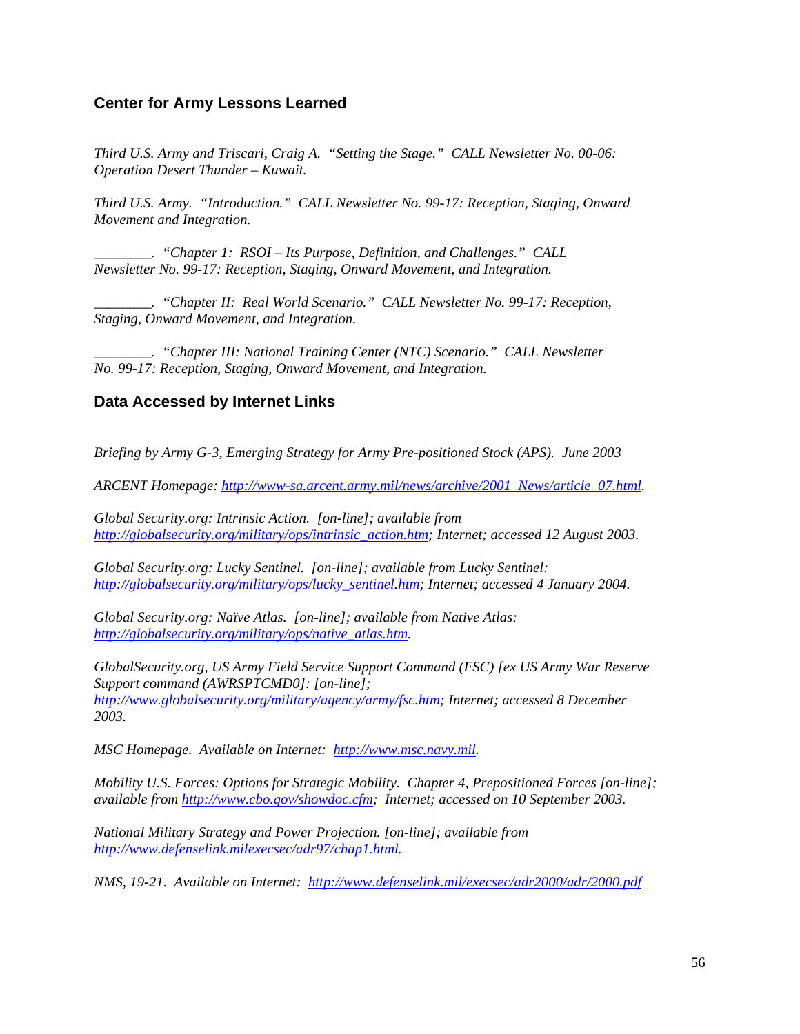## Center for Army Lessons Learned

*Third U.S. Army and Triscari, Craig A. "Setting the Stage." CALL Newsletter No. 00-06: Operation Desert Thunder – Kuwait.*

*Third U.S. Army. "Introduction." CALL Newsletter No. 99-17: Reception, Staging, Onward Movement and Integration.*

*________. "Chapter 1: RSOI – Its Purpose, Definition, and Challenges." CALL Newsletter No. 99-17: Reception, Staging, Onward Movement, and Integration.*

*________. "Chapter II: Real World Scenario." CALL Newsletter No. 99-17: Reception, Staging, Onward Movement, and Integration.*

*________. "Chapter III: National Training Center (NTC) Scenario." CALL Newsletter No. 99-17: Reception, Staging, Onward Movement, and Integration.*

## Data Accessed by Internet Links

*Briefing by Army G-3, Emerging Strategy for Army Pre-positioned Stock (APS). June 2003*

*ARCENT Homepage: http://www-sa.arcent.army.mil/news/archive/2001_News/article_07.html.*

*Global Security.org: Intrinsic Action. [on-line]; available from http://globalsecurity.org/military/ops/intrinsic_action.htm; Internet; accessed 12 August 2003.*

*Global Security.org: Lucky Sentinel. [on-line]; available from Lucky Sentinel: http://globalsecurity.org/military/ops/lucky_sentinel.htm; Internet; accessed 4 January 2004.*

*Global Security.org: Naïve Atlas. [on-line]; available from Native Atlas: http://globalsecurity.org/military/ops/native_atlas.htm.*

*GlobalSecurity.org, US Army Field Service Support Command (FSC) [ex US Army War Reserve Support command (AWRSPTCMD0]: [on-line]; http://www.globalsecurity.org/military/agency/army/fsc.htm; Internet; accessed 8 December 2003.*

*MSC Homepage. Available on Internet: http://www.msc.navy.mil.*

*Mobility U.S. Forces: Options for Strategic Mobility. Chapter 4, Prepositioned Forces [on-line]; available from http://www.cbo.gov/showdoc.cfm; Internet; accessed on 10 September 2003.*

*National Military Strategy and Power Projection. [on-line]; available from http://www.defenselink.milexecsec/adr97/chap1.html.*

*NMS, 19-21. Available on Internet: http://www.defenselink.mil/execsec/adr2000/adr/2000.pdf*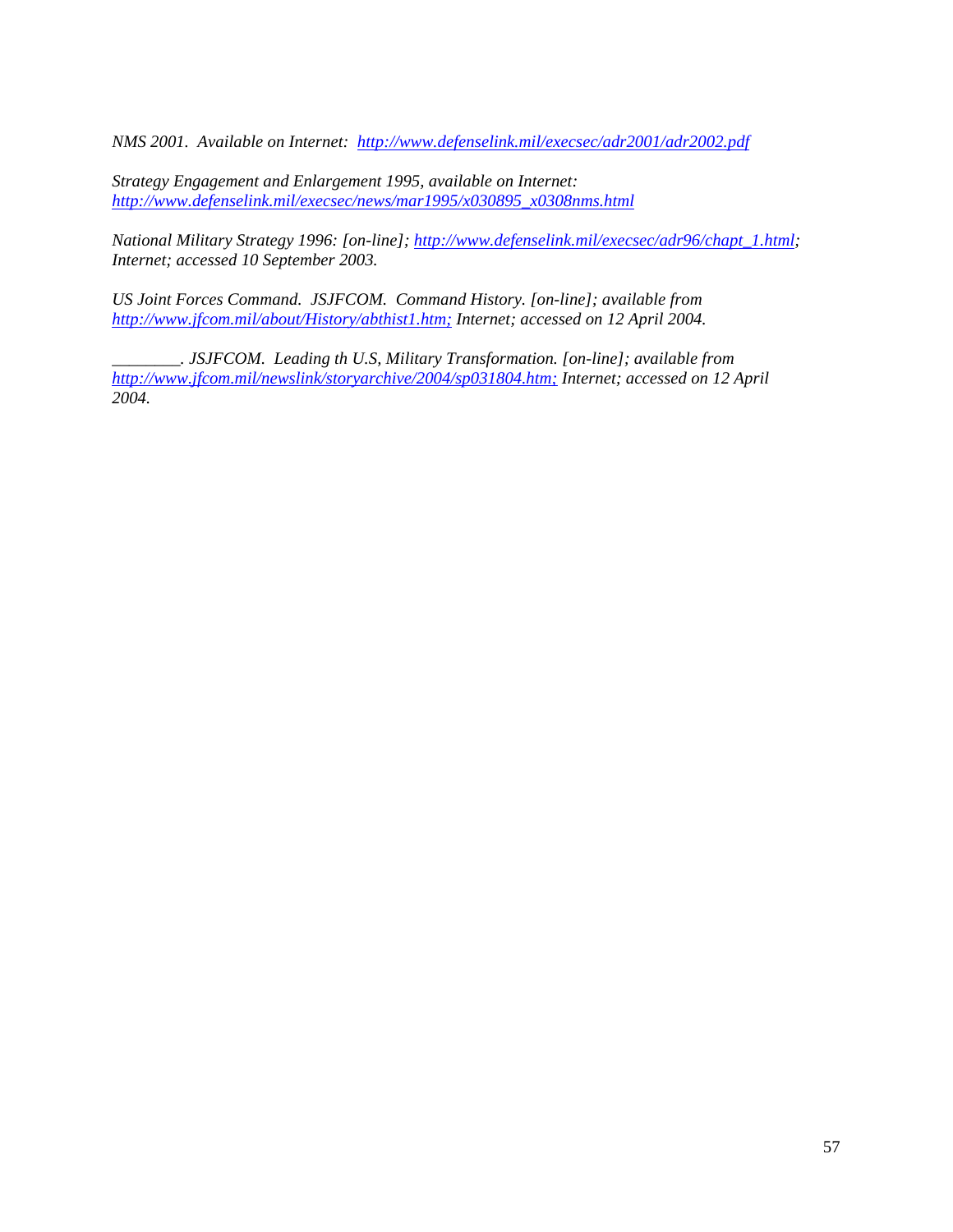*NMS 2001. Available on Internet: http://www.defenselink.mil/execsec/adr2001/adr2002.pdf*

*Strategy Engagement and Enlargement 1995, available on Internet: http://www.defenselink.mil/execsec/news/mar1995/x030895_x0308nms.html*

*National Military Strategy 1996: [on-line]; http://www.defenselink.mil/execsec/adr96/chapt_1.html; Internet; accessed 10 September 2003.*

*US Joint Forces Command. JSJFCOM. Command History. [on-line]; available from http://www.jfcom.mil/about/History/abthist1.htm; Internet; accessed on 12 April 2004.*

*________. JSJFCOM. Leading th U.S, Military Transformation. [on-line]; available from http://www.jfcom.mil/newslink/storyarchive/2004/sp031804.htm; Internet; accessed on 12 April 2004.*